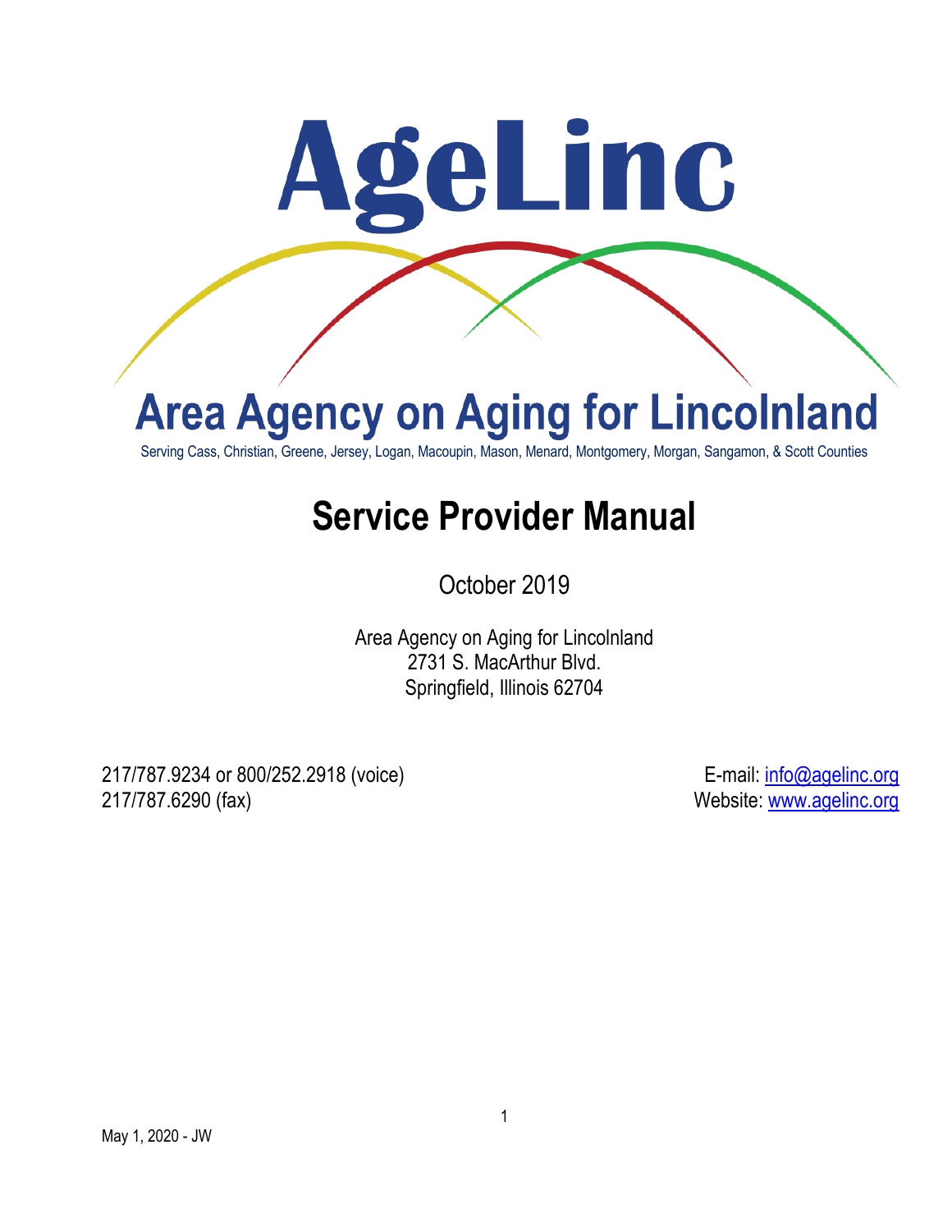# AgeLinc

## Area Agency on Aging for Lincolnland

Serving Cass, Christian, Greene, Jersey, Logan, Macoupin, Mason, Menard, Montgomery, Morgan, Sangamon, & Scott Counties

# Service Provider Manual

October 2019

Area Agency on Aging for Lincolnland
2731 S. MacArthur Blvd.
Springfield, Illinois 62704

217/787.9234 or 800/252.2918 (voice)
217/787.6290 (fax)

E-mail: info@agelinc.org
Website: www.agelinc.org

May 1, 2020 - JW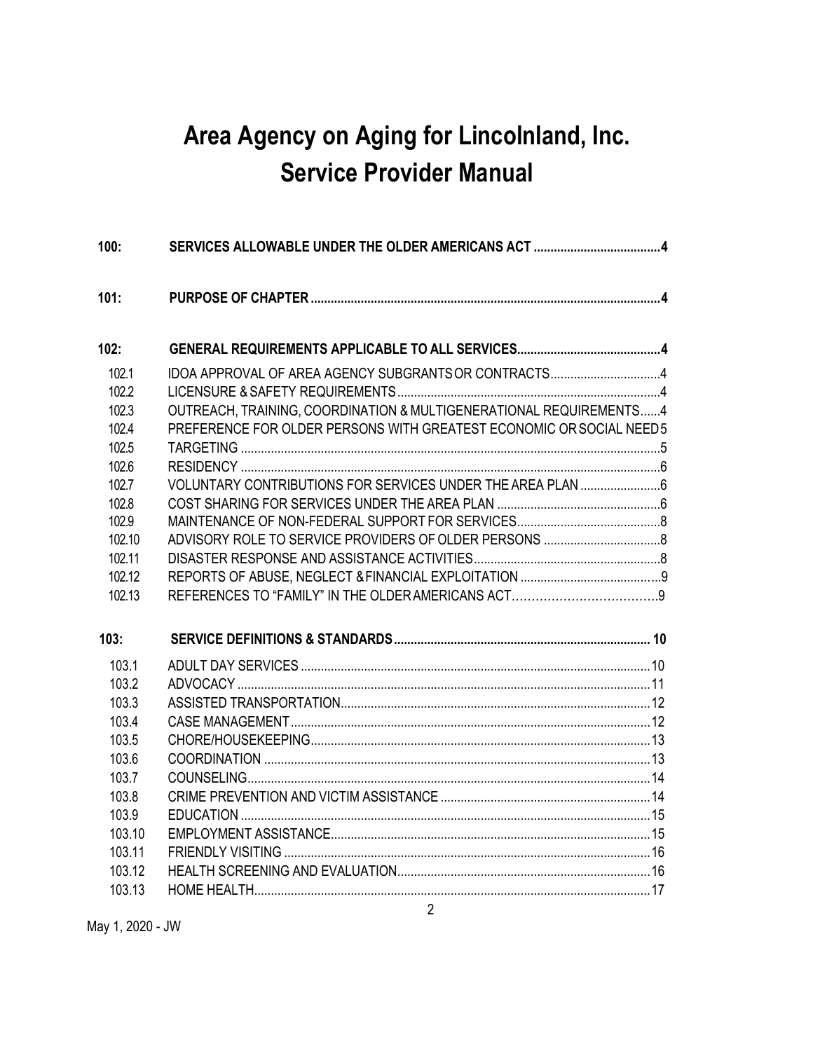# Area Agency on Aging for Lincolnland, Inc.
# Service Provider Manual

| | | |
|---|---|---|
| **100:** | **SERVICES ALLOWABLE UNDER THE OLDER AMERICANS ACT** | **4** |
| **101:** | **PURPOSE OF CHAPTER** | **4** |
| **102:** | **GENERAL REQUIREMENTS APPLICABLE TO ALL SERVICES** | **4** |
| 102.1 | IDOA APPROVAL OF AREA AGENCY SUBGRANTS OR CONTRACTS | 4 |
| 102.2 | LICENSURE & SAFETY REQUIREMENTS | 4 |
| 102.3 | OUTREACH, TRAINING, COORDINATION & MULTIGENERATIONAL REQUIREMENTS | 4 |
| 102.4 | PREFERENCE FOR OLDER PERSONS WITH GREATEST ECONOMIC OR SOCIAL NEED | 5 |
| 102.5 | TARGETING | 5 |
| 102.6 | RESIDENCY | 6 |
| 102.7 | VOLUNTARY CONTRIBUTIONS FOR SERVICES UNDER THE AREA PLAN | 6 |
| 102.8 | COST SHARING FOR SERVICES UNDER THE AREA PLAN | 6 |
| 102.9 | MAINTENANCE OF NON-FEDERAL SUPPORT FOR SERVICES | 8 |
| 102.10 | ADVISORY ROLE TO SERVICE PROVIDERS OF OLDER PERSONS | 8 |
| 102.11 | DISASTER RESPONSE AND ASSISTANCE ACTIVITIES | 8 |
| 102.12 | REPORTS OF ABUSE, NEGLECT & FINANCIAL EXPLOITATION | 9 |
| 102.13 | REFERENCES TO "FAMILY" IN THE OLDER AMERICANS ACT | 9 |
| **103:** | **SERVICE DEFINITIONS & STANDARDS** | **10** |
| 103.1 | ADULT DAY SERVICES | 10 |
| 103.2 | ADVOCACY | 11 |
| 103.3 | ASSISTED TRANSPORTATION | 12 |
| 103.4 | CASE MANAGEMENT | 12 |
| 103.5 | CHORE/HOUSEKEEPING | 13 |
| 103.6 | COORDINATION | 13 |
| 103.7 | COUNSELING | 14 |
| 103.8 | CRIME PREVENTION AND VICTIM ASSISTANCE | 14 |
| 103.9 | EDUCATION | 15 |
| 103.10 | EMPLOYMENT ASSISTANCE | 15 |
| 103.11 | FRIENDLY VISITING | 16 |
| 103.12 | HEALTH SCREENING AND EVALUATION | 16 |
| 103.13 | HOME HEALTH | 17 |

May 1, 2020 - JW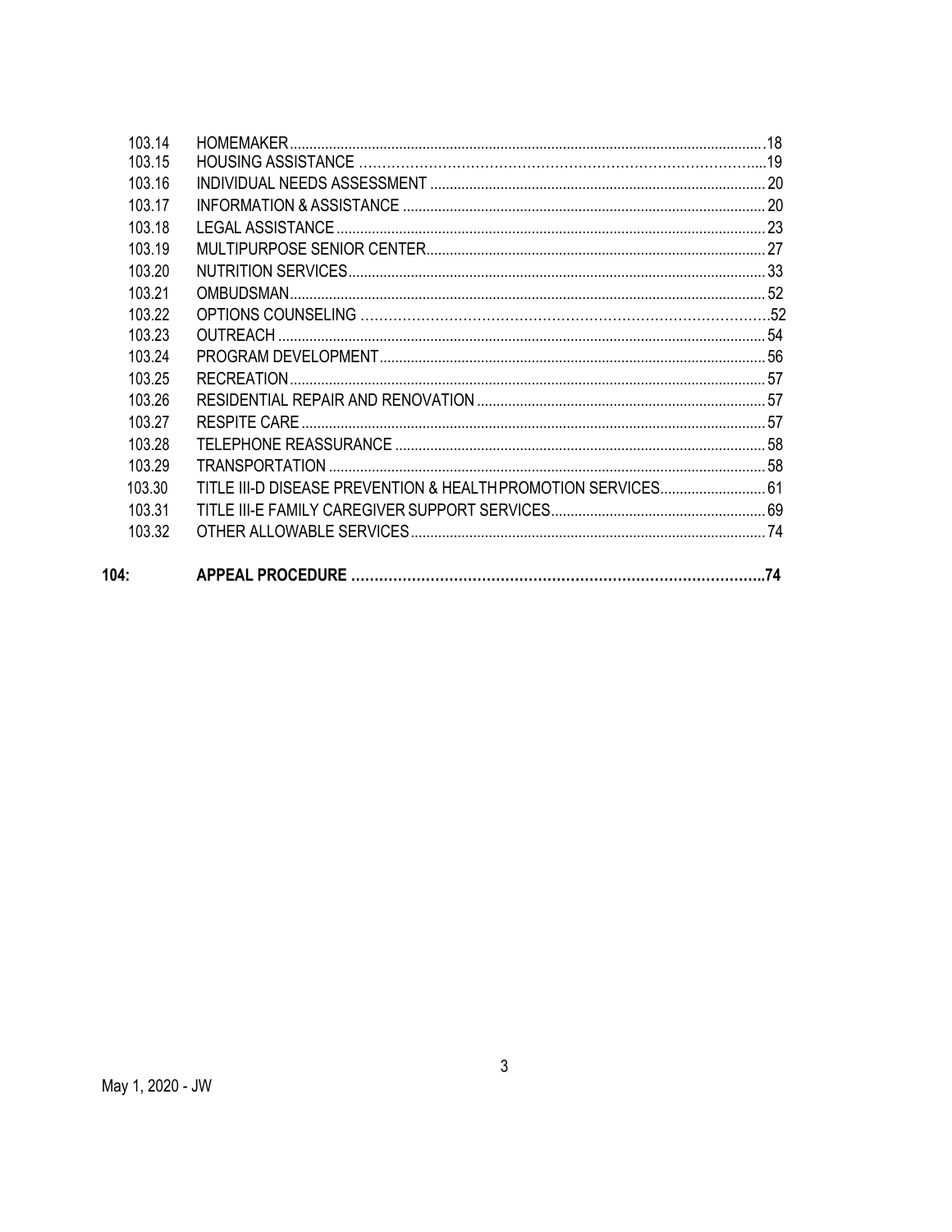| | | |
|---|---|---|
| 103.14 | HOMEMAKER | 18 |
| 103.15 | HOUSING ASSISTANCE | 19 |
| 103.16 | INDIVIDUAL NEEDS ASSESSMENT | 20 |
| 103.17 | INFORMATION & ASSISTANCE | 20 |
| 103.18 | LEGAL ASSISTANCE | 23 |
| 103.19 | MULTIPURPOSE SENIOR CENTER | 27 |
| 103.20 | NUTRITION SERVICES | 33 |
| 103.21 | OMBUDSMAN | 52 |
| 103.22 | OPTIONS COUNSELING | 52 |
| 103.23 | OUTREACH | 54 |
| 103.24 | PROGRAM DEVELOPMENT | 56 |
| 103.25 | RECREATION | 57 |
| 103.26 | RESIDENTIAL REPAIR AND RENOVATION | 57 |
| 103.27 | RESPITE CARE | 57 |
| 103.28 | TELEPHONE REASSURANCE | 58 |
| 103.29 | TRANSPORTATION | 58 |
| 103.30 | TITLE III-D DISEASE PREVENTION & HEALTH PROMOTION SERVICES | 61 |
| 103.31 | TITLE III-E FAMILY CAREGIVER SUPPORT SERVICES | 69 |
| 103.32 | OTHER ALLOWABLE SERVICES | 74 |
| **104:** | **APPEAL PROCEDURE** | **74** |

May 1, 2020 - JW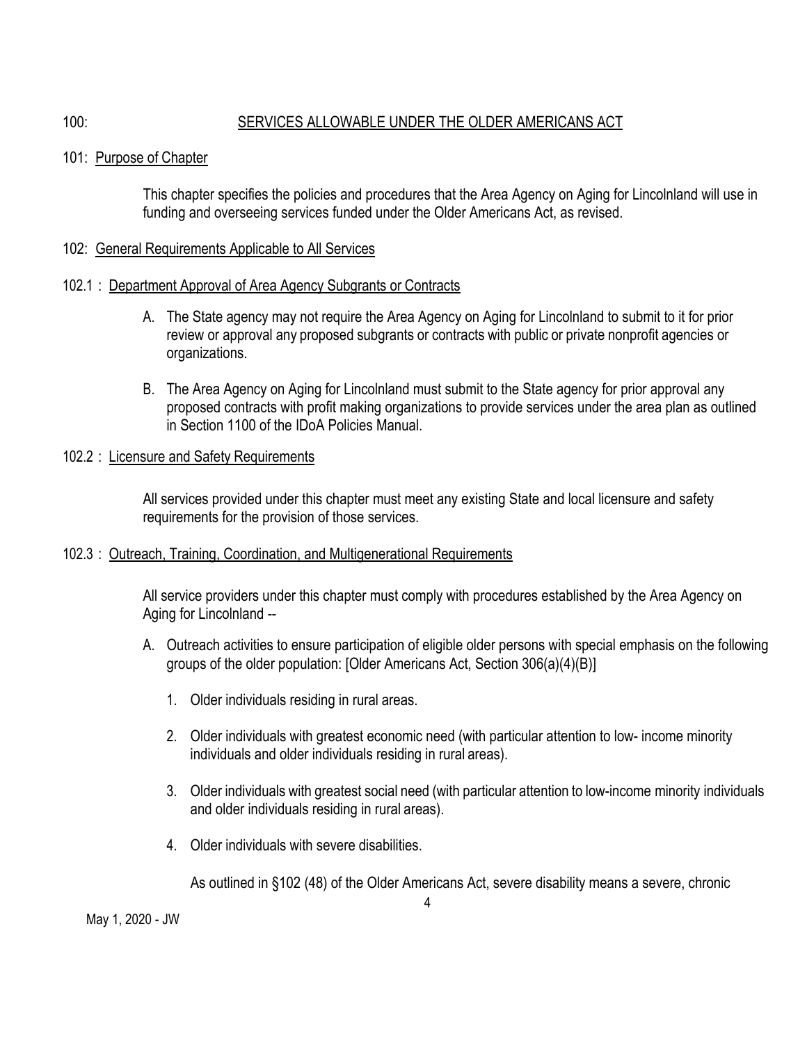# 100: SERVICES ALLOWABLE UNDER THE OLDER AMERICANS ACT

## 101: Purpose of Chapter

This chapter specifies the policies and procedures that the Area Agency on Aging for Lincolnland will use in funding and overseeing services funded under the Older Americans Act, as revised.

## 102: General Requirements Applicable to All Services

### 102.1 : Department Approval of Area Agency Subgrants or Contracts

A. The State agency may not require the Area Agency on Aging for Lincolnland to submit to it for prior review or approval any proposed subgrants or contracts with public or private nonprofit agencies or organizations.

B. The Area Agency on Aging for Lincolnland must submit to the State agency for prior approval any proposed contracts with profit making organizations to provide services under the area plan as outlined in Section 1100 of the IDoA Policies Manual.

### 102.2 : Licensure and Safety Requirements

All services provided under this chapter must meet any existing State and local licensure and safety requirements for the provision of those services.

### 102.3 : Outreach, Training, Coordination, and Multigenerational Requirements

All service providers under this chapter must comply with procedures established by the Area Agency on Aging for Lincolnland --

A. Outreach activities to ensure participation of eligible older persons with special emphasis on the following groups of the older population: [Older Americans Act, Section 306(a)(4)(B)]

1. Older individuals residing in rural areas.

2. Older individuals with greatest economic need (with particular attention to low- income minority individuals and older individuals residing in rural areas).

3. Older individuals with greatest social need (with particular attention to low-income minority individuals and older individuals residing in rural areas).

4. Older individuals with severe disabilities.

As outlined in §102 (48) of the Older Americans Act, severe disability means a severe, chronic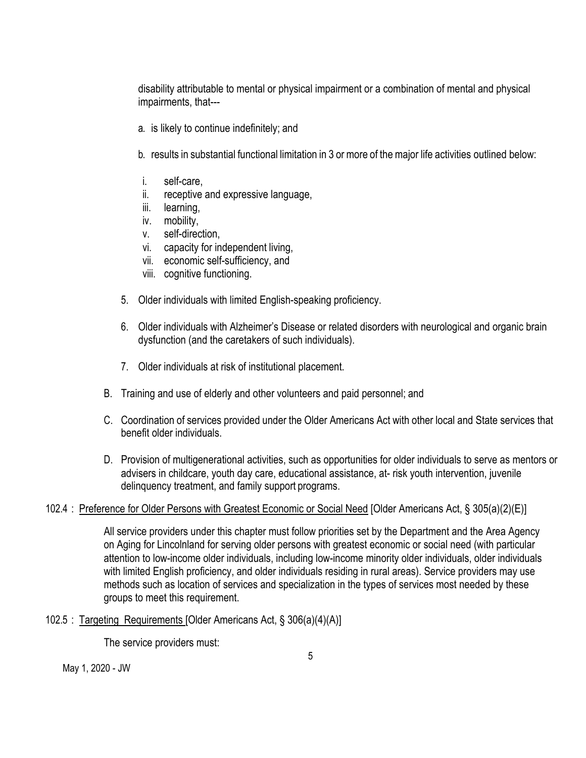disability attributable to mental or physical impairment or a combination of mental and physical impairments, that---

a. is likely to continue indefinitely; and

b. results in substantial functional limitation in 3 or more of the major life activities outlined below:

i. self-care,
ii. receptive and expressive language,
iii. learning,
iv. mobility,
v. self-direction,
vi. capacity for independent living,
vii. economic self-sufficiency, and
viii. cognitive functioning.

5. Older individuals with limited English-speaking proficiency.

6. Older individuals with Alzheimer's Disease or related disorders with neurological and organic brain dysfunction (and the caretakers of such individuals).

7. Older individuals at risk of institutional placement.

B. Training and use of elderly and other volunteers and paid personnel; and

C. Coordination of services provided under the Older Americans Act with other local and State services that benefit older individuals.

D. Provision of multigenerational activities, such as opportunities for older individuals to serve as mentors or advisers in childcare, youth day care, educational assistance, at- risk youth intervention, juvenile delinquency treatment, and family support programs.

102.4 : <u>Preference for Older Persons with Greatest Economic or Social Need</u> [Older Americans Act, § 305(a)(2)(E)]

All service providers under this chapter must follow priorities set by the Department and the Area Agency on Aging for Lincolnland for serving older persons with greatest economic or social need (with particular attention to low-income older individuals, including low-income minority older individuals, older individuals with limited English proficiency, and older individuals residing in rural areas). Service providers may use methods such as location of services and specialization in the types of services most needed by these groups to meet this requirement.

102.5 : <u>Targeting Requirements</u> [Older Americans Act, § 306(a)(4)(A)]

The service providers must:

May 1, 2020 - JW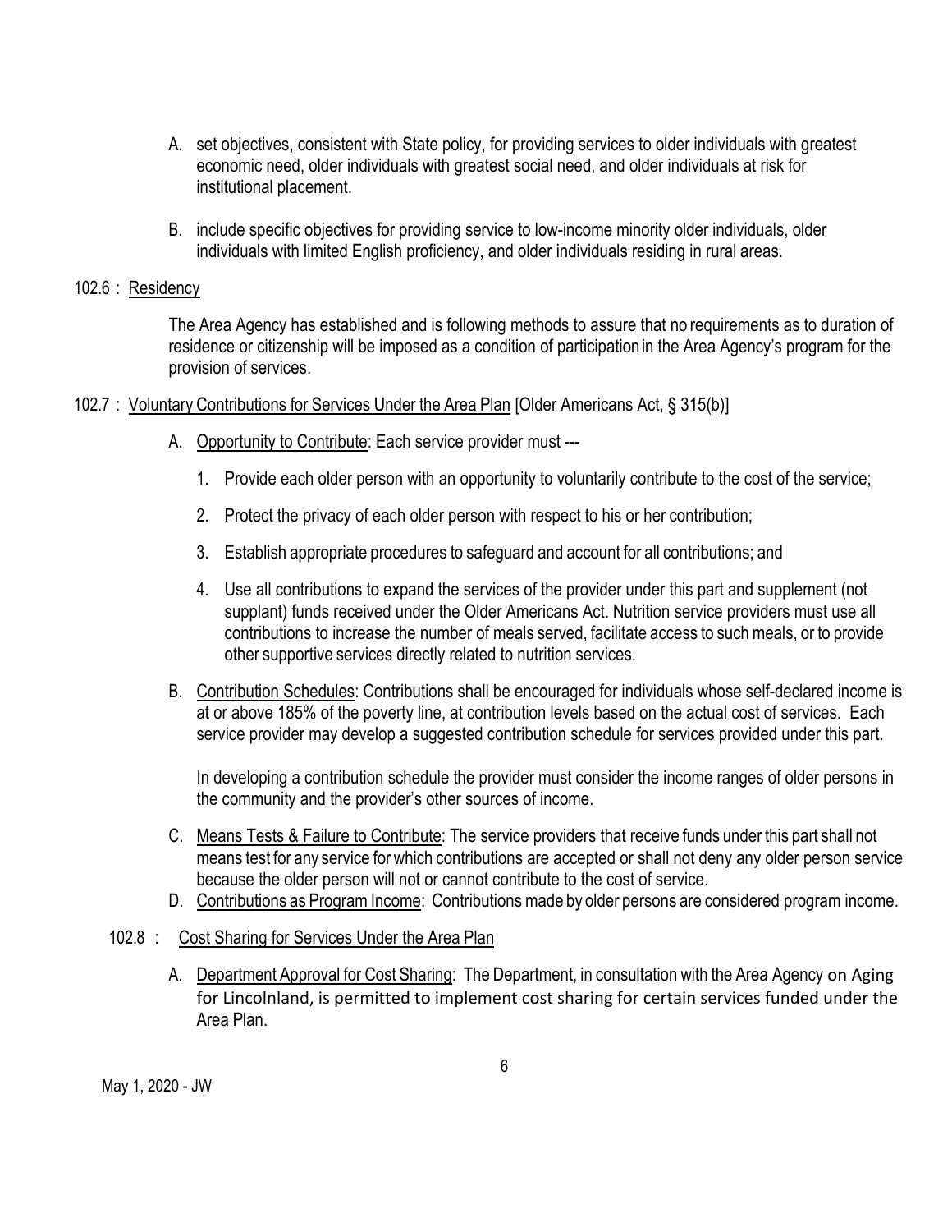A. set objectives, consistent with State policy, for providing services to older individuals with greatest economic need, older individuals with greatest social need, and older individuals at risk for institutional placement.

B. include specific objectives for providing service to low-income minority older individuals, older individuals with limited English proficiency, and older individuals residing in rural areas.

102.6 : Residency

The Area Agency has established and is following methods to assure that no requirements as to duration of residence or citizenship will be imposed as a condition of participation in the Area Agency's program for the provision of services.

102.7 : Voluntary Contributions for Services Under the Area Plan [Older Americans Act, § 315(b)]

A. Opportunity to Contribute: Each service provider must ---

1. Provide each older person with an opportunity to voluntarily contribute to the cost of the service;
2. Protect the privacy of each older person with respect to his or her contribution;
3. Establish appropriate procedures to safeguard and account for all contributions; and
4. Use all contributions to expand the services of the provider under this part and supplement (not supplant) funds received under the Older Americans Act. Nutrition service providers must use all contributions to increase the number of meals served, facilitate access to such meals, or to provide other supportive services directly related to nutrition services.

B. Contribution Schedules: Contributions shall be encouraged for individuals whose self-declared income is at or above 185% of the poverty line, at contribution levels based on the actual cost of services. Each service provider may develop a suggested contribution schedule for services provided under this part.

In developing a contribution schedule the provider must consider the income ranges of older persons in the community and the provider's other sources of income.

C. Means Tests & Failure to Contribute: The service providers that receive funds under this part shall not means test for any service for which contributions are accepted or shall not deny any older person service because the older person will not or cannot contribute to the cost of service.

D. Contributions as Program Income: Contributions made by older persons are considered program income.

102.8 : Cost Sharing for Services Under the Area Plan

A. Department Approval for Cost Sharing: The Department, in consultation with the Area Agency on Aging for Lincolnland, is permitted to implement cost sharing for certain services funded under the Area Plan.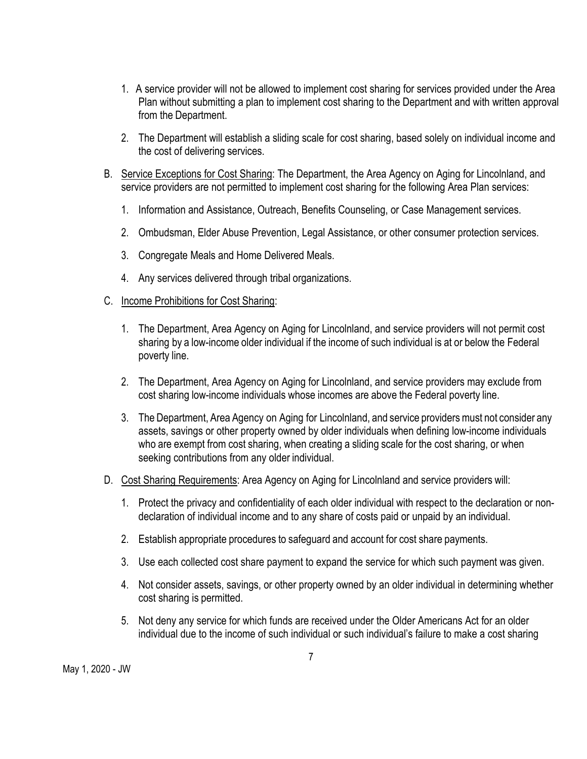1. A service provider will not be allowed to implement cost sharing for services provided under the Area Plan without submitting a plan to implement cost sharing to the Department and with written approval from the Department.

2. The Department will establish a sliding scale for cost sharing, based solely on individual income and the cost of delivering services.

B. Service Exceptions for Cost Sharing: The Department, the Area Agency on Aging for Lincolnland, and service providers are not permitted to implement cost sharing for the following Area Plan services:

   1. Information and Assistance, Outreach, Benefits Counseling, or Case Management services.

   2. Ombudsman, Elder Abuse Prevention, Legal Assistance, or other consumer protection services.

   3. Congregate Meals and Home Delivered Meals.

   4. Any services delivered through tribal organizations.

C. Income Prohibitions for Cost Sharing:

   1. The Department, Area Agency on Aging for Lincolnland, and service providers will not permit cost sharing by a low-income older individual if the income of such individual is at or below the Federal poverty line.

   2. The Department, Area Agency on Aging for Lincolnland, and service providers may exclude from cost sharing low-income individuals whose incomes are above the Federal poverty line.

   3. The Department, Area Agency on Aging for Lincolnland, and service providers must not consider any assets, savings or other property owned by older individuals when defining low-income individuals who are exempt from cost sharing, when creating a sliding scale for the cost sharing, or when seeking contributions from any older individual.

D. Cost Sharing Requirements: Area Agency on Aging for Lincolnland and service providers will:

   1. Protect the privacy and confidentiality of each older individual with respect to the declaration or non-declaration of individual income and to any share of costs paid or unpaid by an individual.

   2. Establish appropriate procedures to safeguard and account for cost share payments.

   3. Use each collected cost share payment to expand the service for which such payment was given.

   4. Not consider assets, savings, or other property owned by an older individual in determining whether cost sharing is permitted.

   5. Not deny any service for which funds are received under the Older Americans Act for an older individual due to the income of such individual or such individual's failure to make a cost sharing

May 1, 2020 - JW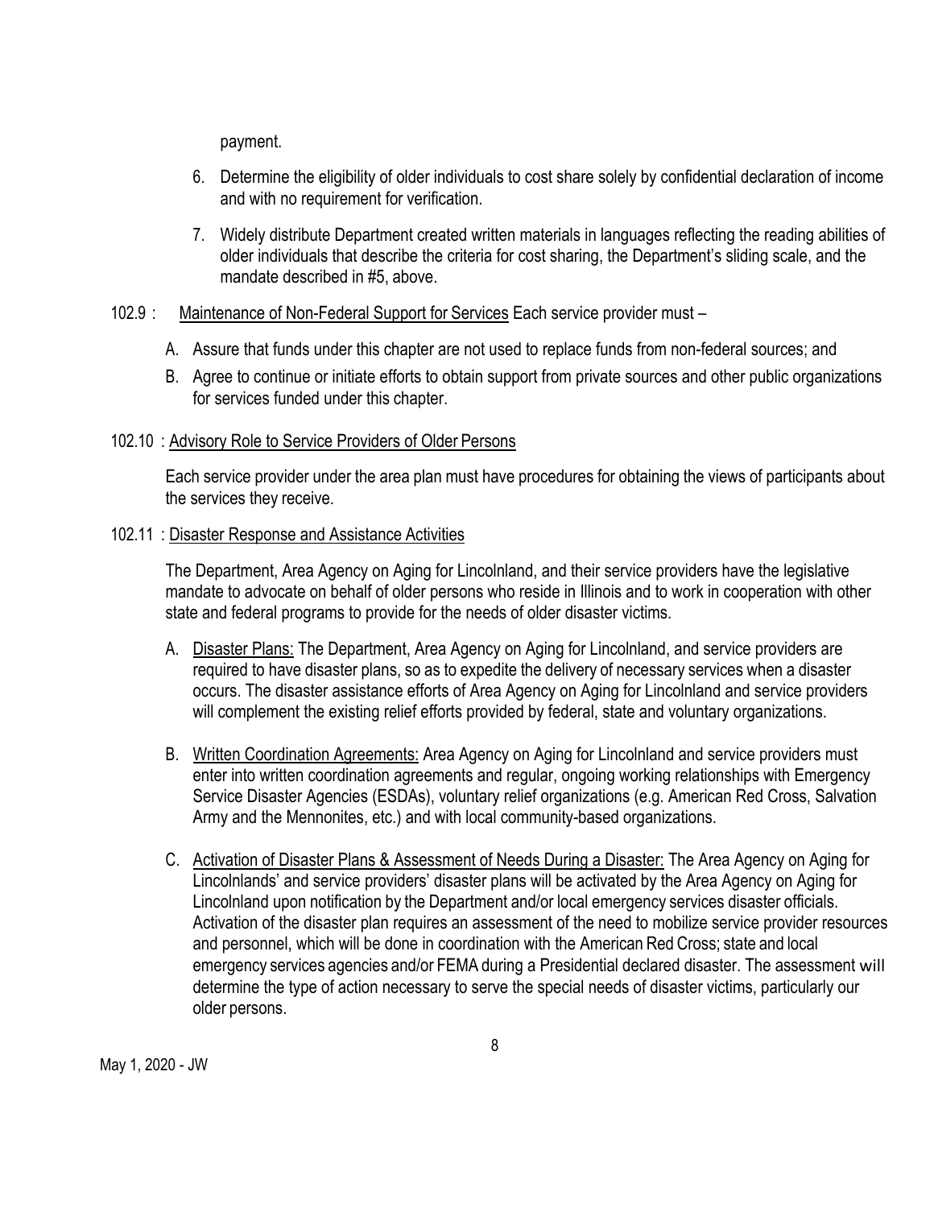payment.

6. Determine the eligibility of older individuals to cost share solely by confidential declaration of income and with no requirement for verification.
7. Widely distribute Department created written materials in languages reflecting the reading abilities of older individuals that describe the criteria for cost sharing, the Department's sliding scale, and the mandate described in #5, above.

102.9 : Maintenance of Non-Federal Support for Services Each service provider must –

A. Assure that funds under this chapter are not used to replace funds from non-federal sources; and
B. Agree to continue or initiate efforts to obtain support from private sources and other public organizations for services funded under this chapter.

102.10 : Advisory Role to Service Providers of Older Persons

Each service provider under the area plan must have procedures for obtaining the views of participants about the services they receive.

102.11 : Disaster Response and Assistance Activities

The Department, Area Agency on Aging for Lincolnland, and their service providers have the legislative mandate to advocate on behalf of older persons who reside in Illinois and to work in cooperation with other state and federal programs to provide for the needs of older disaster victims.

A. Disaster Plans: The Department, Area Agency on Aging for Lincolnland, and service providers are required to have disaster plans, so as to expedite the delivery of necessary services when a disaster occurs. The disaster assistance efforts of Area Agency on Aging for Lincolnland and service providers will complement the existing relief efforts provided by federal, state and voluntary organizations.
B. Written Coordination Agreements: Area Agency on Aging for Lincolnland and service providers must enter into written coordination agreements and regular, ongoing working relationships with Emergency Service Disaster Agencies (ESDAs), voluntary relief organizations (e.g. American Red Cross, Salvation Army and the Mennonites, etc.) and with local community-based organizations.
C. Activation of Disaster Plans & Assessment of Needs During a Disaster: The Area Agency on Aging for Lincolnlands' and service providers' disaster plans will be activated by the Area Agency on Aging for Lincolnland upon notification by the Department and/or local emergency services disaster officials. Activation of the disaster plan requires an assessment of the need to mobilize service provider resources and personnel, which will be done in coordination with the American Red Cross; state and local emergency services agencies and/or FEMA during a Presidential declared disaster. The assessment will determine the type of action necessary to serve the special needs of disaster victims, particularly our older persons.

May 1, 2020 - JW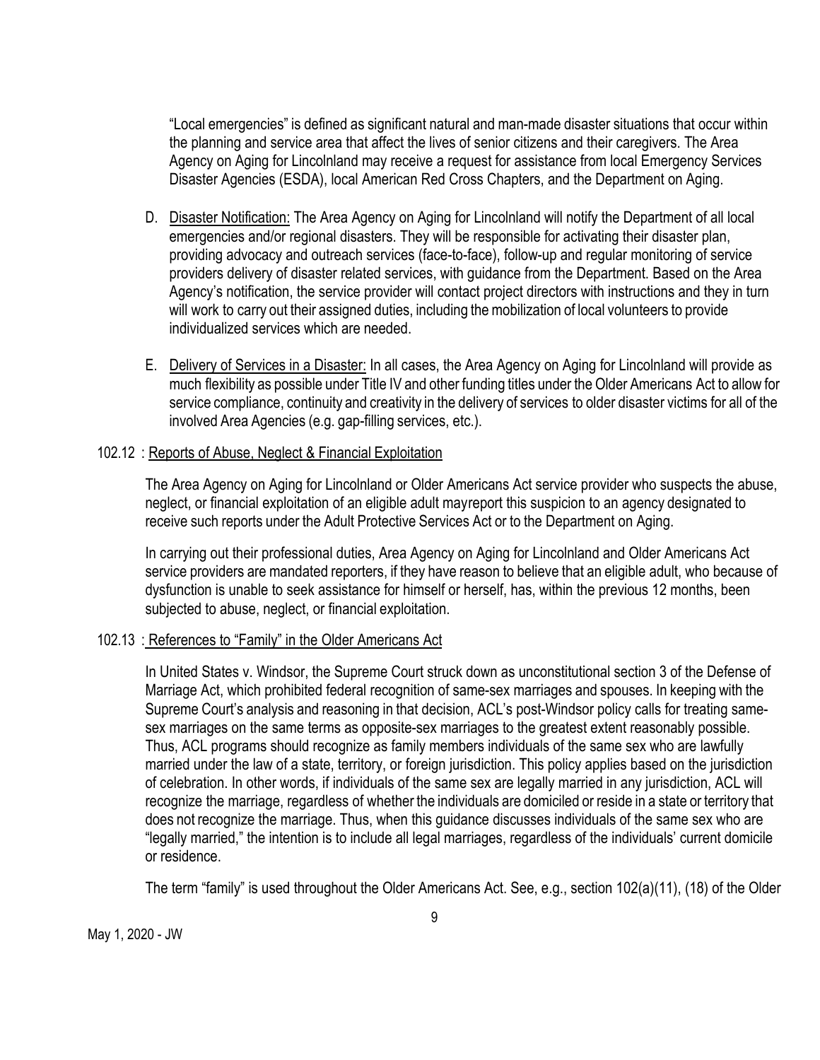"Local emergencies" is defined as significant natural and man-made disaster situations that occur within the planning and service area that affect the lives of senior citizens and their caregivers. The Area Agency on Aging for Lincolnland may receive a request for assistance from local Emergency Services Disaster Agencies (ESDA), local American Red Cross Chapters, and the Department on Aging.

D. Disaster Notification: The Area Agency on Aging for Lincolnland will notify the Department of all local emergencies and/or regional disasters. They will be responsible for activating their disaster plan, providing advocacy and outreach services (face-to-face), follow-up and regular monitoring of service providers delivery of disaster related services, with guidance from the Department. Based on the Area Agency's notification, the service provider will contact project directors with instructions and they in turn will work to carry out their assigned duties, including the mobilization of local volunteers to provide individualized services which are needed.

E. Delivery of Services in a Disaster: In all cases, the Area Agency on Aging for Lincolnland will provide as much flexibility as possible under Title IV and other funding titles under the Older Americans Act to allow for service compliance, continuity and creativity in the delivery of services to older disaster victims for all of the involved Area Agencies (e.g. gap-filling services, etc.).

102.12 : Reports of Abuse, Neglect & Financial Exploitation

The Area Agency on Aging for Lincolnland or Older Americans Act service provider who suspects the abuse, neglect, or financial exploitation of an eligible adult mayreport this suspicion to an agency designated to receive such reports under the Adult Protective Services Act or to the Department on Aging.

In carrying out their professional duties, Area Agency on Aging for Lincolnland and Older Americans Act service providers are mandated reporters, if they have reason to believe that an eligible adult, who because of dysfunction is unable to seek assistance for himself or herself, has, within the previous 12 months, been subjected to abuse, neglect, or financial exploitation.

102.13 : References to "Family" in the Older Americans Act

In United States v. Windsor, the Supreme Court struck down as unconstitutional section 3 of the Defense of Marriage Act, which prohibited federal recognition of same-sex marriages and spouses. In keeping with the Supreme Court's analysis and reasoning in that decision, ACL's post-Windsor policy calls for treating same-sex marriages on the same terms as opposite-sex marriages to the greatest extent reasonably possible. Thus, ACL programs should recognize as family members individuals of the same sex who are lawfully married under the law of a state, territory, or foreign jurisdiction. This policy applies based on the jurisdiction of celebration. In other words, if individuals of the same sex are legally married in any jurisdiction, ACL will recognize the marriage, regardless of whether the individuals are domiciled or reside in a state or territory that does not recognize the marriage. Thus, when this guidance discusses individuals of the same sex who are "legally married," the intention is to include all legal marriages, regardless of the individuals' current domicile or residence.

The term "family" is used throughout the Older Americans Act. See, e.g., section 102(a)(11), (18) of the Older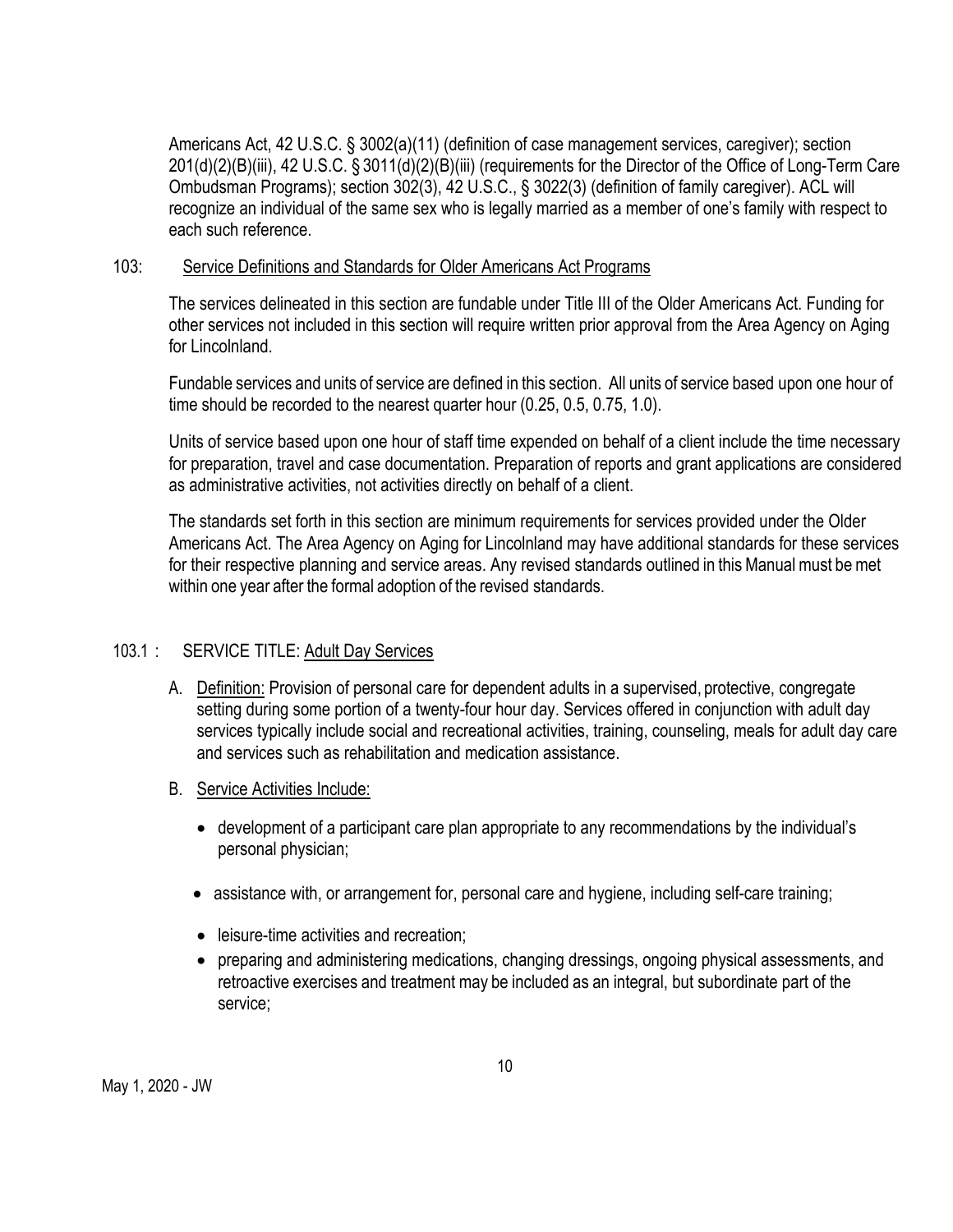Americans Act, 42 U.S.C. § 3002(a)(11) (definition of case management services, caregiver); section 201(d)(2)(B)(iii), 42 U.S.C. § 3011(d)(2)(B)(iii) (requirements for the Director of the Office of Long-Term Care Ombudsman Programs); section 302(3), 42 U.S.C., § 3022(3) (definition of family caregiver). ACL will recognize an individual of the same sex who is legally married as a member of one's family with respect to each such reference.

## 103: Service Definitions and Standards for Older Americans Act Programs

The services delineated in this section are fundable under Title III of the Older Americans Act. Funding for other services not included in this section will require written prior approval from the Area Agency on Aging for Lincolnland.

Fundable services and units of service are defined in this section. All units of service based upon one hour of time should be recorded to the nearest quarter hour (0.25, 0.5, 0.75, 1.0).

Units of service based upon one hour of staff time expended on behalf of a client include the time necessary for preparation, travel and case documentation. Preparation of reports and grant applications are considered as administrative activities, not activities directly on behalf of a client.

The standards set forth in this section are minimum requirements for services provided under the Older Americans Act. The Area Agency on Aging for Lincolnland may have additional standards for these services for their respective planning and service areas. Any revised standards outlined in this Manual must be met within one year after the formal adoption of the revised standards.

### 103.1 : SERVICE TITLE: Adult Day Services

A. Definition: Provision of personal care for dependent adults in a supervised, protective, congregate setting during some portion of a twenty-four hour day. Services offered in conjunction with adult day services typically include social and recreational activities, training, counseling, meals for adult day care and services such as rehabilitation and medication assistance.

B. Service Activities Include:

- development of a participant care plan appropriate to any recommendations by the individual's personal physician;
- assistance with, or arrangement for, personal care and hygiene, including self-care training;
- leisure-time activities and recreation;
- preparing and administering medications, changing dressings, ongoing physical assessments, and retroactive exercises and treatment may be included as an integral, but subordinate part of the service;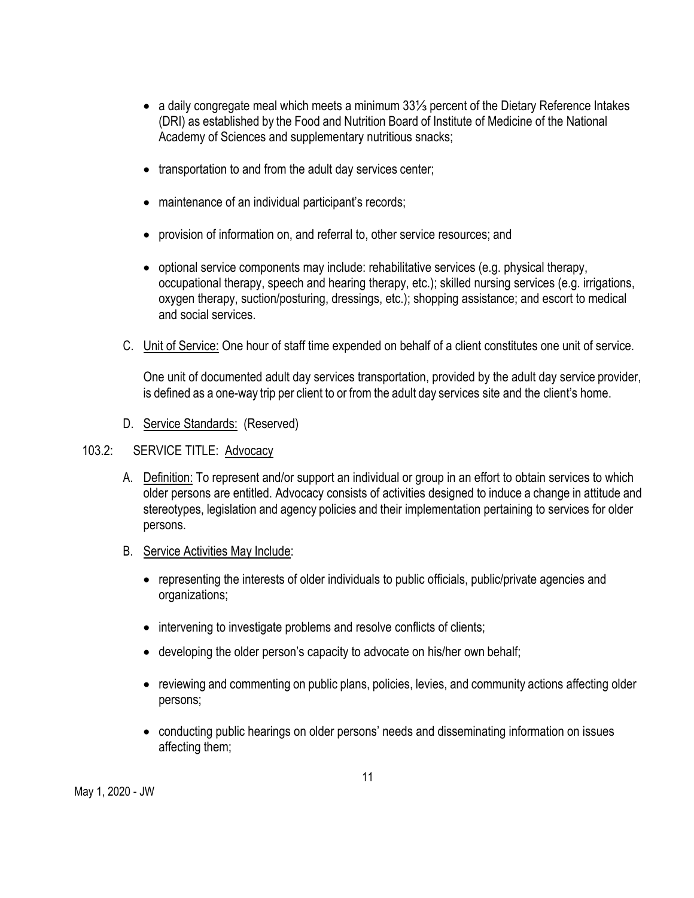- a daily congregate meal which meets a minimum 33⅓ percent of the Dietary Reference Intakes (DRI) as established by the Food and Nutrition Board of Institute of Medicine of the National Academy of Sciences and supplementary nutritious snacks;
- transportation to and from the adult day services center;
- maintenance of an individual participant's records;
- provision of information on, and referral to, other service resources; and
- optional service components may include: rehabilitative services (e.g. physical therapy, occupational therapy, speech and hearing therapy, etc.); skilled nursing services (e.g. irrigations, oxygen therapy, suction/posturing, dressings, etc.); shopping assistance; and escort to medical and social services.

C. Unit of Service: One hour of staff time expended on behalf of a client constitutes one unit of service.

One unit of documented adult day services transportation, provided by the adult day service provider, is defined as a one-way trip per client to or from the adult day services site and the client's home.

D. Service Standards: (Reserved)

## 103.2: SERVICE TITLE: Advocacy

A. Definition: To represent and/or support an individual or group in an effort to obtain services to which older persons are entitled. Advocacy consists of activities designed to induce a change in attitude and stereotypes, legislation and agency policies and their implementation pertaining to services for older persons.

B. Service Activities May Include:

- representing the interests of older individuals to public officials, public/private agencies and organizations;
- intervening to investigate problems and resolve conflicts of clients;
- developing the older person's capacity to advocate on his/her own behalf;
- reviewing and commenting on public plans, policies, levies, and community actions affecting older persons;
- conducting public hearings on older persons' needs and disseminating information on issues affecting them;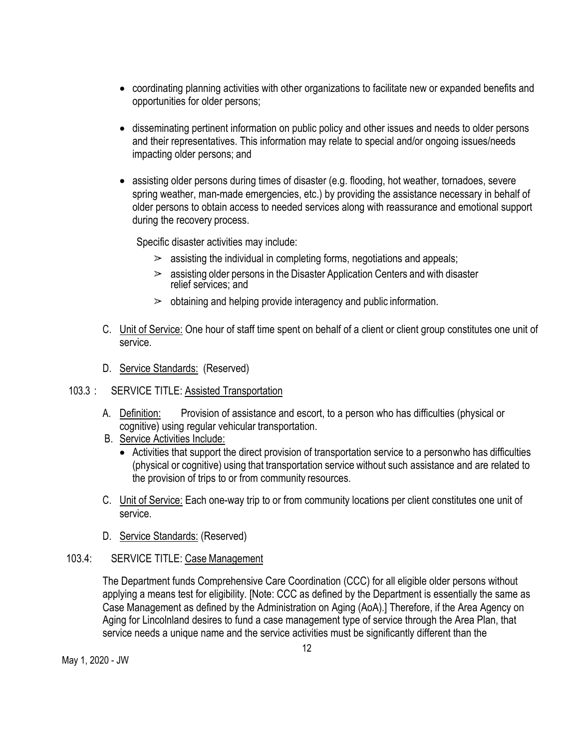- coordinating planning activities with other organizations to facilitate new or expanded benefits and opportunities for older persons;

- disseminating pertinent information on public policy and other issues and needs to older persons and their representatives. This information may relate to special and/or ongoing issues/needs impacting older persons; and

- assisting older persons during times of disaster (e.g. flooding, hot weather, tornadoes, severe spring weather, man-made emergencies, etc.) by providing the assistance necessary in behalf of older persons to obtain access to needed services along with reassurance and emotional support during the recovery process.

  Specific disaster activities may include:

  - ➢ assisting the individual in completing forms, negotiations and appeals;
  - ➢ assisting older persons in the Disaster Application Centers and with disaster relief services; and
  - ➢ obtaining and helping provide interagency and public information.

C. Unit of Service: One hour of staff time spent on behalf of a client or client group constitutes one unit of service.

D. Service Standards: (Reserved)

103.3 : SERVICE TITLE: Assisted Transportation

A. Definition: Provision of assistance and escort, to a person who has difficulties (physical or cognitive) using regular vehicular transportation.

B. Service Activities Include:

- Activities that support the direct provision of transportation service to a personwho has difficulties (physical or cognitive) using that transportation service without such assistance and are related to the provision of trips to or from community resources.

C. Unit of Service: Each one-way trip to or from community locations per client constitutes one unit of service.

D. Service Standards: (Reserved)

103.4: SERVICE TITLE: Case Management

The Department funds Comprehensive Care Coordination (CCC) for all eligible older persons without applying a means test for eligibility. [Note: CCC as defined by the Department is essentially the same as Case Management as defined by the Administration on Aging (AoA).] Therefore, if the Area Agency on Aging for Lincolnland desires to fund a case management type of service through the Area Plan, that service needs a unique name and the service activities must be significantly different than the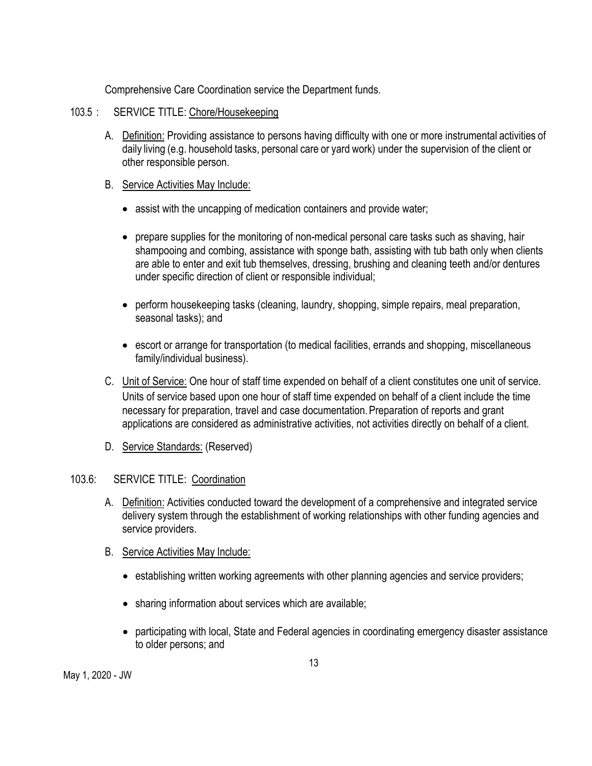Comprehensive Care Coordination service the Department funds.

103.5 : SERVICE TITLE: Chore/Housekeeping

A. Definition: Providing assistance to persons having difficulty with one or more instrumental activities of daily living (e.g. household tasks, personal care or yard work) under the supervision of the client or other responsible person.

B. Service Activities May Include:

- assist with the uncapping of medication containers and provide water;
- prepare supplies for the monitoring of non-medical personal care tasks such as shaving, hair shampooing and combing, assistance with sponge bath, assisting with tub bath only when clients are able to enter and exit tub themselves, dressing, brushing and cleaning teeth and/or dentures under specific direction of client or responsible individual;
- perform housekeeping tasks (cleaning, laundry, shopping, simple repairs, meal preparation, seasonal tasks); and
- escort or arrange for transportation (to medical facilities, errands and shopping, miscellaneous family/individual business).

C. Unit of Service: One hour of staff time expended on behalf of a client constitutes one unit of service. Units of service based upon one hour of staff time expended on behalf of a client include the time necessary for preparation, travel and case documentation. Preparation of reports and grant applications are considered as administrative activities, not activities directly on behalf of a client.

D. Service Standards: (Reserved)

103.6: SERVICE TITLE: Coordination

A. Definition: Activities conducted toward the development of a comprehensive and integrated service delivery system through the establishment of working relationships with other funding agencies and service providers.

B. Service Activities May Include:

- establishing written working agreements with other planning agencies and service providers;
- sharing information about services which are available;
- participating with local, State and Federal agencies in coordinating emergency disaster assistance to older persons; and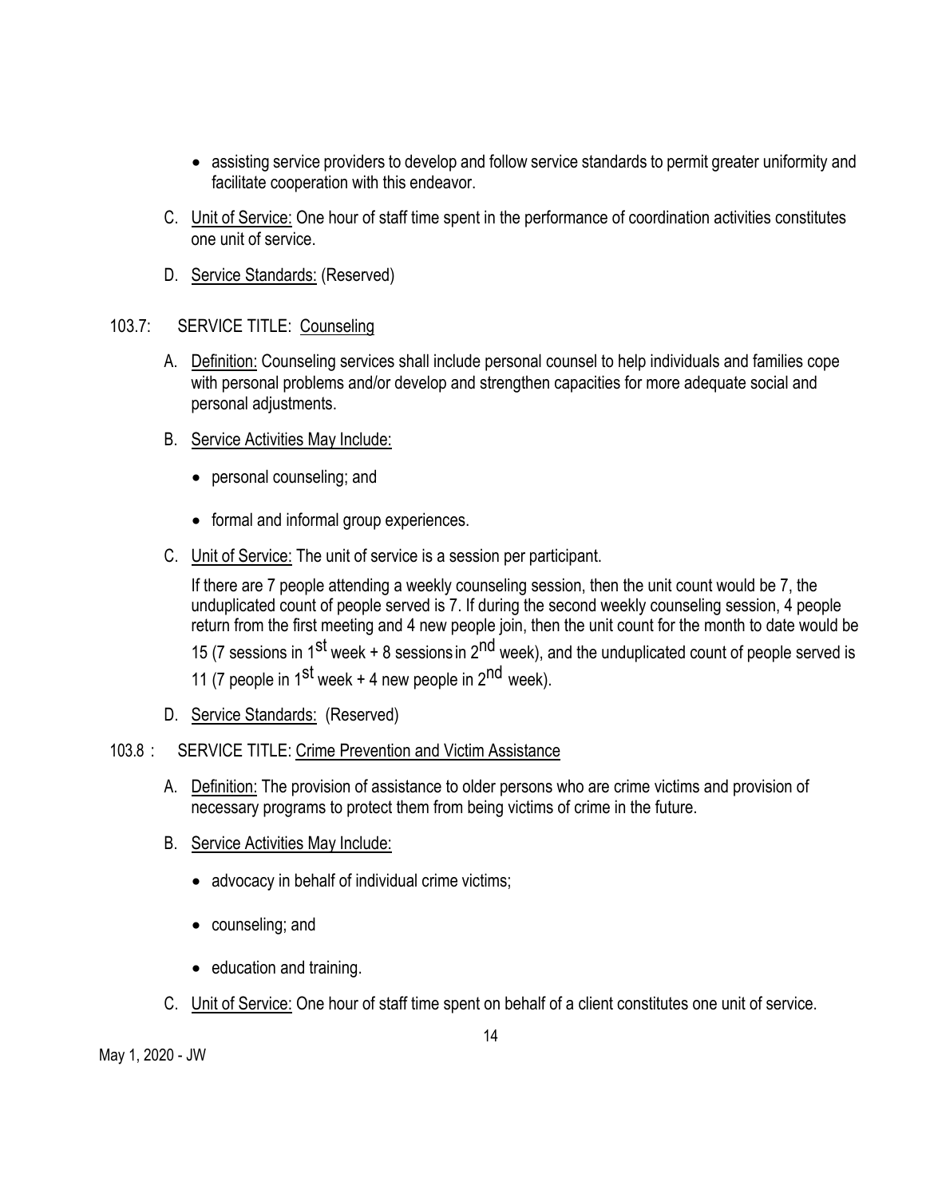- assisting service providers to develop and follow service standards to permit greater uniformity and facilitate cooperation with this endeavor.

C. Unit of Service: One hour of staff time spent in the performance of coordination activities constitutes one unit of service.

D. Service Standards: (Reserved)

## 103.7: SERVICE TITLE: Counseling

A. Definition: Counseling services shall include personal counsel to help individuals and families cope with personal problems and/or develop and strengthen capacities for more adequate social and personal adjustments.

B. Service Activities May Include:

- personal counseling; and
- formal and informal group experiences.

C. Unit of Service: The unit of service is a session per participant.

If there are 7 people attending a weekly counseling session, then the unit count would be 7, the unduplicated count of people served is 7. If during the second weekly counseling session, 4 people return from the first meeting and 4 new people join, then the unit count for the month to date would be 15 (7 sessions in 1st week + 8 sessions in 2nd week), and the unduplicated count of people served is 11 (7 people in 1st week + 4 new people in 2nd week).

D. Service Standards: (Reserved)

## 103.8 : SERVICE TITLE: Crime Prevention and Victim Assistance

A. Definition: The provision of assistance to older persons who are crime victims and provision of necessary programs to protect them from being victims of crime in the future.

B. Service Activities May Include:

- advocacy in behalf of individual crime victims;
- counseling; and
- education and training.

C. Unit of Service: One hour of staff time spent on behalf of a client constitutes one unit of service.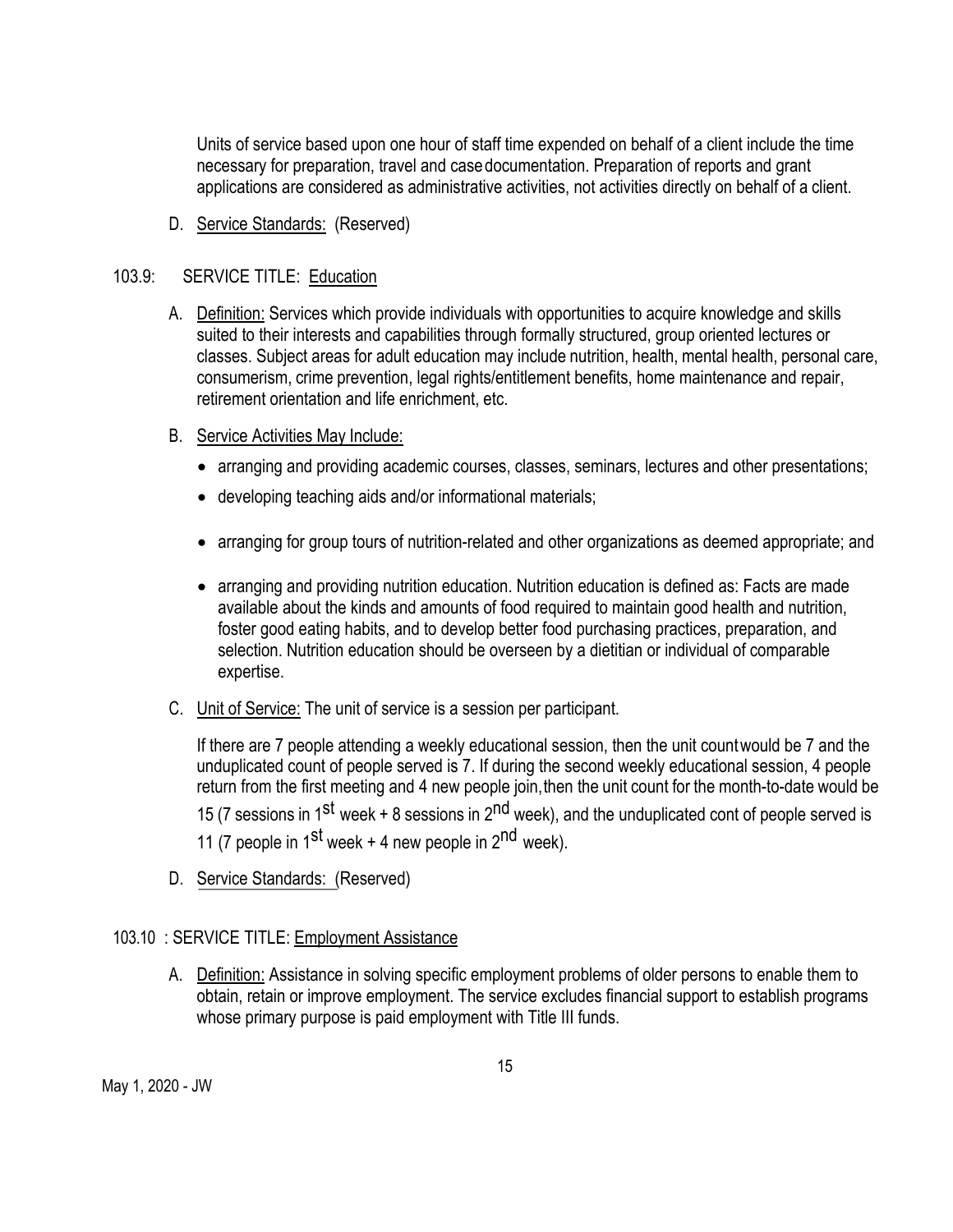Units of service based upon one hour of staff time expended on behalf of a client include the time necessary for preparation, travel and case documentation. Preparation of reports and grant applications are considered as administrative activities, not activities directly on behalf of a client.

D. Service Standards: (Reserved)

### 103.9: SERVICE TITLE: Education

A. Definition: Services which provide individuals with opportunities to acquire knowledge and skills suited to their interests and capabilities through formally structured, group oriented lectures or classes. Subject areas for adult education may include nutrition, health, mental health, personal care, consumerism, crime prevention, legal rights/entitlement benefits, home maintenance and repair, retirement orientation and life enrichment, etc.

B. Service Activities May Include:

- arranging and providing academic courses, classes, seminars, lectures and other presentations;
- developing teaching aids and/or informational materials;
- arranging for group tours of nutrition-related and other organizations as deemed appropriate; and
- arranging and providing nutrition education. Nutrition education is defined as: Facts are made available about the kinds and amounts of food required to maintain good health and nutrition, foster good eating habits, and to develop better food purchasing practices, preparation, and selection. Nutrition education should be overseen by a dietitian or individual of comparable expertise.

C. Unit of Service: The unit of service is a session per participant.

If there are 7 people attending a weekly educational session, then the unit count would be 7 and the unduplicated count of people served is 7. If during the second weekly educational session, 4 people return from the first meeting and 4 new people join, then the unit count for the month-to-date would be 15 (7 sessions in 1st week + 8 sessions in 2nd week), and the unduplicated cont of people served is 11 (7 people in 1st week + 4 new people in 2nd week).

D. Service Standards: (Reserved)

### 103.10 : SERVICE TITLE: Employment Assistance

A. Definition: Assistance in solving specific employment problems of older persons to enable them to obtain, retain or improve employment. The service excludes financial support to establish programs whose primary purpose is paid employment with Title III funds.

May 1, 2020 - JW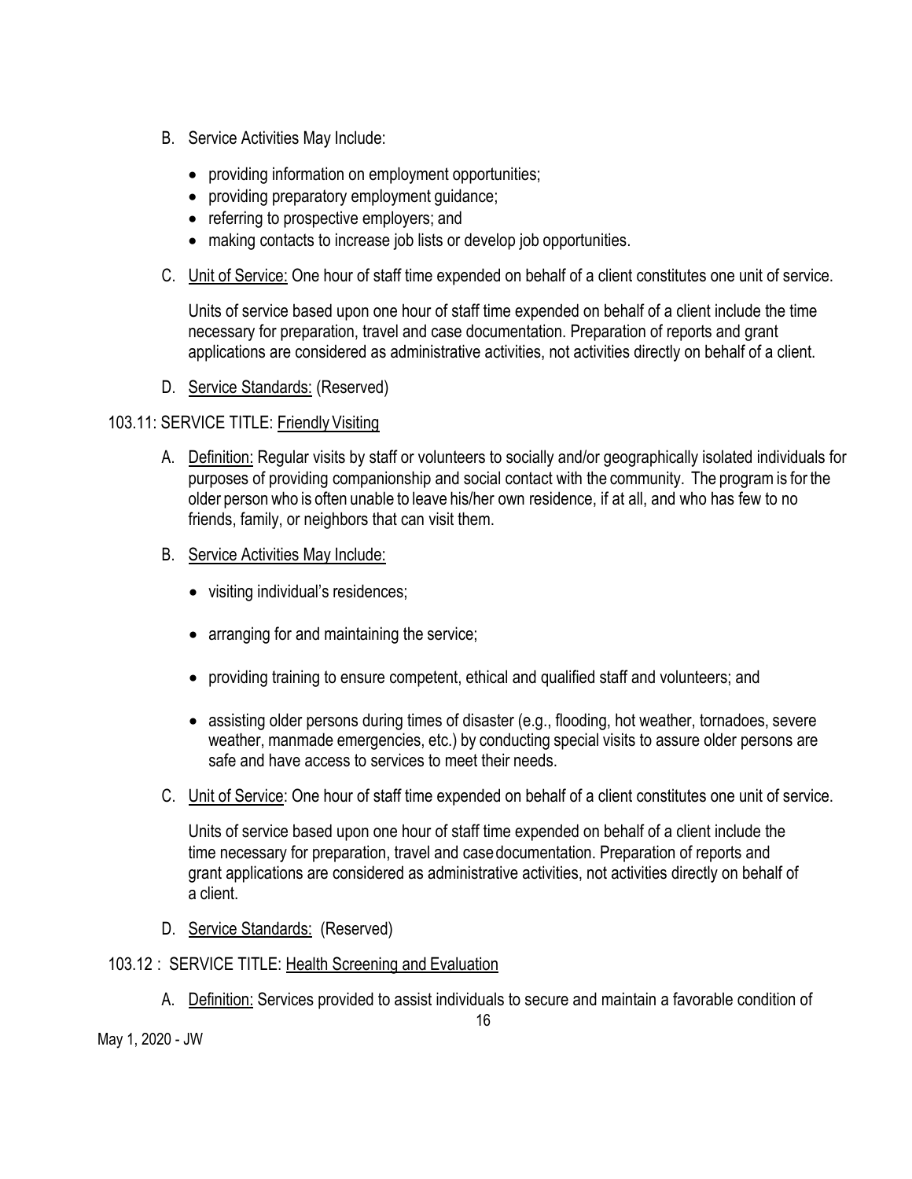B. Service Activities May Include:

- providing information on employment opportunities;
- providing preparatory employment guidance;
- referring to prospective employers; and
- making contacts to increase job lists or develop job opportunities.

C. Unit of Service: One hour of staff time expended on behalf of a client constitutes one unit of service.

Units of service based upon one hour of staff time expended on behalf of a client include the time necessary for preparation, travel and case documentation. Preparation of reports and grant applications are considered as administrative activities, not activities directly on behalf of a client.

D. Service Standards: (Reserved)

### 103.11: SERVICE TITLE: Friendly Visiting

A. Definition: Regular visits by staff or volunteers to socially and/or geographically isolated individuals for purposes of providing companionship and social contact with the community. The program is for the older person who is often unable to leave his/her own residence, if at all, and who has few to no friends, family, or neighbors that can visit them.

B. Service Activities May Include:

- visiting individual's residences;
- arranging for and maintaining the service;
- providing training to ensure competent, ethical and qualified staff and volunteers; and
- assisting older persons during times of disaster (e.g., flooding, hot weather, tornadoes, severe weather, manmade emergencies, etc.) by conducting special visits to assure older persons are safe and have access to services to meet their needs.

C. Unit of Service: One hour of staff time expended on behalf of a client constitutes one unit of service.

Units of service based upon one hour of staff time expended on behalf of a client include the time necessary for preparation, travel and case documentation. Preparation of reports and grant applications are considered as administrative activities, not activities directly on behalf of a client.

D. Service Standards: (Reserved)

### 103.12 : SERVICE TITLE: Health Screening and Evaluation

A. Definition: Services provided to assist individuals to secure and maintain a favorable condition of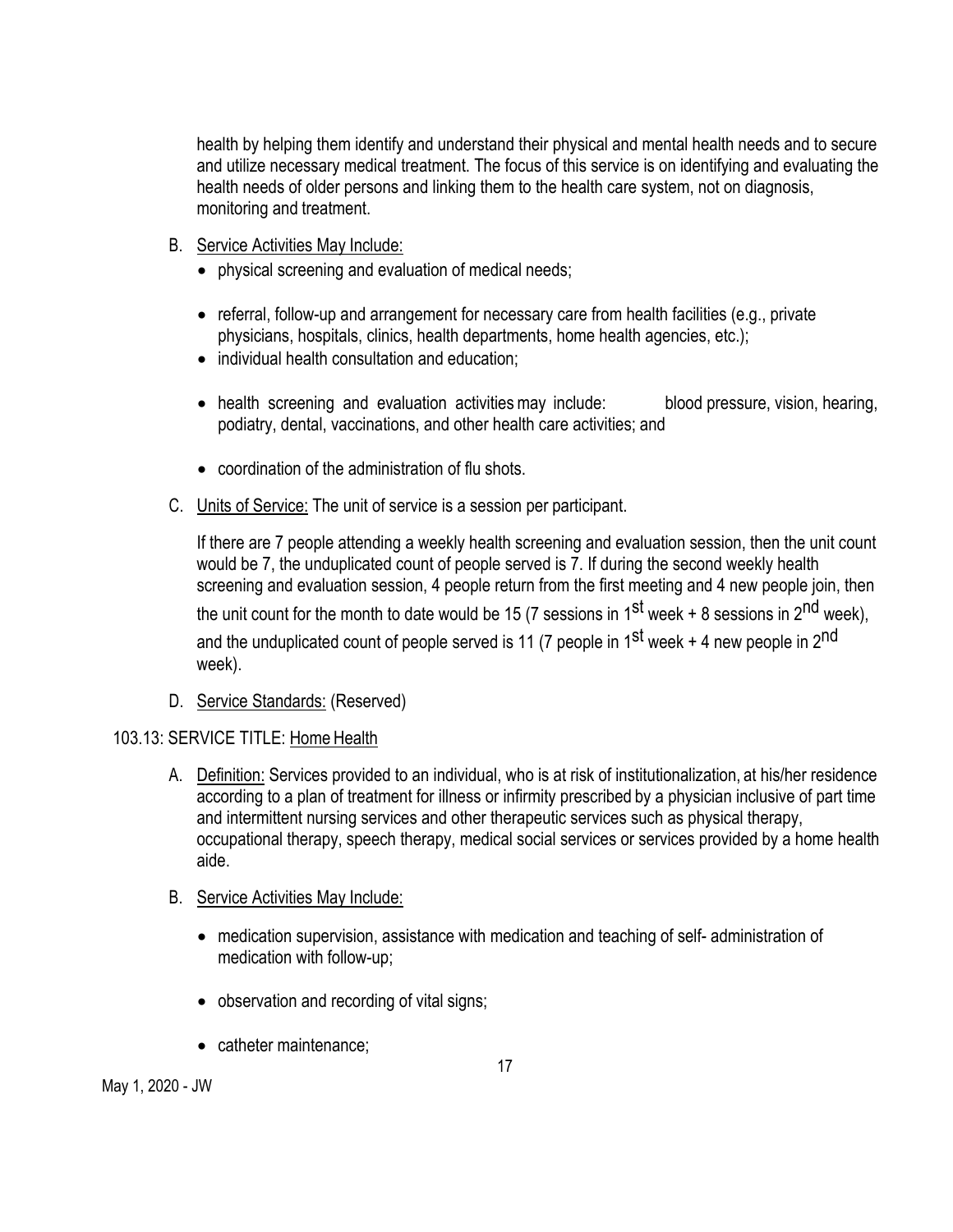health by helping them identify and understand their physical and mental health needs and to secure and utilize necessary medical treatment. The focus of this service is on identifying and evaluating the health needs of older persons and linking them to the health care system, not on diagnosis, monitoring and treatment.

B. Service Activities May Include:
   - physical screening and evaluation of medical needs;
   - referral, follow-up and arrangement for necessary care from health facilities (e.g., private physicians, hospitals, clinics, health departments, home health agencies, etc.);
   - individual health consultation and education;
   - health screening and evaluation activities may include: blood pressure, vision, hearing, podiatry, dental, vaccinations, and other health care activities; and
   - coordination of the administration of flu shots.

C. Units of Service: The unit of service is a session per participant.

   If there are 7 people attending a weekly health screening and evaluation session, then the unit count would be 7, the unduplicated count of people served is 7. If during the second weekly health screening and evaluation session, 4 people return from the first meeting and 4 new people join, then the unit count for the month to date would be 15 (7 sessions in 1st week + 8 sessions in 2nd week), and the unduplicated count of people served is 11 (7 people in 1st week + 4 new people in 2nd week).

D. Service Standards: (Reserved)

103.13: SERVICE TITLE: Home Health

A. Definition: Services provided to an individual, who is at risk of institutionalization, at his/her residence according to a plan of treatment for illness or infirmity prescribed by a physician inclusive of part time and intermittent nursing services and other therapeutic services such as physical therapy, occupational therapy, speech therapy, medical social services or services provided by a home health aide.

B. Service Activities May Include:
   - medication supervision, assistance with medication and teaching of self- administration of medication with follow-up;
   - observation and recording of vital signs;
   - catheter maintenance;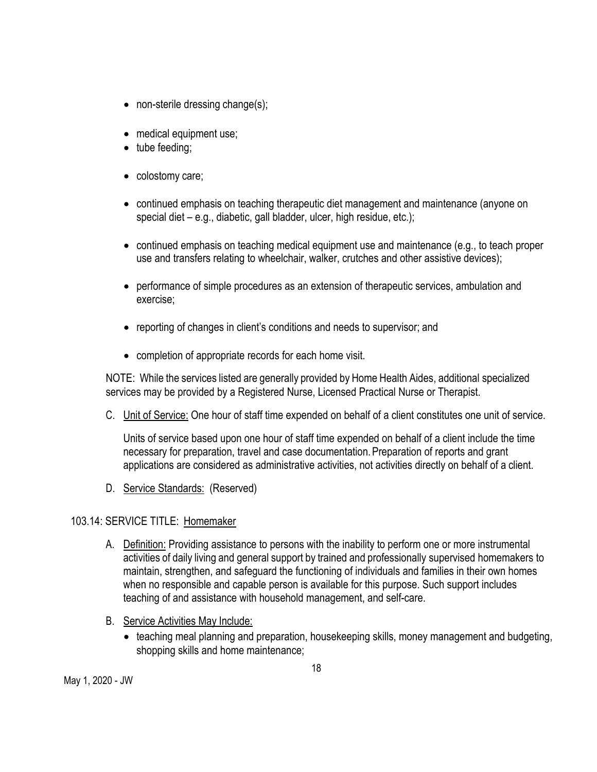- non-sterile dressing change(s);
- medical equipment use;
- tube feeding;
- colostomy care;
- continued emphasis on teaching therapeutic diet management and maintenance (anyone on special diet – e.g., diabetic, gall bladder, ulcer, high residue, etc.);
- continued emphasis on teaching medical equipment use and maintenance (e.g., to teach proper use and transfers relating to wheelchair, walker, crutches and other assistive devices);
- performance of simple procedures as an extension of therapeutic services, ambulation and exercise;
- reporting of changes in client's conditions and needs to supervisor; and
- completion of appropriate records for each home visit.

NOTE: While the services listed are generally provided by Home Health Aides, additional specialized services may be provided by a Registered Nurse, Licensed Practical Nurse or Therapist.

C. Unit of Service: One hour of staff time expended on behalf of a client constitutes one unit of service.

Units of service based upon one hour of staff time expended on behalf of a client include the time necessary for preparation, travel and case documentation. Preparation of reports and grant applications are considered as administrative activities, not activities directly on behalf of a client.

D. Service Standards: (Reserved)

## 103.14: SERVICE TITLE: Homemaker

A. Definition: Providing assistance to persons with the inability to perform one or more instrumental activities of daily living and general support by trained and professionally supervised homemakers to maintain, strengthen, and safeguard the functioning of individuals and families in their own homes when no responsible and capable person is available for this purpose. Such support includes teaching of and assistance with household management, and self-care.

B. Service Activities May Include:

- teaching meal planning and preparation, housekeeping skills, money management and budgeting, shopping skills and home maintenance;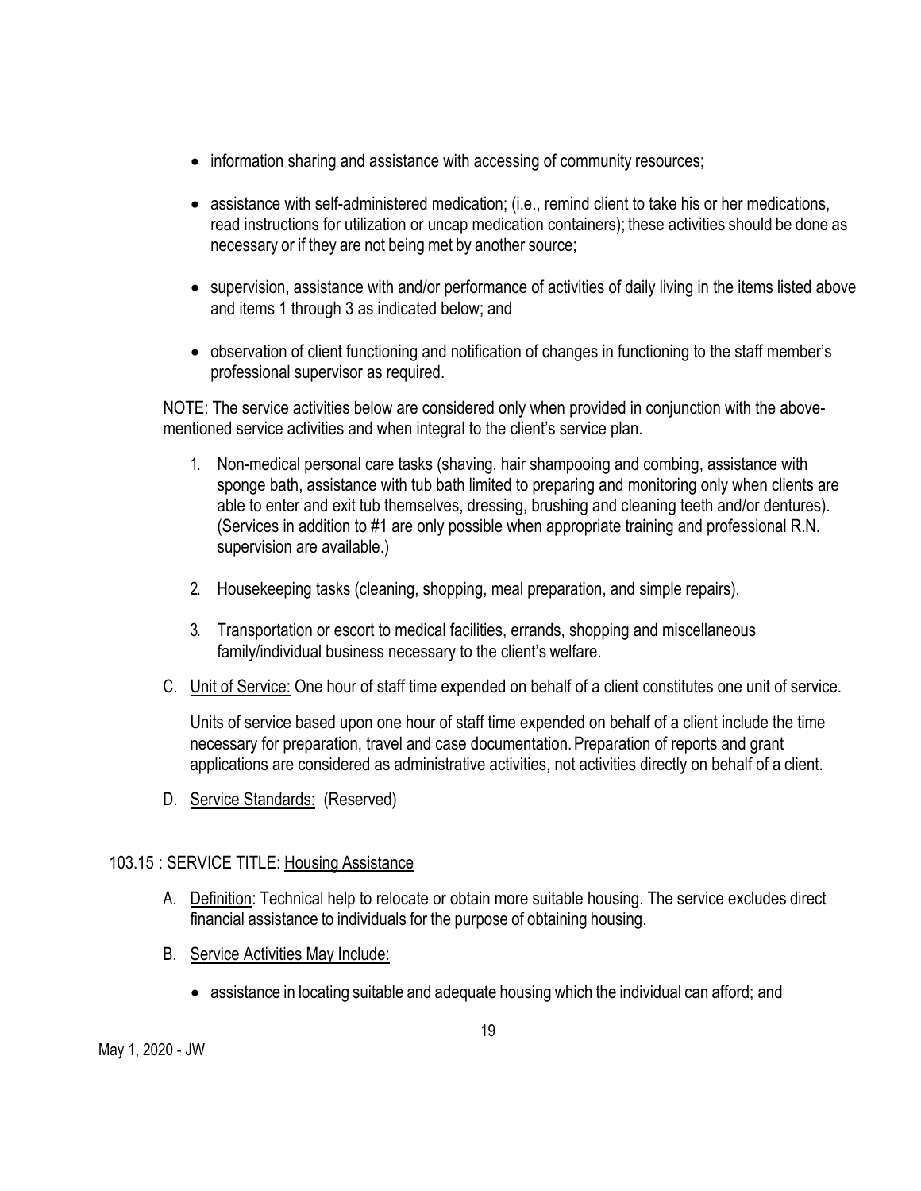- information sharing and assistance with accessing of community resources;
- assistance with self-administered medication; (i.e., remind client to take his or her medications, read instructions for utilization or uncap medication containers); these activities should be done as necessary or if they are not being met by another source;
- supervision, assistance with and/or performance of activities of daily living in the items listed above and items 1 through 3 as indicated below; and
- observation of client functioning and notification of changes in functioning to the staff member's professional supervisor as required.

NOTE: The service activities below are considered only when provided in conjunction with the above-mentioned service activities and when integral to the client's service plan.

1. Non-medical personal care tasks (shaving, hair shampooing and combing, assistance with sponge bath, assistance with tub bath limited to preparing and monitoring only when clients are able to enter and exit tub themselves, dressing, brushing and cleaning teeth and/or dentures). (Services in addition to #1 are only possible when appropriate training and professional R.N. supervision are available.)
2. Housekeeping tasks (cleaning, shopping, meal preparation, and simple repairs).
3. Transportation or escort to medical facilities, errands, shopping and miscellaneous family/individual business necessary to the client's welfare.

C. Unit of Service: One hour of staff time expended on behalf of a client constitutes one unit of service.

Units of service based upon one hour of staff time expended on behalf of a client include the time necessary for preparation, travel and case documentation. Preparation of reports and grant applications are considered as administrative activities, not activities directly on behalf of a client.

D. Service Standards: (Reserved)

## 103.15 : SERVICE TITLE: Housing Assistance

A. Definition: Technical help to relocate or obtain more suitable housing. The service excludes direct financial assistance to individuals for the purpose of obtaining housing.

B. Service Activities May Include:

- assistance in locating suitable and adequate housing which the individual can afford; and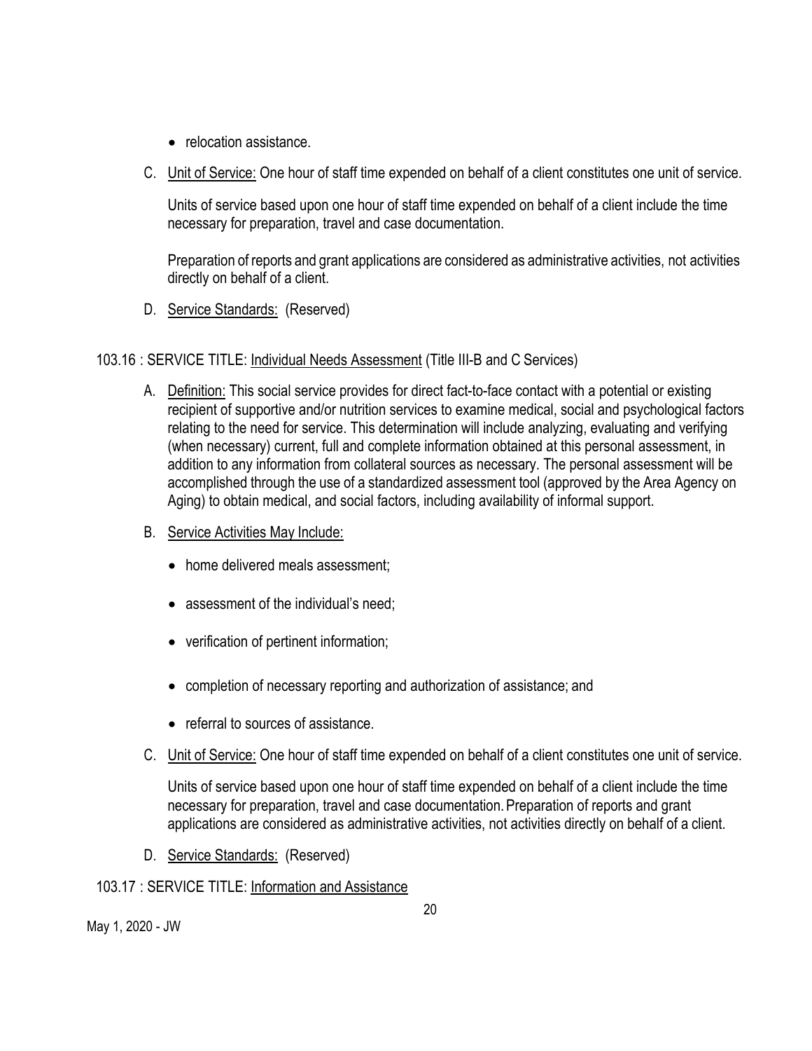- relocation assistance.

C. Unit of Service: One hour of staff time expended on behalf of a client constitutes one unit of service.

   Units of service based upon one hour of staff time expended on behalf of a client include the time necessary for preparation, travel and case documentation.

   Preparation of reports and grant applications are considered as administrative activities, not activities directly on behalf of a client.

D. Service Standards: (Reserved)

## 103.16 : SERVICE TITLE: Individual Needs Assessment (Title III-B and C Services)

A. Definition: This social service provides for direct fact-to-face contact with a potential or existing recipient of supportive and/or nutrition services to examine medical, social and psychological factors relating to the need for service. This determination will include analyzing, evaluating and verifying (when necessary) current, full and complete information obtained at this personal assessment, in addition to any information from collateral sources as necessary. The personal assessment will be accomplished through the use of a standardized assessment tool (approved by the Area Agency on Aging) to obtain medical, and social factors, including availability of informal support.

B. Service Activities May Include:

   - home delivered meals assessment;
   - assessment of the individual's need;
   - verification of pertinent information;
   - completion of necessary reporting and authorization of assistance; and
   - referral to sources of assistance.

C. Unit of Service: One hour of staff time expended on behalf of a client constitutes one unit of service.

   Units of service based upon one hour of staff time expended on behalf of a client include the time necessary for preparation, travel and case documentation. Preparation of reports and grant applications are considered as administrative activities, not activities directly on behalf of a client.

D. Service Standards: (Reserved)

## 103.17 : SERVICE TITLE: Information and Assistance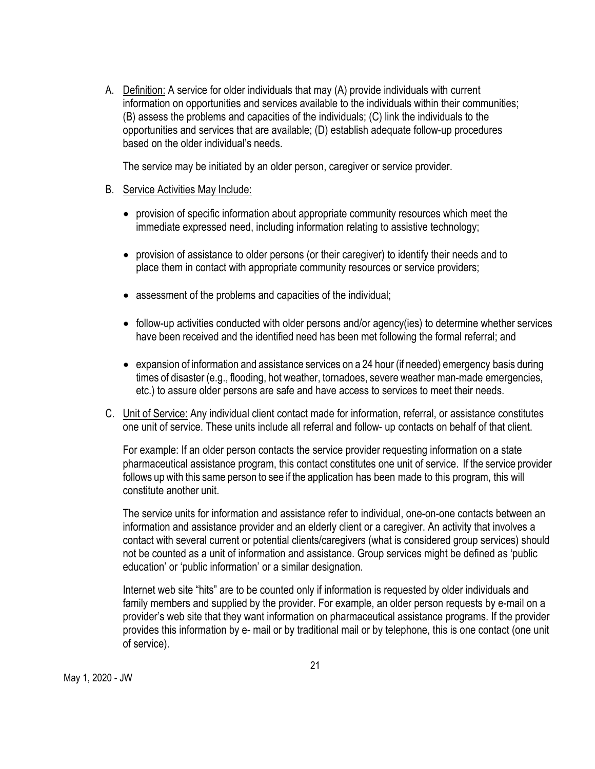A. <u>Definition:</u> A service for older individuals that may (A) provide individuals with current information on opportunities and services available to the individuals within their communities; (B) assess the problems and capacities of the individuals; (C) link the individuals to the opportunities and services that are available; (D) establish adequate follow-up procedures based on the older individual's needs.

   The service may be initiated by an older person, caregiver or service provider.

B. <u>Service Activities May Include:</u>

   - provision of specific information about appropriate community resources which meet the immediate expressed need, including information relating to assistive technology;
   - provision of assistance to older persons (or their caregiver) to identify their needs and to place them in contact with appropriate community resources or service providers;
   - assessment of the problems and capacities of the individual;
   - follow-up activities conducted with older persons and/or agency(ies) to determine whether services have been received and the identified need has been met following the formal referral; and
   - expansion of information and assistance services on a 24 hour (if needed) emergency basis during times of disaster (e.g., flooding, hot weather, tornadoes, severe weather man-made emergencies, etc.) to assure older persons are safe and have access to services to meet their needs.

C. <u>Unit of Service:</u> Any individual client contact made for information, referral, or assistance constitutes one unit of service. These units include all referral and follow- up contacts on behalf of that client.

   For example: If an older person contacts the service provider requesting information on a state pharmaceutical assistance program, this contact constitutes one unit of service. If the service provider follows up with this same person to see if the application has been made to this program, this will constitute another unit.

   The service units for information and assistance refer to individual, one-on-one contacts between an information and assistance provider and an elderly client or a caregiver. An activity that involves a contact with several current or potential clients/caregivers (what is considered group services) should not be counted as a unit of information and assistance. Group services might be defined as 'public education' or 'public information' or a similar designation.

   Internet web site "hits" are to be counted only if information is requested by older individuals and family members and supplied by the provider. For example, an older person requests by e-mail on a provider's web site that they want information on pharmaceutical assistance programs. If the provider provides this information by e- mail or by traditional mail or by telephone, this is one contact (one unit of service).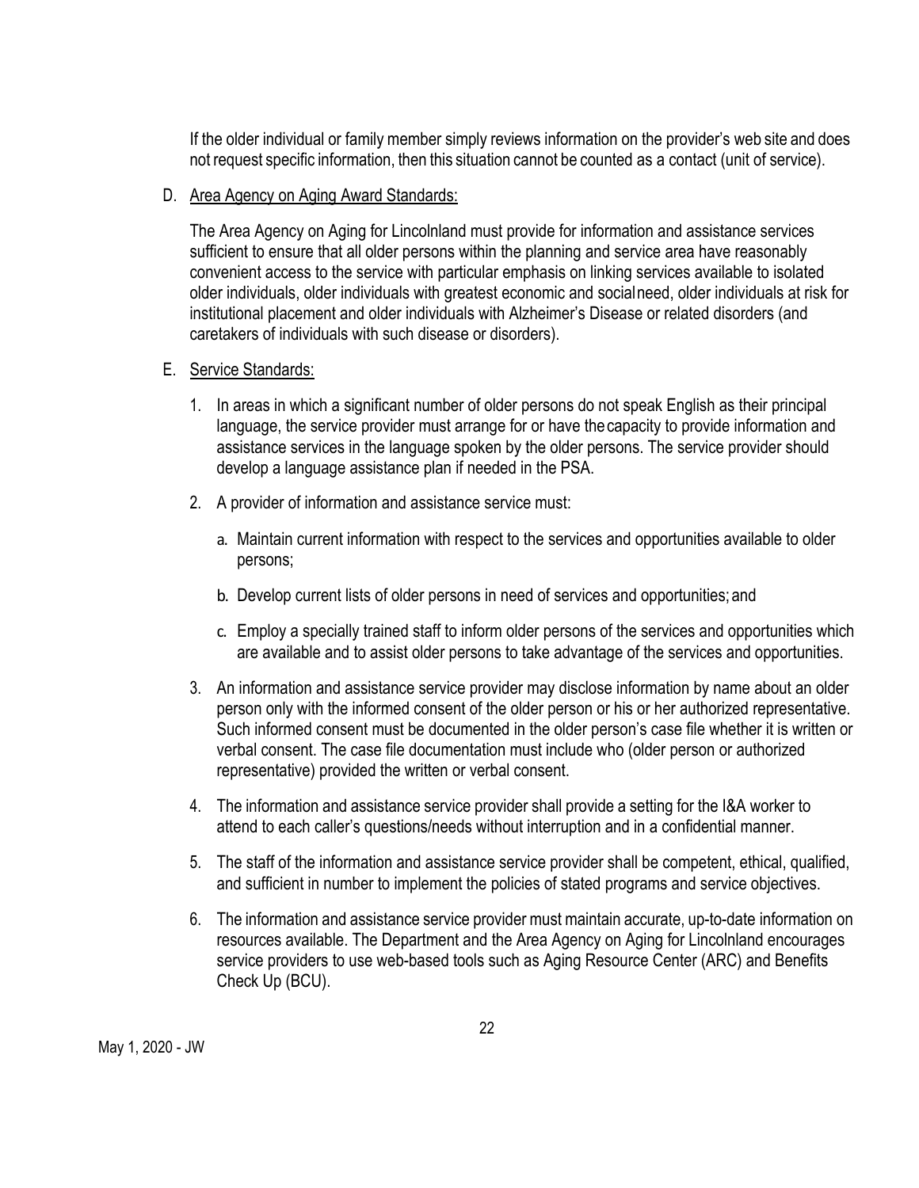If the older individual or family member simply reviews information on the provider's web site and does not request specific information, then this situation cannot be counted as a contact (unit of service).

D. Area Agency on Aging Award Standards:

The Area Agency on Aging for Lincolnland must provide for information and assistance services sufficient to ensure that all older persons within the planning and service area have reasonably convenient access to the service with particular emphasis on linking services available to isolated older individuals, older individuals with greatest economic and social need, older individuals at risk for institutional placement and older individuals with Alzheimer's Disease or related disorders (and caretakers of individuals with such disease or disorders).

E. Service Standards:

1. In areas in which a significant number of older persons do not speak English as their principal language, the service provider must arrange for or have the capacity to provide information and assistance services in the language spoken by the older persons. The service provider should develop a language assistance plan if needed in the PSA.

2. A provider of information and assistance service must:

   a. Maintain current information with respect to the services and opportunities available to older persons;

   b. Develop current lists of older persons in need of services and opportunities; and

   c. Employ a specially trained staff to inform older persons of the services and opportunities which are available and to assist older persons to take advantage of the services and opportunities.

3. An information and assistance service provider may disclose information by name about an older person only with the informed consent of the older person or his or her authorized representative. Such informed consent must be documented in the older person's case file whether it is written or verbal consent. The case file documentation must include who (older person or authorized representative) provided the written or verbal consent.

4. The information and assistance service provider shall provide a setting for the I&A worker to attend to each caller's questions/needs without interruption and in a confidential manner.

5. The staff of the information and assistance service provider shall be competent, ethical, qualified, and sufficient in number to implement the policies of stated programs and service objectives.

6. The information and assistance service provider must maintain accurate, up-to-date information on resources available. The Department and the Area Agency on Aging for Lincolnland encourages service providers to use web-based tools such as Aging Resource Center (ARC) and Benefits Check Up (BCU).

May 1, 2020 - JW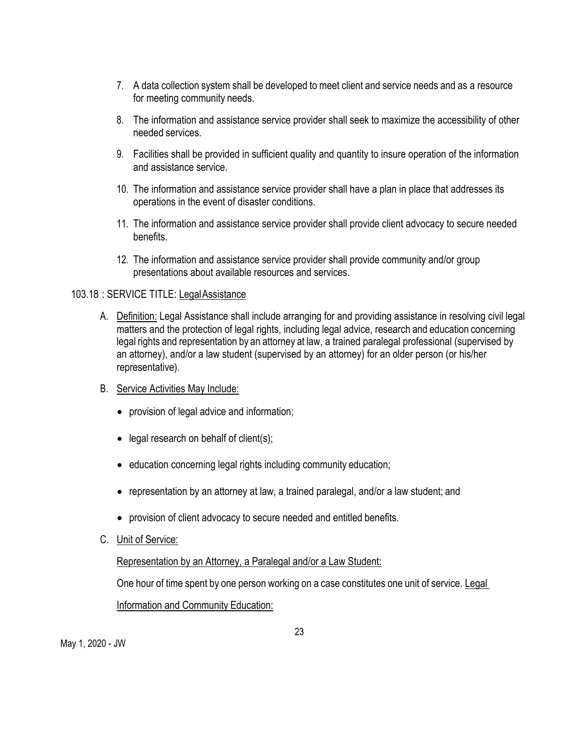7. A data collection system shall be developed to meet client and service needs and as a resource for meeting community needs.

8. The information and assistance service provider shall seek to maximize the accessibility of other needed services.

9. Facilities shall be provided in sufficient quality and quantity to insure operation of the information and assistance service.

10. The information and assistance service provider shall have a plan in place that addresses its operations in the event of disaster conditions.

11. The information and assistance service provider shall provide client advocacy to secure needed benefits.

12. The information and assistance service provider shall provide community and/or group presentations about available resources and services.

103.18 : SERVICE TITLE: <u>Legal Assistance</u>

A. <u>Definition:</u> Legal Assistance shall include arranging for and providing assistance in resolving civil legal matters and the protection of legal rights, including legal advice, research and education concerning legal rights and representation by an attorney at law, a trained paralegal professional (supervised by an attorney), and/or a law student (supervised by an attorney) for an older person (or his/her representative).

B. <u>Service Activities May Include:</u>

   - provision of legal advice and information;
   - legal research on behalf of client(s);
   - education concerning legal rights including community education;
   - representation by an attorney at law, a trained paralegal, and/or a law student; and
   - provision of client advocacy to secure needed and entitled benefits.

C. <u>Unit of Service:</u>

   <u>Representation by an Attorney, a Paralegal and/or a Law Student:</u>

   One hour of time spent by one person working on a case constitutes one unit of service.

   <u>Legal Information and Community Education:</u>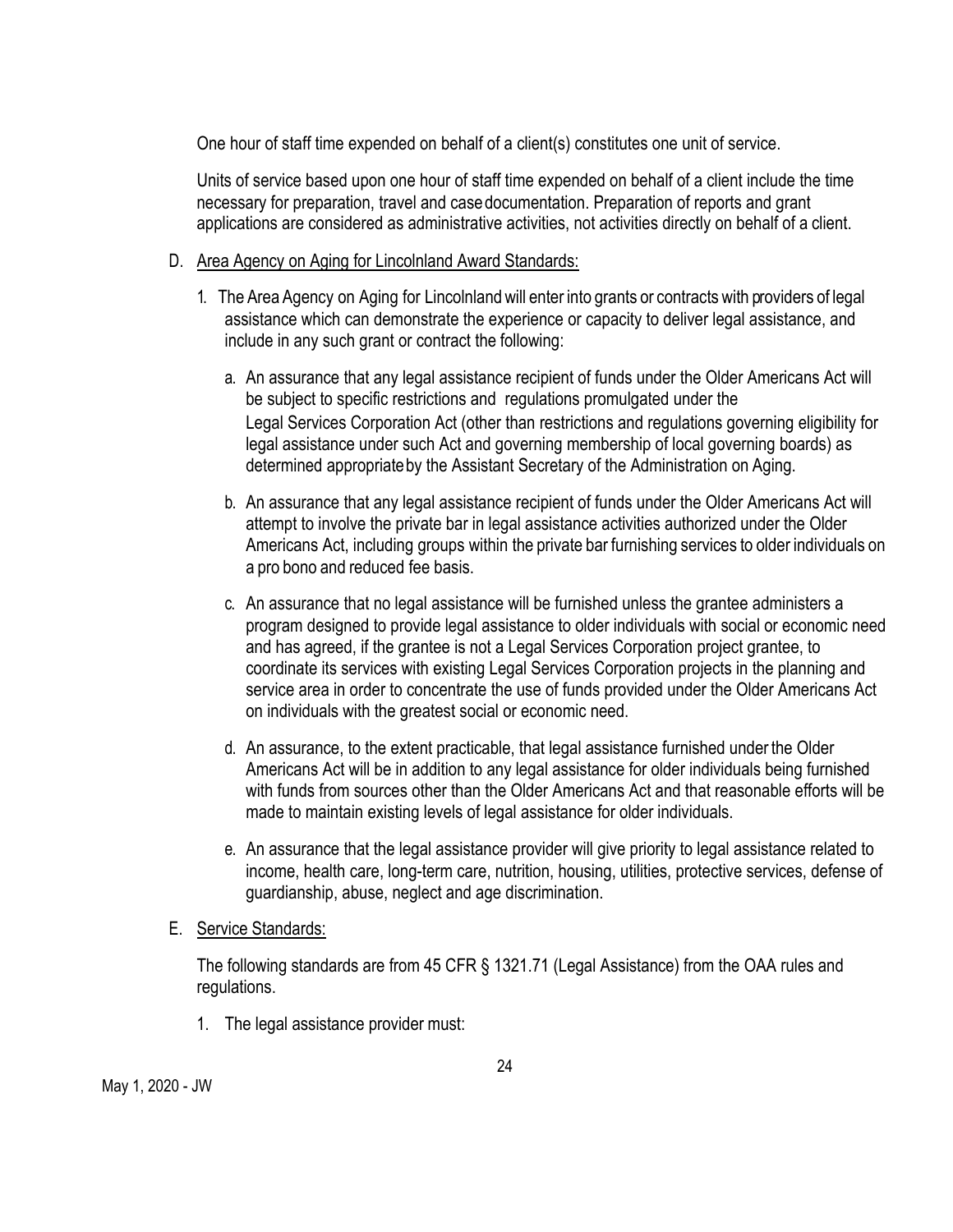One hour of staff time expended on behalf of a client(s) constitutes one unit of service.

Units of service based upon one hour of staff time expended on behalf of a client include the time necessary for preparation, travel and case documentation. Preparation of reports and grant applications are considered as administrative activities, not activities directly on behalf of a client.

D. Area Agency on Aging for Lincolnland Award Standards:

1. The Area Agency on Aging for Lincolnland will enter into grants or contracts with providers of legal assistance which can demonstrate the experience or capacity to deliver legal assistance, and include in any such grant or contract the following:

   a. An assurance that any legal assistance recipient of funds under the Older Americans Act will be subject to specific restrictions and regulations promulgated under the Legal Services Corporation Act (other than restrictions and regulations governing eligibility for legal assistance under such Act and governing membership of local governing boards) as determined appropriate by the Assistant Secretary of the Administration on Aging.

   b. An assurance that any legal assistance recipient of funds under the Older Americans Act will attempt to involve the private bar in legal assistance activities authorized under the Older Americans Act, including groups within the private bar furnishing services to older individuals on a pro bono and reduced fee basis.

   c. An assurance that no legal assistance will be furnished unless the grantee administers a program designed to provide legal assistance to older individuals with social or economic need and has agreed, if the grantee is not a Legal Services Corporation project grantee, to coordinate its services with existing Legal Services Corporation projects in the planning and service area in order to concentrate the use of funds provided under the Older Americans Act on individuals with the greatest social or economic need.

   d. An assurance, to the extent practicable, that legal assistance furnished under the Older Americans Act will be in addition to any legal assistance for older individuals being furnished with funds from sources other than the Older Americans Act and that reasonable efforts will be made to maintain existing levels of legal assistance for older individuals.

   e. An assurance that the legal assistance provider will give priority to legal assistance related to income, health care, long-term care, nutrition, housing, utilities, protective services, defense of guardianship, abuse, neglect and age discrimination.

E. Service Standards:

The following standards are from 45 CFR § 1321.71 (Legal Assistance) from the OAA rules and regulations.

1. The legal assistance provider must: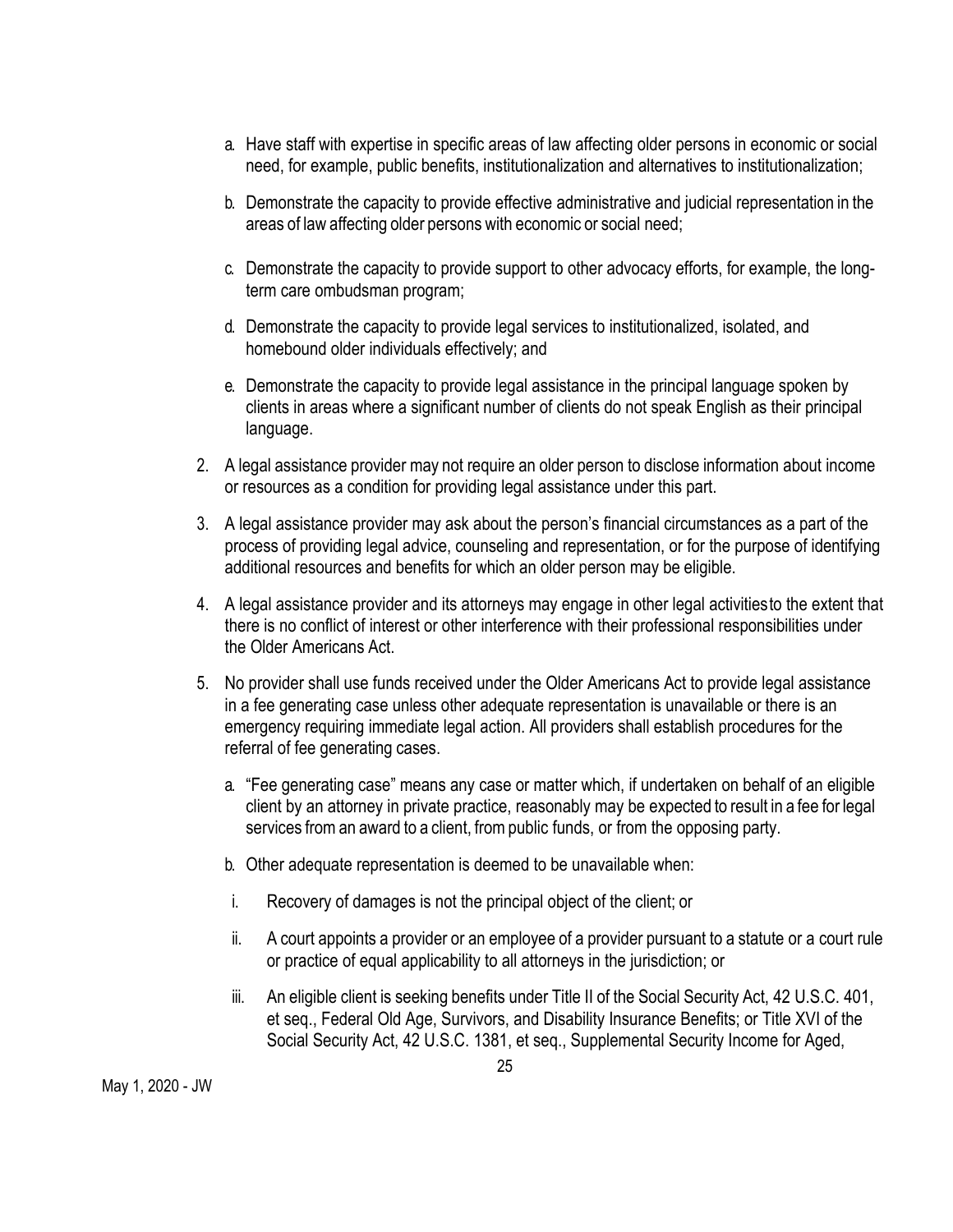a. Have staff with expertise in specific areas of law affecting older persons in economic or social need, for example, public benefits, institutionalization and alternatives to institutionalization;

b. Demonstrate the capacity to provide effective administrative and judicial representation in the areas of law affecting older persons with economic or social need;

c. Demonstrate the capacity to provide support to other advocacy efforts, for example, the long-term care ombudsman program;

d. Demonstrate the capacity to provide legal services to institutionalized, isolated, and homebound older individuals effectively; and

e. Demonstrate the capacity to provide legal assistance in the principal language spoken by clients in areas where a significant number of clients do not speak English as their principal language.

2. A legal assistance provider may not require an older person to disclose information about income or resources as a condition for providing legal assistance under this part.

3. A legal assistance provider may ask about the person's financial circumstances as a part of the process of providing legal advice, counseling and representation, or for the purpose of identifying additional resources and benefits for which an older person may be eligible.

4. A legal assistance provider and its attorneys may engage in other legal activities to the extent that there is no conflict of interest or other interference with their professional responsibilities under the Older Americans Act.

5. No provider shall use funds received under the Older Americans Act to provide legal assistance in a fee generating case unless other adequate representation is unavailable or there is an emergency requiring immediate legal action. All providers shall establish procedures for the referral of fee generating cases.

   a. "Fee generating case" means any case or matter which, if undertaken on behalf of an eligible client by an attorney in private practice, reasonably may be expected to result in a fee for legal services from an award to a client, from public funds, or from the opposing party.

   b. Other adequate representation is deemed to be unavailable when:

      i. Recovery of damages is not the principal object of the client; or

      ii. A court appoints a provider or an employee of a provider pursuant to a statute or a court rule or practice of equal applicability to all attorneys in the jurisdiction; or

      iii. An eligible client is seeking benefits under Title II of the Social Security Act, 42 U.S.C. 401, et seq., Federal Old Age, Survivors, and Disability Insurance Benefits; or Title XVI of the Social Security Act, 42 U.S.C. 1381, et seq., Supplemental Security Income for Aged,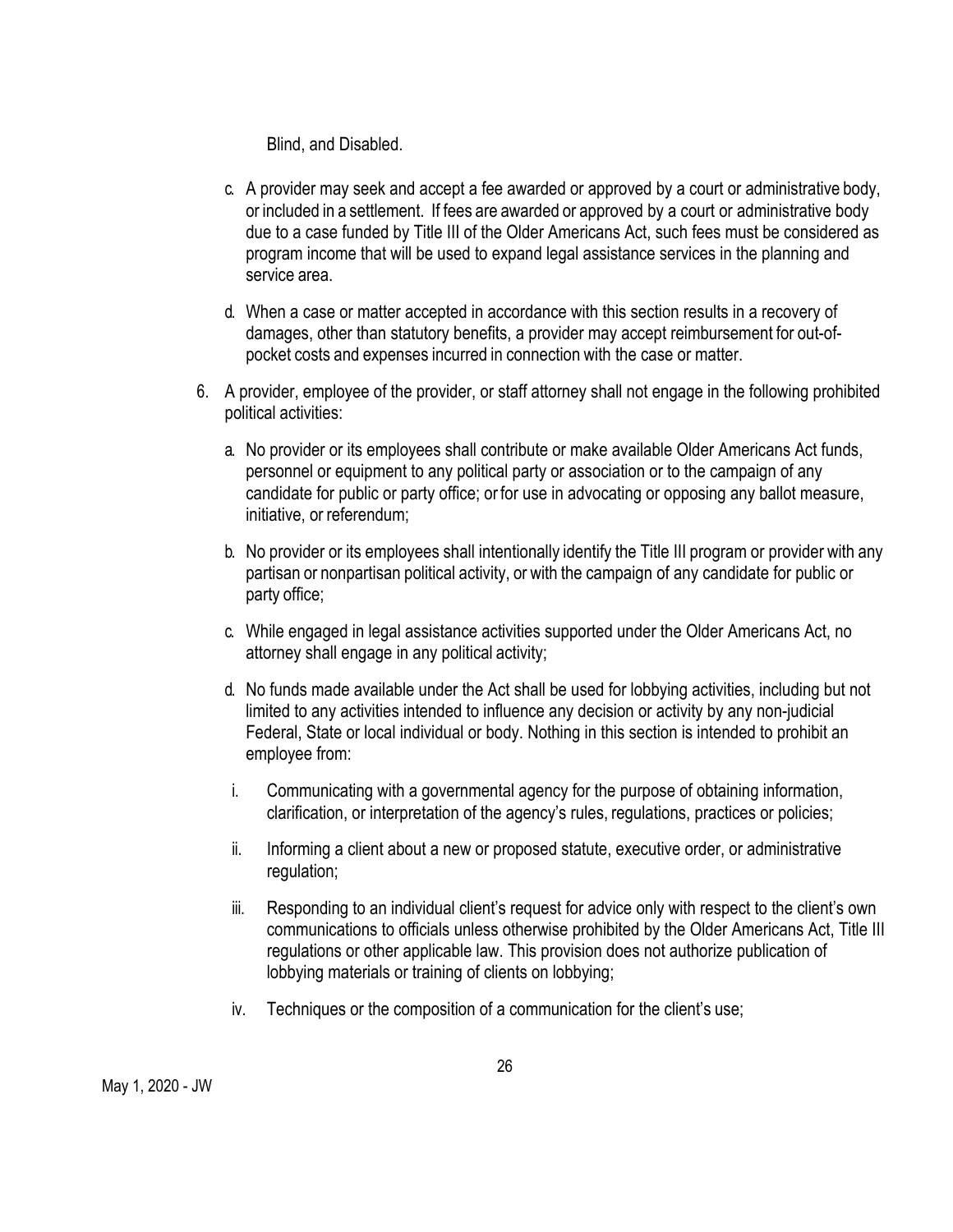Blind, and Disabled.

c. A provider may seek and accept a fee awarded or approved by a court or administrative body, or included in a settlement. If fees are awarded or approved by a court or administrative body due to a case funded by Title III of the Older Americans Act, such fees must be considered as program income that will be used to expand legal assistance services in the planning and service area.

d. When a case or matter accepted in accordance with this section results in a recovery of damages, other than statutory benefits, a provider may accept reimbursement for out-of-pocket costs and expenses incurred in connection with the case or matter.

6. A provider, employee of the provider, or staff attorney shall not engage in the following prohibited political activities:

   a. No provider or its employees shall contribute or make available Older Americans Act funds, personnel or equipment to any political party or association or to the campaign of any candidate for public or party office; or for use in advocating or opposing any ballot measure, initiative, or referendum;

   b. No provider or its employees shall intentionally identify the Title III program or provider with any partisan or nonpartisan political activity, or with the campaign of any candidate for public or party office;

   c. While engaged in legal assistance activities supported under the Older Americans Act, no attorney shall engage in any political activity;

   d. No funds made available under the Act shall be used for lobbying activities, including but not limited to any activities intended to influence any decision or activity by any non-judicial Federal, State or local individual or body. Nothing in this section is intended to prohibit an employee from:

      i. Communicating with a governmental agency for the purpose of obtaining information, clarification, or interpretation of the agency's rules, regulations, practices or policies;

      ii. Informing a client about a new or proposed statute, executive order, or administrative regulation;

      iii. Responding to an individual client's request for advice only with respect to the client's own communications to officials unless otherwise prohibited by the Older Americans Act, Title III regulations or other applicable law. This provision does not authorize publication of lobbying materials or training of clients on lobbying;

      iv. Techniques or the composition of a communication for the client's use;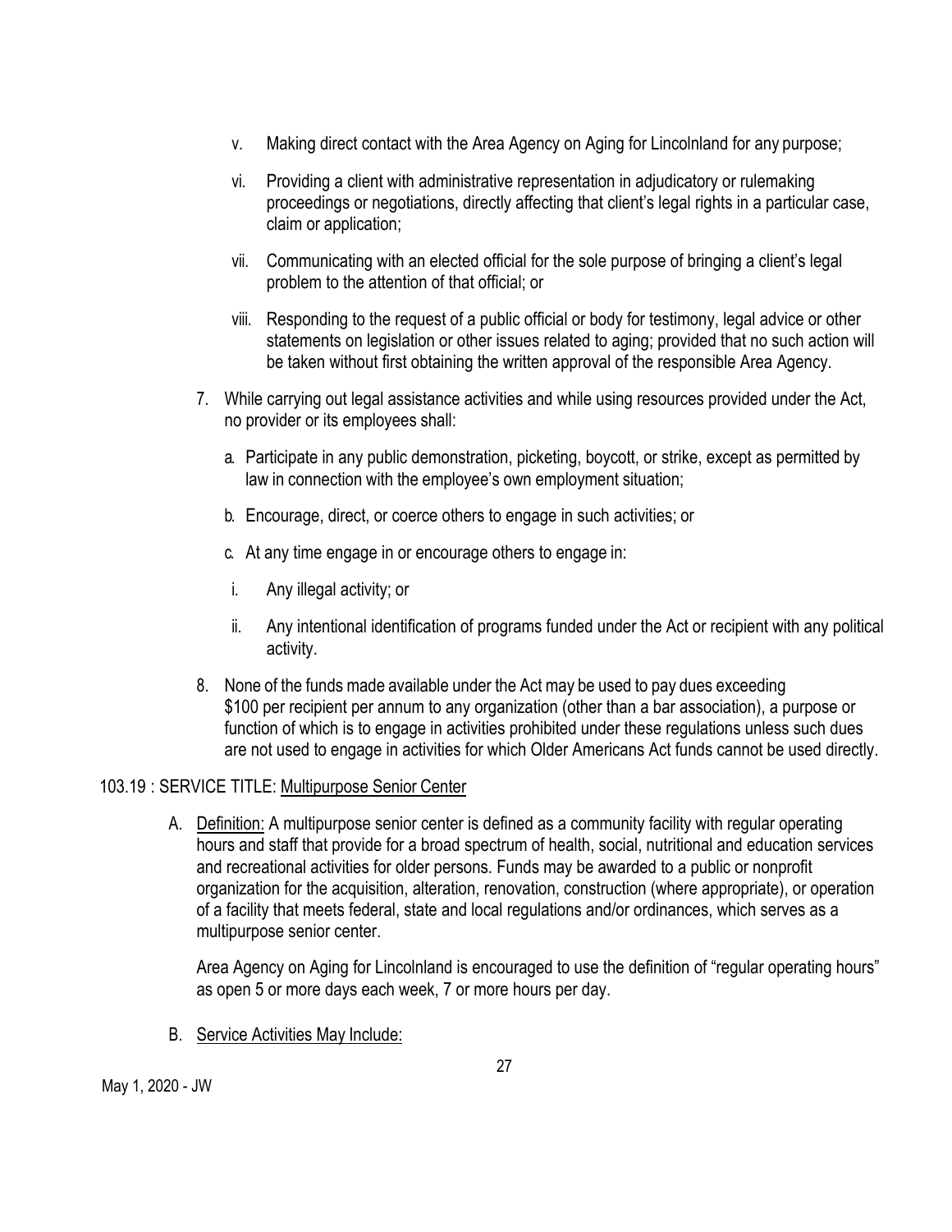v. Making direct contact with the Area Agency on Aging for Lincolnland for any purpose;

vi. Providing a client with administrative representation in adjudicatory or rulemaking proceedings or negotiations, directly affecting that client's legal rights in a particular case, claim or application;

vii. Communicating with an elected official for the sole purpose of bringing a client's legal problem to the attention of that official; or

viii. Responding to the request of a public official or body for testimony, legal advice or other statements on legislation or other issues related to aging; provided that no such action will be taken without first obtaining the written approval of the responsible Area Agency.

7. While carrying out legal assistance activities and while using resources provided under the Act, no provider or its employees shall:

   a. Participate in any public demonstration, picketing, boycott, or strike, except as permitted by law in connection with the employee's own employment situation;

   b. Encourage, direct, or coerce others to engage in such activities; or

   c. At any time engage in or encourage others to engage in:

      i. Any illegal activity; or

      ii. Any intentional identification of programs funded under the Act or recipient with any political activity.

8. None of the funds made available under the Act may be used to pay dues exceeding $100 per recipient per annum to any organization (other than a bar association), a purpose or function of which is to engage in activities prohibited under these regulations unless such dues are not used to engage in activities for which Older Americans Act funds cannot be used directly.

## 103.19 : SERVICE TITLE: Multipurpose Senior Center

A. Definition: A multipurpose senior center is defined as a community facility with regular operating hours and staff that provide for a broad spectrum of health, social, nutritional and education services and recreational activities for older persons. Funds may be awarded to a public or nonprofit organization for the acquisition, alteration, renovation, construction (where appropriate), or operation of a facility that meets federal, state and local regulations and/or ordinances, which serves as a multipurpose senior center.

   Area Agency on Aging for Lincolnland is encouraged to use the definition of "regular operating hours" as open 5 or more days each week, 7 or more hours per day.

B. Service Activities May Include: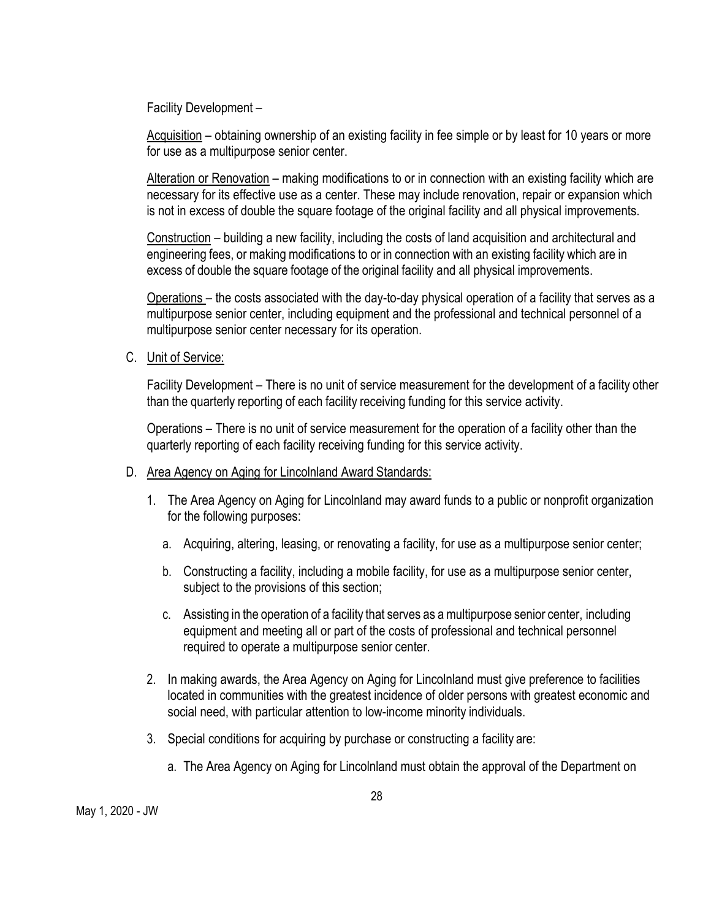Facility Development –

<u>Acquisition</u> – obtaining ownership of an existing facility in fee simple or by least for 10 years or more for use as a multipurpose senior center.

<u>Alteration or Renovation</u> – making modifications to or in connection with an existing facility which are necessary for its effective use as a center. These may include renovation, repair or expansion which is not in excess of double the square footage of the original facility and all physical improvements.

<u>Construction</u> – building a new facility, including the costs of land acquisition and architectural and engineering fees, or making modifications to or in connection with an existing facility which are in excess of double the square footage of the original facility and all physical improvements.

<u>Operations</u> – the costs associated with the day-to-day physical operation of a facility that serves as a multipurpose senior center, including equipment and the professional and technical personnel of a multipurpose senior center necessary for its operation.

C. <u>Unit of Service:</u>

   Facility Development – There is no unit of service measurement for the development of a facility other than the quarterly reporting of each facility receiving funding for this service activity.

   Operations – There is no unit of service measurement for the operation of a facility other than the quarterly reporting of each facility receiving funding for this service activity.

D. <u>Area Agency on Aging for Lincolnland Award Standards:</u>

   1. The Area Agency on Aging for Lincolnland may award funds to a public or nonprofit organization for the following purposes:

      a. Acquiring, altering, leasing, or renovating a facility, for use as a multipurpose senior center;

      b. Constructing a facility, including a mobile facility, for use as a multipurpose senior center, subject to the provisions of this section;

      c. Assisting in the operation of a facility that serves as a multipurpose senior center, including equipment and meeting all or part of the costs of professional and technical personnel required to operate a multipurpose senior center.

   2. In making awards, the Area Agency on Aging for Lincolnland must give preference to facilities located in communities with the greatest incidence of older persons with greatest economic and social need, with particular attention to low-income minority individuals.

   3. Special conditions for acquiring by purchase or constructing a facility are:

      a. The Area Agency on Aging for Lincolnland must obtain the approval of the Department on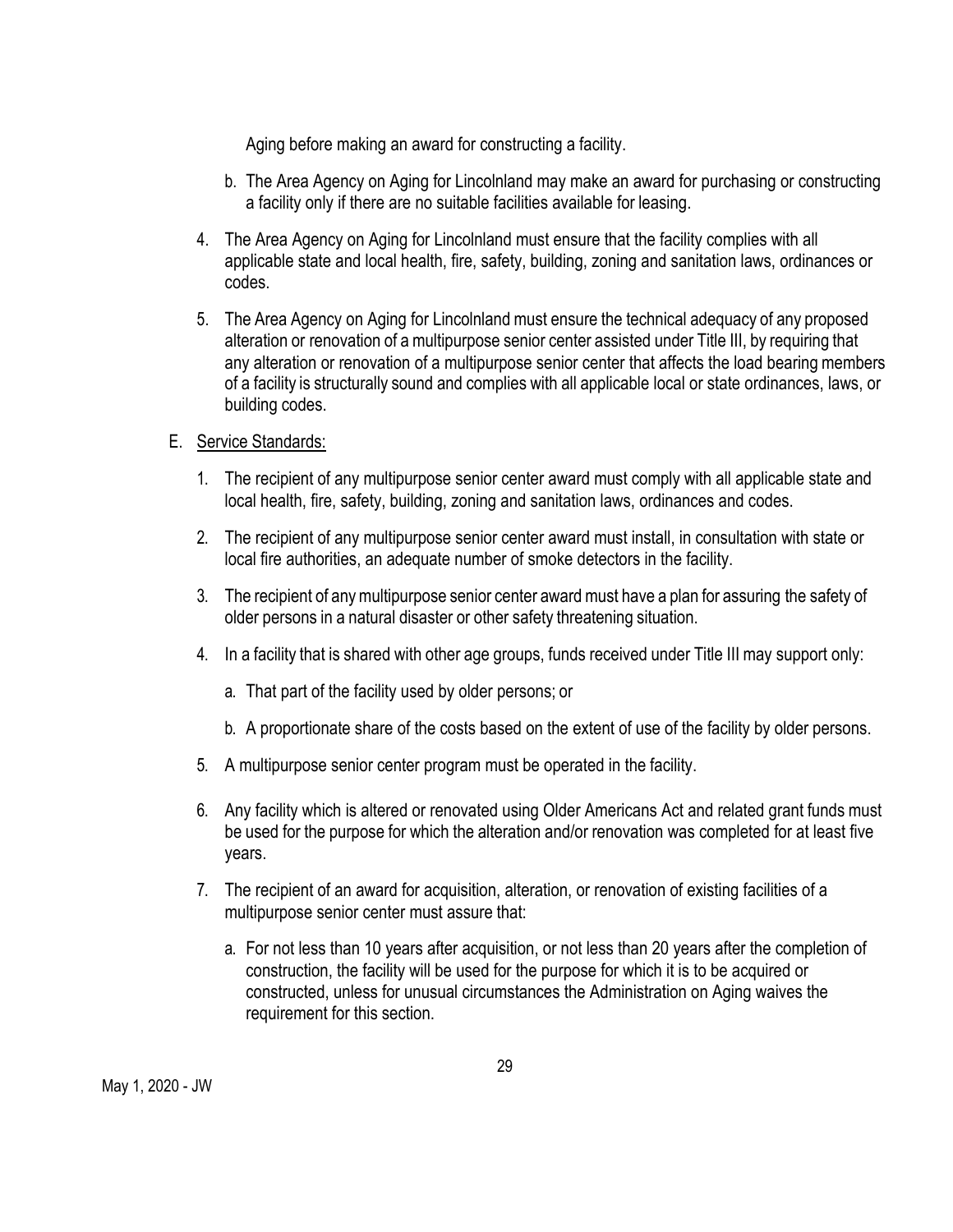Aging before making an award for constructing a facility.

   b. The Area Agency on Aging for Lincolnland may make an award for purchasing or constructing a facility only if there are no suitable facilities available for leasing.

4. The Area Agency on Aging for Lincolnland must ensure that the facility complies with all applicable state and local health, fire, safety, building, zoning and sanitation laws, ordinances or codes.

5. The Area Agency on Aging for Lincolnland must ensure the technical adequacy of any proposed alteration or renovation of a multipurpose senior center assisted under Title III, by requiring that any alteration or renovation of a multipurpose senior center that affects the load bearing members of a facility is structurally sound and complies with all applicable local or state ordinances, laws, or building codes.

E. <u>Service Standards:</u>

   1. The recipient of any multipurpose senior center award must comply with all applicable state and local health, fire, safety, building, zoning and sanitation laws, ordinances and codes.

   2. The recipient of any multipurpose senior center award must install, in consultation with state or local fire authorities, an adequate number of smoke detectors in the facility.

   3. The recipient of any multipurpose senior center award must have a plan for assuring the safety of older persons in a natural disaster or other safety threatening situation.

   4. In a facility that is shared with other age groups, funds received under Title III may support only:

      a. That part of the facility used by older persons; or

      b. A proportionate share of the costs based on the extent of use of the facility by older persons.

   5. A multipurpose senior center program must be operated in the facility.

   6. Any facility which is altered or renovated using Older Americans Act and related grant funds must be used for the purpose for which the alteration and/or renovation was completed for at least five years.

   7. The recipient of an award for acquisition, alteration, or renovation of existing facilities of a multipurpose senior center must assure that:

      a. For not less than 10 years after acquisition, or not less than 20 years after the completion of construction, the facility will be used for the purpose for which it is to be acquired or constructed, unless for unusual circumstances the Administration on Aging waives the requirement for this section.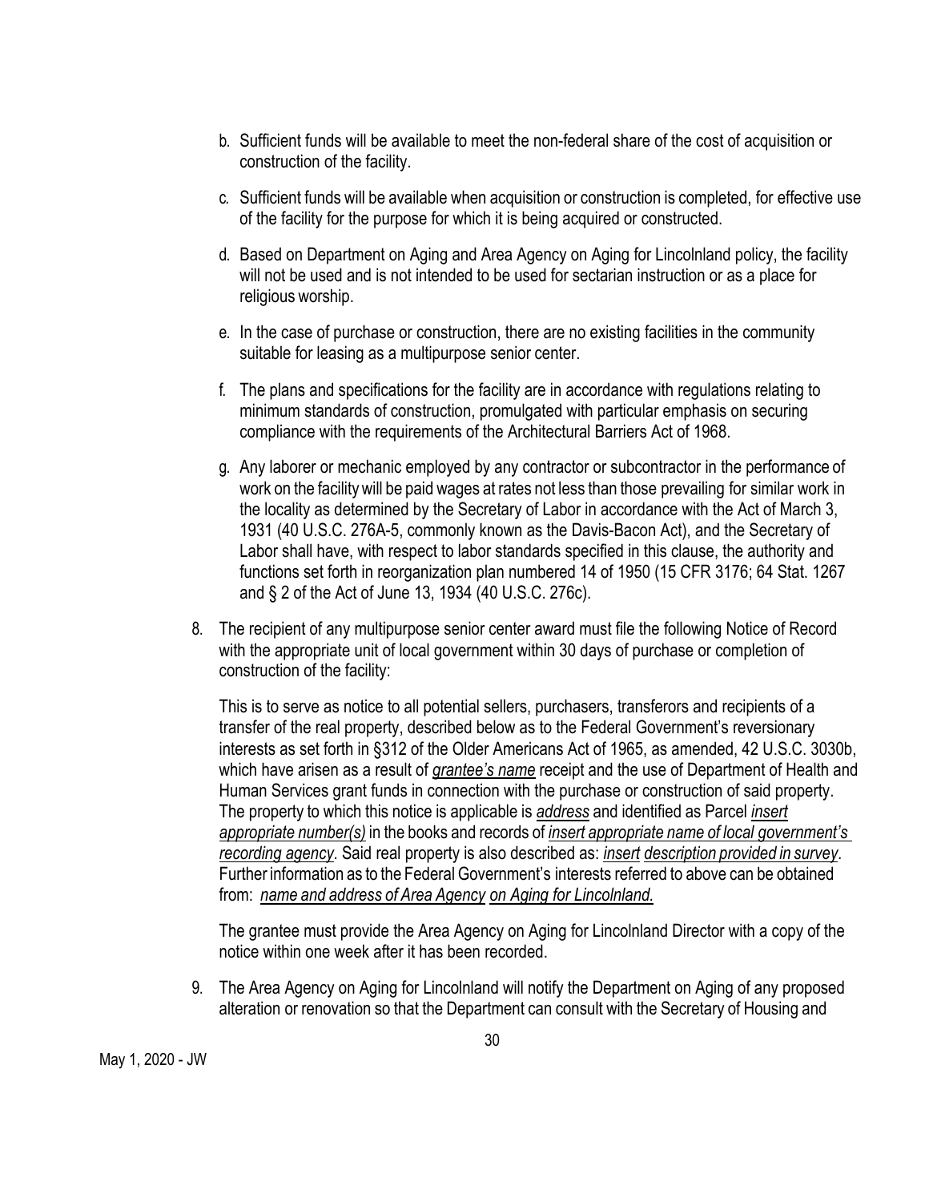b. Sufficient funds will be available to meet the non-federal share of the cost of acquisition or construction of the facility.

c. Sufficient funds will be available when acquisition or construction is completed, for effective use of the facility for the purpose for which it is being acquired or constructed.

d. Based on Department on Aging and Area Agency on Aging for Lincolnland policy, the facility will not be used and is not intended to be used for sectarian instruction or as a place for religious worship.

e. In the case of purchase or construction, there are no existing facilities in the community suitable for leasing as a multipurpose senior center.

f. The plans and specifications for the facility are in accordance with regulations relating to minimum standards of construction, promulgated with particular emphasis on securing compliance with the requirements of the Architectural Barriers Act of 1968.

g. Any laborer or mechanic employed by any contractor or subcontractor in the performance of work on the facility will be paid wages at rates not less than those prevailing for similar work in the locality as determined by the Secretary of Labor in accordance with the Act of March 3, 1931 (40 U.S.C. 276A-5, commonly known as the Davis-Bacon Act), and the Secretary of Labor shall have, with respect to labor standards specified in this clause, the authority and functions set forth in reorganization plan numbered 14 of 1950 (15 CFR 3176; 64 Stat. 1267 and § 2 of the Act of June 13, 1934 (40 U.S.C. 276c).

8. The recipient of any multipurpose senior center award must file the following Notice of Record with the appropriate unit of local government within 30 days of purchase or completion of construction of the facility:

   This is to serve as notice to all potential sellers, purchasers, transferors and recipients of a transfer of the real property, described below as to the Federal Government's reversionary interests as set forth in §312 of the Older Americans Act of 1965, as amended, 42 U.S.C. 3030b, which have arisen as a result of *grantee's name* receipt and the use of Department of Health and Human Services grant funds in connection with the purchase or construction of said property. The property to which this notice is applicable is *address* and identified as Parcel *insert appropriate number(s)* in the books and records of *insert appropriate name of local government's recording agency*. Said real property is also described as: *insert description provided in survey*. Further information as to the Federal Government's interests referred to above can be obtained from: *name and address of Area Agency on Aging for Lincolnland.*

   The grantee must provide the Area Agency on Aging for Lincolnland Director with a copy of the notice within one week after it has been recorded.

9. The Area Agency on Aging for Lincolnland will notify the Department on Aging of any proposed alteration or renovation so that the Department can consult with the Secretary of Housing and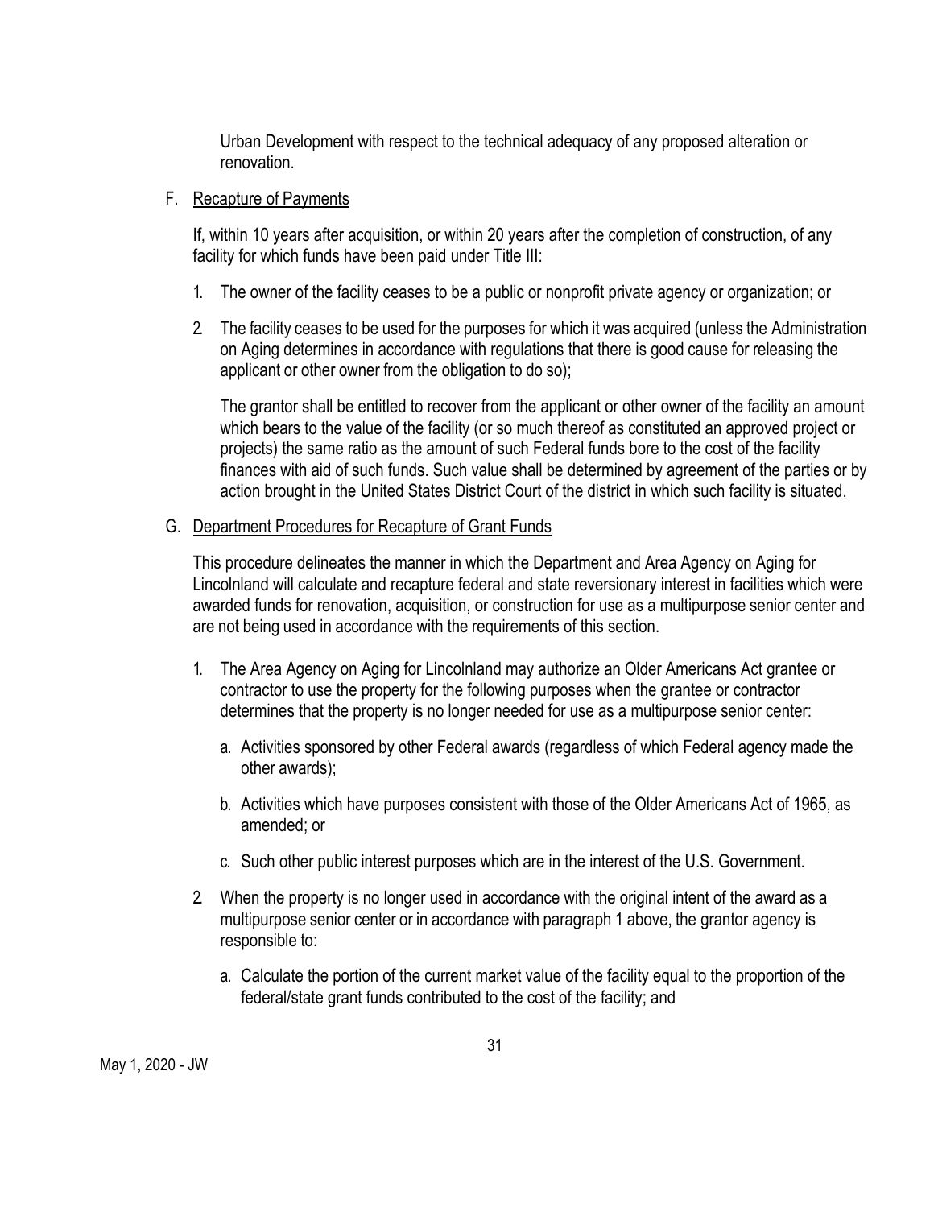Urban Development with respect to the technical adequacy of any proposed alteration or renovation.

F. Recapture of Payments

If, within 10 years after acquisition, or within 20 years after the completion of construction, of any facility for which funds have been paid under Title III:

1. The owner of the facility ceases to be a public or nonprofit private agency or organization; or

2. The facility ceases to be used for the purposes for which it was acquired (unless the Administration on Aging determines in accordance with regulations that there is good cause for releasing the applicant or other owner from the obligation to do so);

The grantor shall be entitled to recover from the applicant or other owner of the facility an amount which bears to the value of the facility (or so much thereof as constituted an approved project or projects) the same ratio as the amount of such Federal funds bore to the cost of the facility finances with aid of such funds. Such value shall be determined by agreement of the parties or by action brought in the United States District Court of the district in which such facility is situated.

G. Department Procedures for Recapture of Grant Funds

This procedure delineates the manner in which the Department and Area Agency on Aging for Lincolnland will calculate and recapture federal and state reversionary interest in facilities which were awarded funds for renovation, acquisition, or construction for use as a multipurpose senior center and are not being used in accordance with the requirements of this section.

1. The Area Agency on Aging for Lincolnland may authorize an Older Americans Act grantee or contractor to use the property for the following purposes when the grantee or contractor determines that the property is no longer needed for use as a multipurpose senior center:

   a. Activities sponsored by other Federal awards (regardless of which Federal agency made the other awards);

   b. Activities which have purposes consistent with those of the Older Americans Act of 1965, as amended; or

   c. Such other public interest purposes which are in the interest of the U.S. Government.

2. When the property is no longer used in accordance with the original intent of the award as a multipurpose senior center or in accordance with paragraph 1 above, the grantor agency is responsible to:

   a. Calculate the portion of the current market value of the facility equal to the proportion of the federal/state grant funds contributed to the cost of the facility; and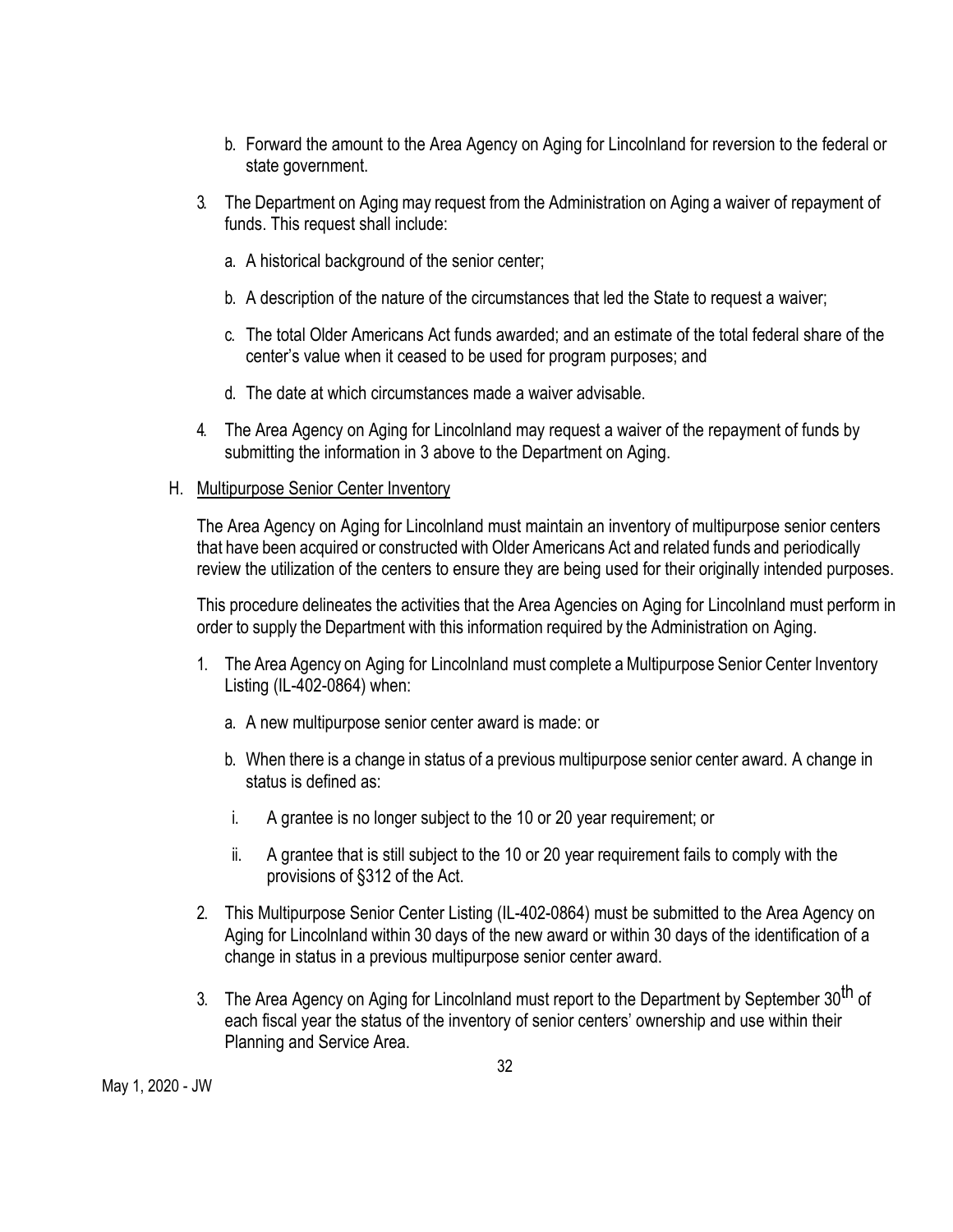b. Forward the amount to the Area Agency on Aging for Lincolnland for reversion to the federal or state government.

3. The Department on Aging may request from the Administration on Aging a waiver of repayment of funds. This request shall include:

   a. A historical background of the senior center;

   b. A description of the nature of the circumstances that led the State to request a waiver;

   c. The total Older Americans Act funds awarded; and an estimate of the total federal share of the center's value when it ceased to be used for program purposes; and

   d. The date at which circumstances made a waiver advisable.

4. The Area Agency on Aging for Lincolnland may request a waiver of the repayment of funds by submitting the information in 3 above to the Department on Aging.

H. Multipurpose Senior Center Inventory

The Area Agency on Aging for Lincolnland must maintain an inventory of multipurpose senior centers that have been acquired or constructed with Older Americans Act and related funds and periodically review the utilization of the centers to ensure they are being used for their originally intended purposes.

This procedure delineates the activities that the Area Agencies on Aging for Lincolnland must perform in order to supply the Department with this information required by the Administration on Aging.

1. The Area Agency on Aging for Lincolnland must complete a Multipurpose Senior Center Inventory Listing (IL-402-0864) when:

   a. A new multipurpose senior center award is made: or

   b. When there is a change in status of a previous multipurpose senior center award. A change in status is defined as:

      i. A grantee is no longer subject to the 10 or 20 year requirement; or

      ii. A grantee that is still subject to the 10 or 20 year requirement fails to comply with the provisions of §312 of the Act.

2. This Multipurpose Senior Center Listing (IL-402-0864) must be submitted to the Area Agency on Aging for Lincolnland within 30 days of the new award or within 30 days of the identification of a change in status in a previous multipurpose senior center award.

3. The Area Agency on Aging for Lincolnland must report to the Department by September 30th of each fiscal year the status of the inventory of senior centers' ownership and use within their Planning and Service Area.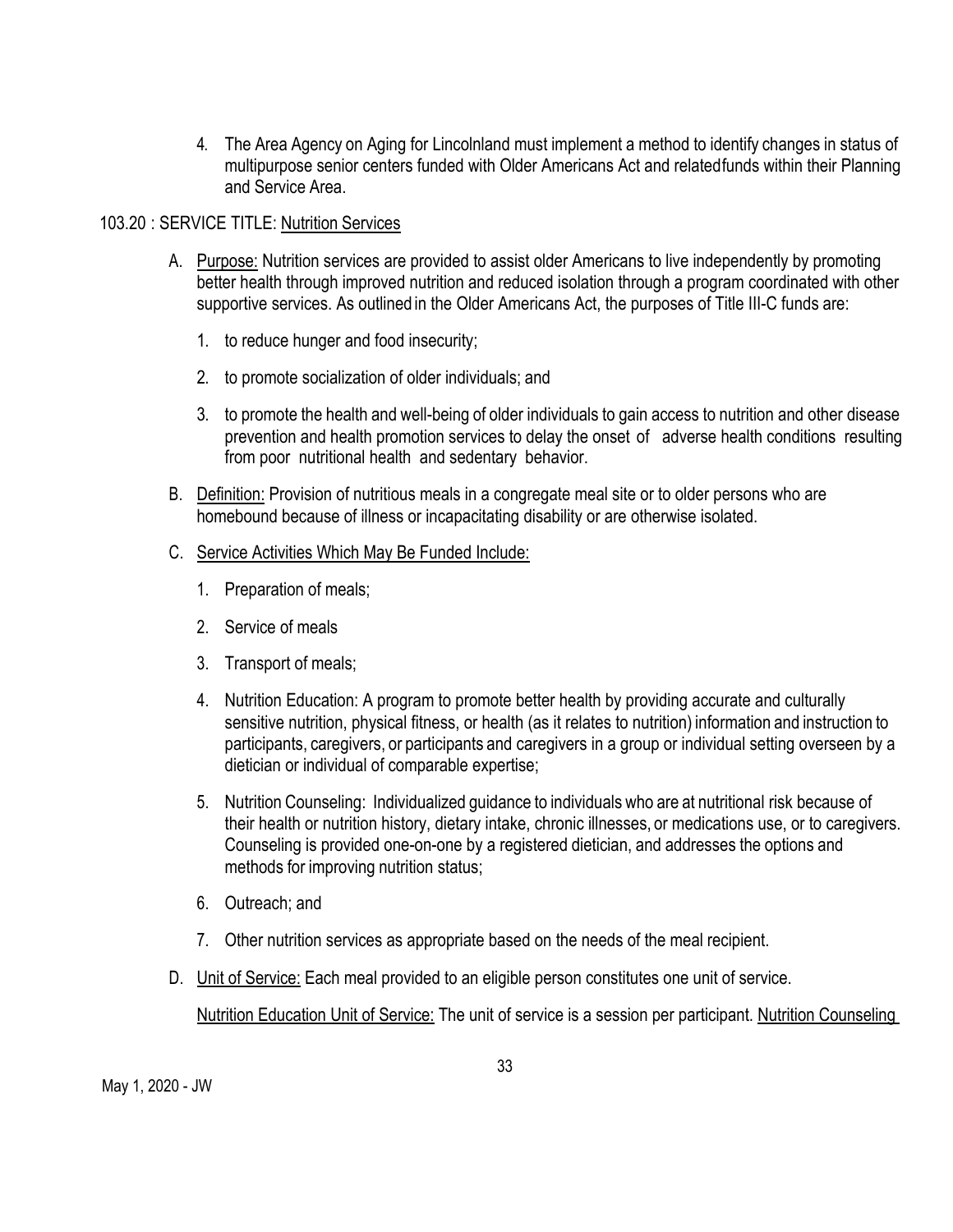4. The Area Agency on Aging for Lincolnland must implement a method to identify changes in status of multipurpose senior centers funded with Older Americans Act and relatedfunds within their Planning and Service Area.

103.20 : SERVICE TITLE: Nutrition Services

A. Purpose: Nutrition services are provided to assist older Americans to live independently by promoting better health through improved nutrition and reduced isolation through a program coordinated with other supportive services. As outlined in the Older Americans Act, the purposes of Title III-C funds are:

   1. to reduce hunger and food insecurity;

   2. to promote socialization of older individuals; and

   3. to promote the health and well-being of older individuals to gain access to nutrition and other disease prevention and health promotion services to delay the onset of adverse health conditions resulting from poor nutritional health and sedentary behavior.

B. Definition: Provision of nutritious meals in a congregate meal site or to older persons who are homebound because of illness or incapacitating disability or are otherwise isolated.

C. Service Activities Which May Be Funded Include:

   1. Preparation of meals;

   2. Service of meals

   3. Transport of meals;

   4. Nutrition Education: A program to promote better health by providing accurate and culturally sensitive nutrition, physical fitness, or health (as it relates to nutrition) information and instruction to participants, caregivers, or participants and caregivers in a group or individual setting overseen by a dietician or individual of comparable expertise;

   5. Nutrition Counseling: Individualized guidance to individuals who are at nutritional risk because of their health or nutrition history, dietary intake, chronic illnesses, or medications use, or to caregivers. Counseling is provided one-on-one by a registered dietician, and addresses the options and methods for improving nutrition status;

   6. Outreach; and

   7. Other nutrition services as appropriate based on the needs of the meal recipient.

D. Unit of Service: Each meal provided to an eligible person constitutes one unit of service.

   Nutrition Education Unit of Service: The unit of service is a session per participant. Nutrition Counseling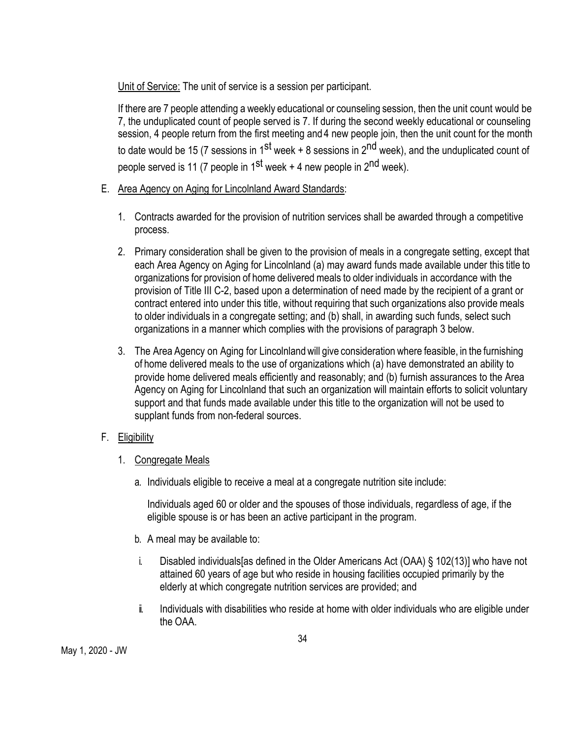Unit of Service: The unit of service is a session per participant.

If there are 7 people attending a weekly educational or counseling session, then the unit count would be 7, the unduplicated count of people served is 7. If during the second weekly educational or counseling session, 4 people return from the first meeting and 4 new people join, then the unit count for the month to date would be 15 (7 sessions in 1st week + 8 sessions in 2nd week), and the unduplicated count of people served is 11 (7 people in 1st week + 4 new people in 2nd week).

E. Area Agency on Aging for Lincolnland Award Standards:

1. Contracts awarded for the provision of nutrition services shall be awarded through a competitive process.

2. Primary consideration shall be given to the provision of meals in a congregate setting, except that each Area Agency on Aging for Lincolnland (a) may award funds made available under this title to organizations for provision of home delivered meals to older individuals in accordance with the provision of Title III C-2, based upon a determination of need made by the recipient of a grant or contract entered into under this title, without requiring that such organizations also provide meals to older individuals in a congregate setting; and (b) shall, in awarding such funds, select such organizations in a manner which complies with the provisions of paragraph 3 below.

3. The Area Agency on Aging for Lincolnland will give consideration where feasible, in the furnishing of home delivered meals to the use of organizations which (a) have demonstrated an ability to provide home delivered meals efficiently and reasonably; and (b) furnish assurances to the Area Agency on Aging for Lincolnland that such an organization will maintain efforts to solicit voluntary support and that funds made available under this title to the organization will not be used to supplant funds from non-federal sources.

F. Eligibility

1. Congregate Meals

   a. Individuals eligible to receive a meal at a congregate nutrition site include:

      Individuals aged 60 or older and the spouses of those individuals, regardless of age, if the eligible spouse is or has been an active participant in the program.

   b. A meal may be available to:

      i. Disabled individuals[as defined in the Older Americans Act (OAA) § 102(13)] who have not attained 60 years of age but who reside in housing facilities occupied primarily by the elderly at which congregate nutrition services are provided; and

      ii. Individuals with disabilities who reside at home with older individuals who are eligible under the OAA.

May 1, 2020 - JW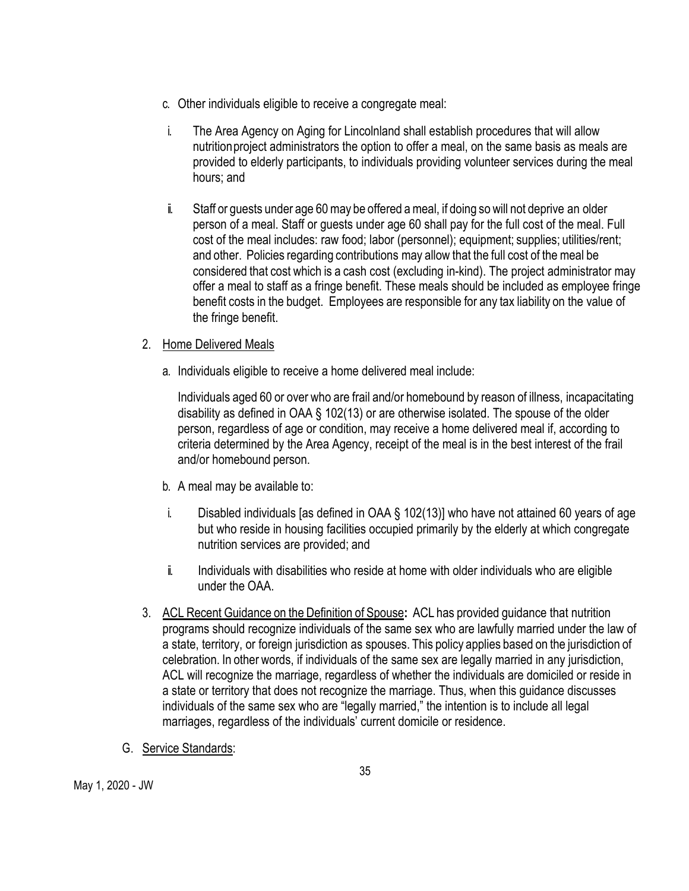c. Other individuals eligible to receive a congregate meal:

i. The Area Agency on Aging for Lincolnland shall establish procedures that will allow nutrition project administrators the option to offer a meal, on the same basis as meals are provided to elderly participants, to individuals providing volunteer services during the meal hours; and

ii. Staff or guests under age 60 may be offered a meal, if doing so will not deprive an older person of a meal. Staff or guests under age 60 shall pay for the full cost of the meal. Full cost of the meal includes: raw food; labor (personnel); equipment; supplies; utilities/rent; and other. Policies regarding contributions may allow that the full cost of the meal be considered that cost which is a cash cost (excluding in-kind). The project administrator may offer a meal to staff as a fringe benefit. These meals should be included as employee fringe benefit costs in the budget. Employees are responsible for any tax liability on the value of the fringe benefit.

2. <u>Home Delivered Meals</u>

a. Individuals eligible to receive a home delivered meal include:

Individuals aged 60 or over who are frail and/or homebound by reason of illness, incapacitating disability as defined in OAA § 102(13) or are otherwise isolated. The spouse of the older person, regardless of age or condition, may receive a home delivered meal if, according to criteria determined by the Area Agency, receipt of the meal is in the best interest of the frail and/or homebound person.

b. A meal may be available to:

i. Disabled individuals [as defined in OAA § 102(13)] who have not attained 60 years of age but who reside in housing facilities occupied primarily by the elderly at which congregate nutrition services are provided; and

ii. Individuals with disabilities who reside at home with older individuals who are eligible under the OAA.

3. <u>ACL Recent Guidance on the Definition of Spouse</u>**:** ACL has provided guidance that nutrition programs should recognize individuals of the same sex who are lawfully married under the law of a state, territory, or foreign jurisdiction as spouses. This policy applies based on the jurisdiction of celebration. In other words, if individuals of the same sex are legally married in any jurisdiction, ACL will recognize the marriage, regardless of whether the individuals are domiciled or reside in a state or territory that does not recognize the marriage. Thus, when this guidance discusses individuals of the same sex who are "legally married," the intention is to include all legal marriages, regardless of the individuals' current domicile or residence.

G. <u>Service Standards</u>: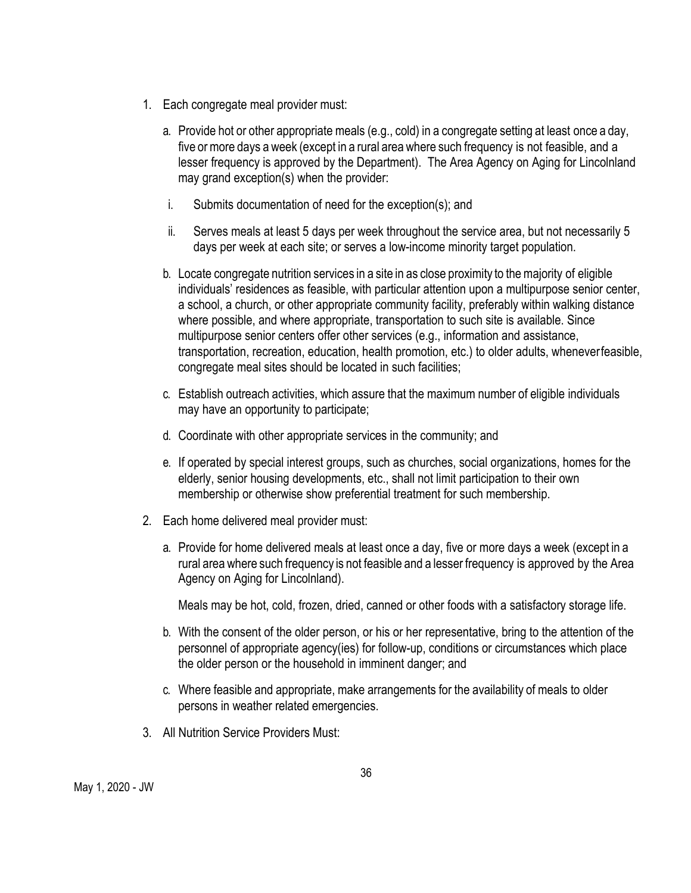1. Each congregate meal provider must:

   a. Provide hot or other appropriate meals (e.g., cold) in a congregate setting at least once a day, five or more days a week (except in a rural area where such frequency is not feasible, and a lesser frequency is approved by the Department). The Area Agency on Aging for Lincolnland may grand exception(s) when the provider:

      i. Submits documentation of need for the exception(s); and

      ii. Serves meals at least 5 days per week throughout the service area, but not necessarily 5 days per week at each site; or serves a low-income minority target population.

   b. Locate congregate nutrition services in a site in as close proximity to the majority of eligible individuals' residences as feasible, with particular attention upon a multipurpose senior center, a school, a church, or other appropriate community facility, preferably within walking distance where possible, and where appropriate, transportation to such site is available. Since multipurpose senior centers offer other services (e.g., information and assistance, transportation, recreation, education, health promotion, etc.) to older adults, wheneverfeasible, congregate meal sites should be located in such facilities;

   c. Establish outreach activities, which assure that the maximum number of eligible individuals may have an opportunity to participate;

   d. Coordinate with other appropriate services in the community; and

   e. If operated by special interest groups, such as churches, social organizations, homes for the elderly, senior housing developments, etc., shall not limit participation to their own membership or otherwise show preferential treatment for such membership.

2. Each home delivered meal provider must:

   a. Provide for home delivered meals at least once a day, five or more days a week (except in a rural area where such frequency is not feasible and a lesser frequency is approved by the Area Agency on Aging for Lincolnland).

      Meals may be hot, cold, frozen, dried, canned or other foods with a satisfactory storage life.

   b. With the consent of the older person, or his or her representative, bring to the attention of the personnel of appropriate agency(ies) for follow-up, conditions or circumstances which place the older person or the household in imminent danger; and

   c. Where feasible and appropriate, make arrangements for the availability of meals to older persons in weather related emergencies.

3. All Nutrition Service Providers Must:

May 1, 2020 - JW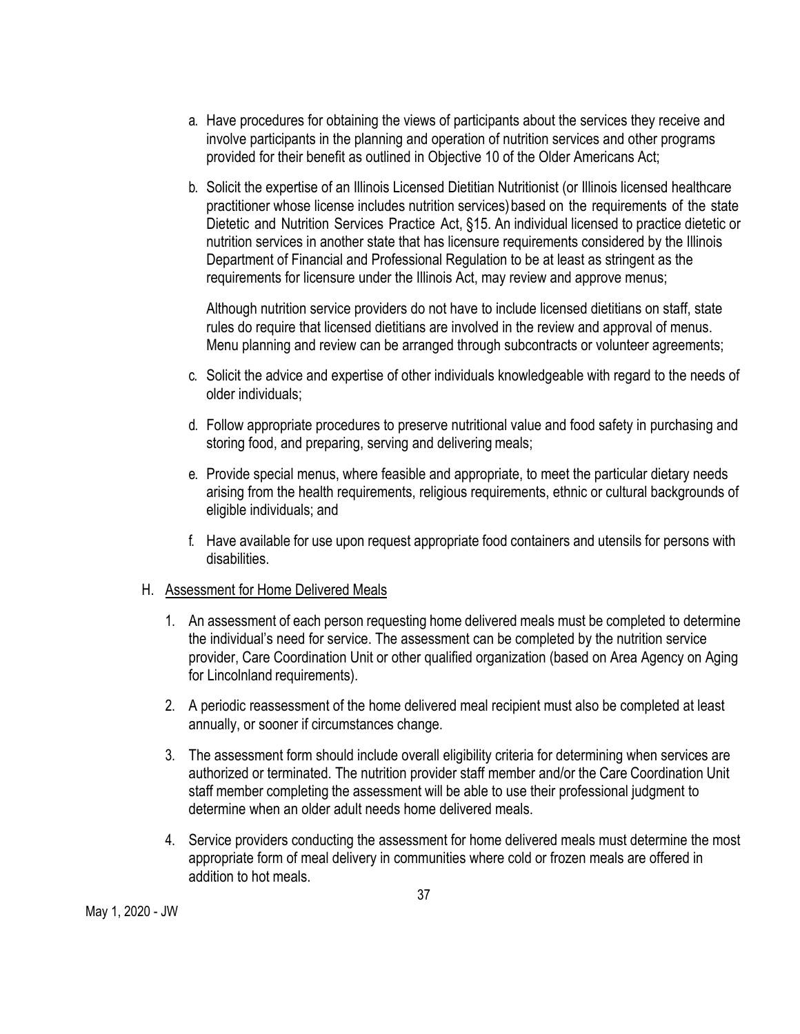a. Have procedures for obtaining the views of participants about the services they receive and involve participants in the planning and operation of nutrition services and other programs provided for their benefit as outlined in Objective 10 of the Older Americans Act;

b. Solicit the expertise of an Illinois Licensed Dietitian Nutritionist (or Illinois licensed healthcare practitioner whose license includes nutrition services) based on the requirements of the state Dietetic and Nutrition Services Practice Act, §15. An individual licensed to practice dietetic or nutrition services in another state that has licensure requirements considered by the Illinois Department of Financial and Professional Regulation to be at least as stringent as the requirements for licensure under the Illinois Act, may review and approve menus;

   Although nutrition service providers do not have to include licensed dietitians on staff, state rules do require that licensed dietitians are involved in the review and approval of menus. Menu planning and review can be arranged through subcontracts or volunteer agreements;

c. Solicit the advice and expertise of other individuals knowledgeable with regard to the needs of older individuals;

d. Follow appropriate procedures to preserve nutritional value and food safety in purchasing and storing food, and preparing, serving and delivering meals;

e. Provide special menus, where feasible and appropriate, to meet the particular dietary needs arising from the health requirements, religious requirements, ethnic or cultural backgrounds of eligible individuals; and

f. Have available for use upon request appropriate food containers and utensils for persons with disabilities.

H. <u>Assessment for Home Delivered Meals</u>

1. An assessment of each person requesting home delivered meals must be completed to determine the individual's need for service. The assessment can be completed by the nutrition service provider, Care Coordination Unit or other qualified organization (based on Area Agency on Aging for Lincolnland requirements).

2. A periodic reassessment of the home delivered meal recipient must also be completed at least annually, or sooner if circumstances change.

3. The assessment form should include overall eligibility criteria for determining when services are authorized or terminated. The nutrition provider staff member and/or the Care Coordination Unit staff member completing the assessment will be able to use their professional judgment to determine when an older adult needs home delivered meals.

4. Service providers conducting the assessment for home delivered meals must determine the most appropriate form of meal delivery in communities where cold or frozen meals are offered in addition to hot meals.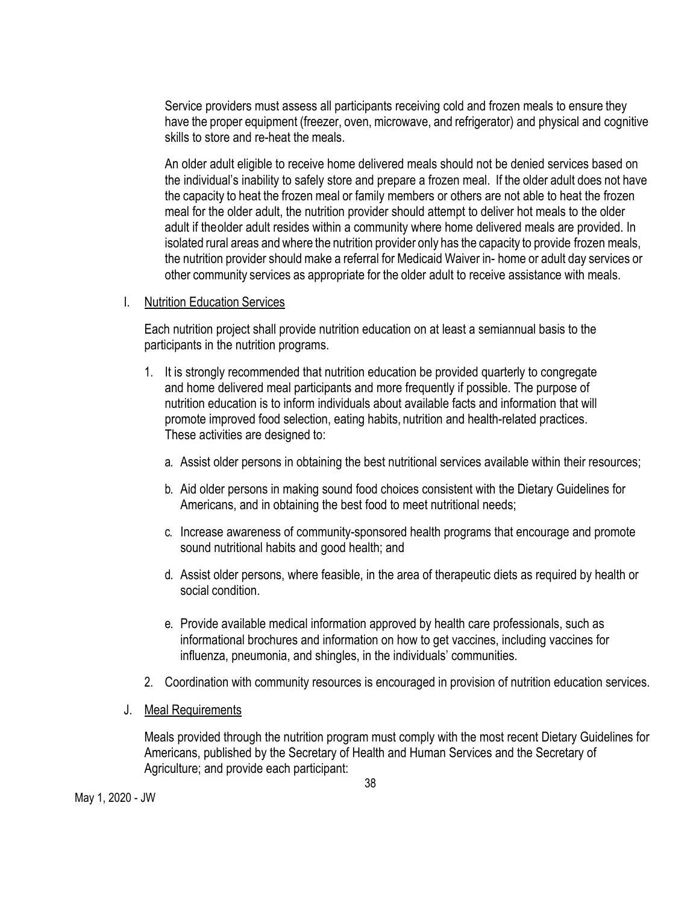Service providers must assess all participants receiving cold and frozen meals to ensure they have the proper equipment (freezer, oven, microwave, and refrigerator) and physical and cognitive skills to store and re-heat the meals.

An older adult eligible to receive home delivered meals should not be denied services based on the individual's inability to safely store and prepare a frozen meal. If the older adult does not have the capacity to heat the frozen meal or family members or others are not able to heat the frozen meal for the older adult, the nutrition provider should attempt to deliver hot meals to the older adult if theolder adult resides within a community where home delivered meals are provided. In isolated rural areas and where the nutrition provider only has the capacity to provide frozen meals, the nutrition provider should make a referral for Medicaid Waiver in- home or adult day services or other community services as appropriate for the older adult to receive assistance with meals.

I. Nutrition Education Services

Each nutrition project shall provide nutrition education on at least a semiannual basis to the participants in the nutrition programs.

1. It is strongly recommended that nutrition education be provided quarterly to congregate and home delivered meal participants and more frequently if possible. The purpose of nutrition education is to inform individuals about available facts and information that will promote improved food selection, eating habits, nutrition and health-related practices. These activities are designed to:

   a. Assist older persons in obtaining the best nutritional services available within their resources;

   b. Aid older persons in making sound food choices consistent with the Dietary Guidelines for Americans, and in obtaining the best food to meet nutritional needs;

   c. Increase awareness of community-sponsored health programs that encourage and promote sound nutritional habits and good health; and

   d. Assist older persons, where feasible, in the area of therapeutic diets as required by health or social condition.

   e. Provide available medical information approved by health care professionals, such as informational brochures and information on how to get vaccines, including vaccines for influenza, pneumonia, and shingles, in the individuals' communities.

2. Coordination with community resources is encouraged in provision of nutrition education services.

J. Meal Requirements

Meals provided through the nutrition program must comply with the most recent Dietary Guidelines for Americans, published by the Secretary of Health and Human Services and the Secretary of Agriculture; and provide each participant: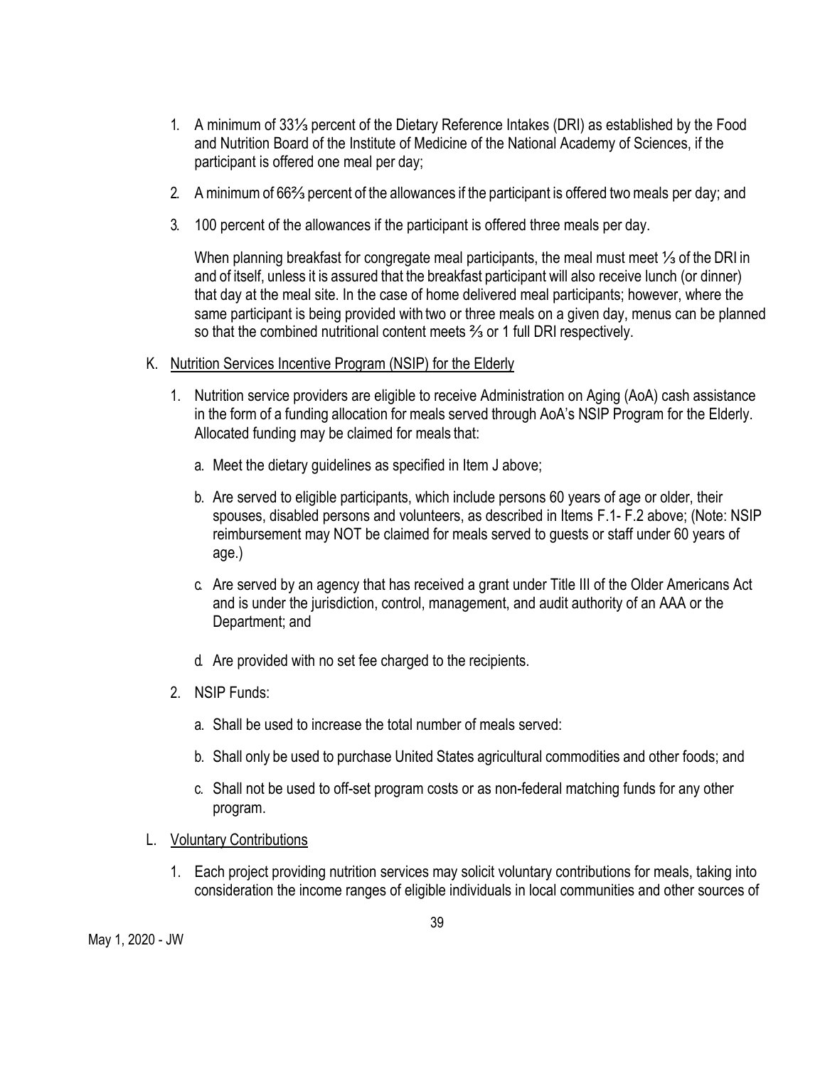1. A minimum of 33⅓ percent of the Dietary Reference Intakes (DRI) as established by the Food and Nutrition Board of the Institute of Medicine of the National Academy of Sciences, if the participant is offered one meal per day;

2. A minimum of 66⅔ percent of the allowances if the participant is offered two meals per day; and

3. 100 percent of the allowances if the participant is offered three meals per day.

   When planning breakfast for congregate meal participants, the meal must meet ⅓ of the DRI in and of itself, unless it is assured that the breakfast participant will also receive lunch (or dinner) that day at the meal site. In the case of home delivered meal participants; however, where the same participant is being provided with two or three meals on a given day, menus can be planned so that the combined nutritional content meets ⅔ or 1 full DRI respectively.

K. <u>Nutrition Services Incentive Program (NSIP) for the Elderly</u>

   1. Nutrition service providers are eligible to receive Administration on Aging (AoA) cash assistance in the form of a funding allocation for meals served through AoA's NSIP Program for the Elderly. Allocated funding may be claimed for meals that:

      a. Meet the dietary guidelines as specified in Item J above;

      b. Are served to eligible participants, which include persons 60 years of age or older, their spouses, disabled persons and volunteers, as described in Items F.1- F.2 above; (Note: NSIP reimbursement may NOT be claimed for meals served to guests or staff under 60 years of age.)

      c. Are served by an agency that has received a grant under Title III of the Older Americans Act and is under the jurisdiction, control, management, and audit authority of an AAA or the Department; and

      d. Are provided with no set fee charged to the recipients.

   2. NSIP Funds:

      a. Shall be used to increase the total number of meals served:

      b. Shall only be used to purchase United States agricultural commodities and other foods; and

      c. Shall not be used to off-set program costs or as non-federal matching funds for any other program.

L. <u>Voluntary Contributions</u>

   1. Each project providing nutrition services may solicit voluntary contributions for meals, taking into consideration the income ranges of eligible individuals in local communities and other sources of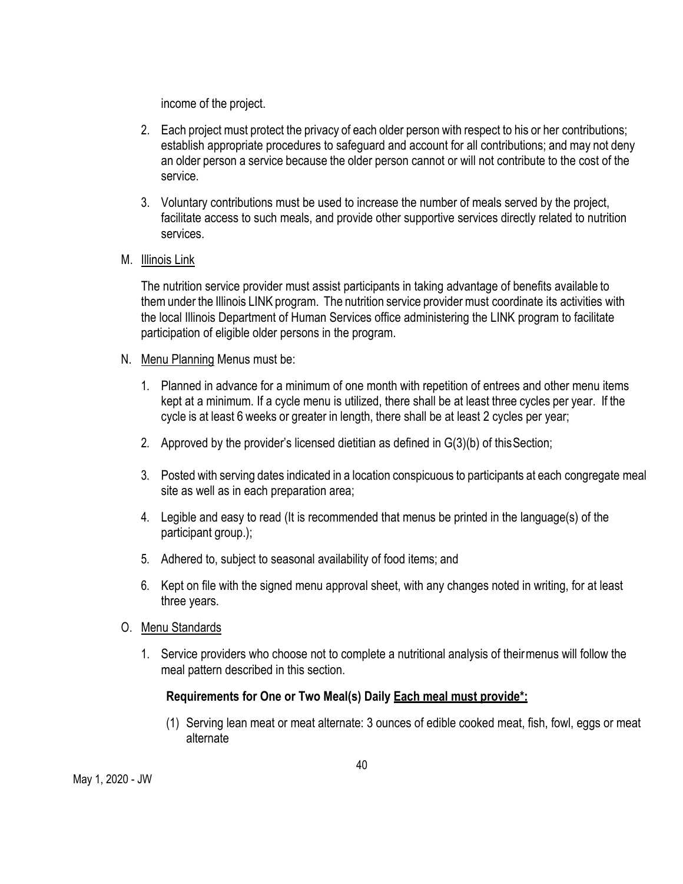income of the project.

2. Each project must protect the privacy of each older person with respect to his or her contributions; establish appropriate procedures to safeguard and account for all contributions; and may not deny an older person a service because the older person cannot or will not contribute to the cost of the service.

3. Voluntary contributions must be used to increase the number of meals served by the project, facilitate access to such meals, and provide other supportive services directly related to nutrition services.

M. <u>Illinois Link</u>

The nutrition service provider must assist participants in taking advantage of benefits available to them under the Illinois LINK program. The nutrition service provider must coordinate its activities with the local Illinois Department of Human Services office administering the LINK program to facilitate participation of eligible older persons in the program.

N. <u>Menu Planning</u> Menus must be:

1. Planned in advance for a minimum of one month with repetition of entrees and other menu items kept at a minimum. If a cycle menu is utilized, there shall be at least three cycles per year. If the cycle is at least 6 weeks or greater in length, there shall be at least 2 cycles per year;

2. Approved by the provider's licensed dietitian as defined in G(3)(b) of this Section;

3. Posted with serving dates indicated in a location conspicuous to participants at each congregate meal site as well as in each preparation area;

4. Legible and easy to read (It is recommended that menus be printed in the language(s) of the participant group.);

5. Adhered to, subject to seasonal availability of food items; and

6. Kept on file with the signed menu approval sheet, with any changes noted in writing, for at least three years.

O. <u>Menu Standards</u>

1. Service providers who choose not to complete a nutritional analysis of their menus will follow the meal pattern described in this section.

**Requirements for One or Two Meal(s) Daily <u>Each meal must provide*:</u>**

(1) Serving lean meat or meat alternate: 3 ounces of edible cooked meat, fish, fowl, eggs or meat alternate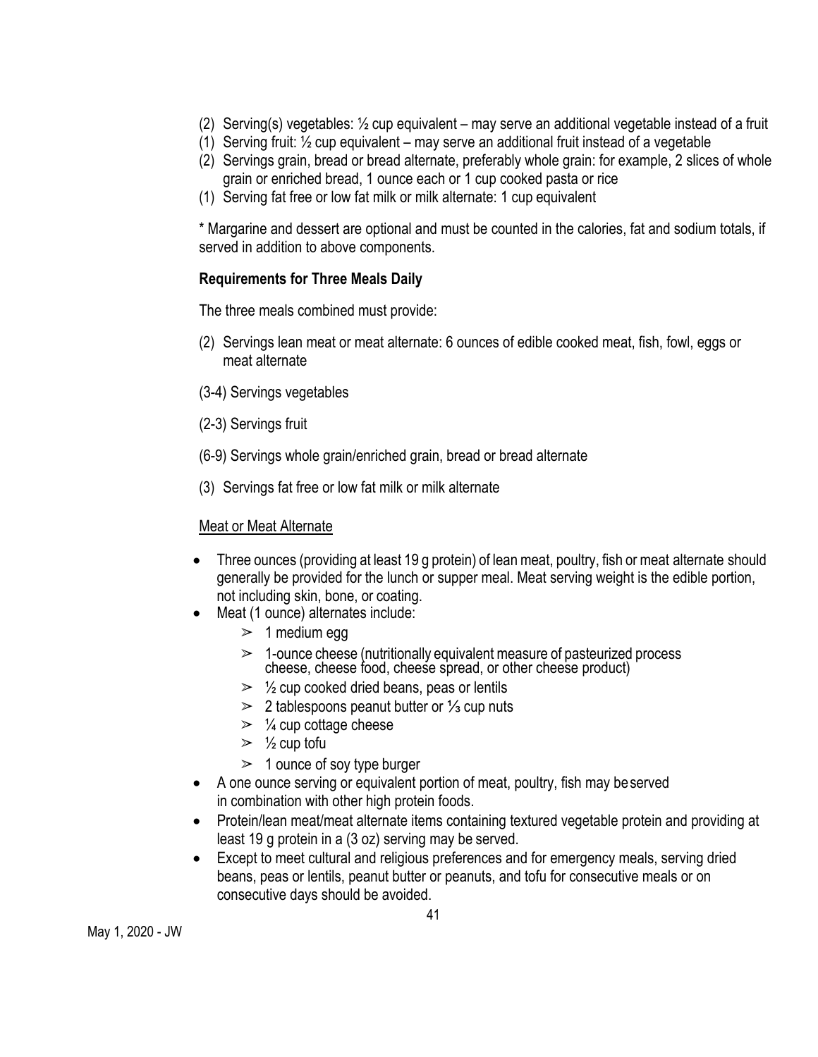(2) Serving(s) vegetables: ½ cup equivalent – may serve an additional vegetable instead of a fruit
(1) Serving fruit: ½ cup equivalent – may serve an additional fruit instead of a vegetable
(2) Servings grain, bread or bread alternate, preferably whole grain: for example, 2 slices of whole grain or enriched bread, 1 ounce each or 1 cup cooked pasta or rice
(1) Serving fat free or low fat milk or milk alternate: 1 cup equivalent

* Margarine and dessert are optional and must be counted in the calories, fat and sodium totals, if served in addition to above components.

**Requirements for Three Meals Daily**

The three meals combined must provide:

(2) Servings lean meat or meat alternate: 6 ounces of edible cooked meat, fish, fowl, eggs or meat alternate

(3-4) Servings vegetables

(2-3) Servings fruit

(6-9) Servings whole grain/enriched grain, bread or bread alternate

(3) Servings fat free or low fat milk or milk alternate

<u>Meat or Meat Alternate</u>

- Three ounces (providing at least 19 g protein) of lean meat, poultry, fish or meat alternate should generally be provided for the lunch or supper meal. Meat serving weight is the edible portion, not including skin, bone, or coating.
- Meat (1 ounce) alternates include:
  - ➢ 1 medium egg
  - ➢ 1-ounce cheese (nutritionally equivalent measure of pasteurized process cheese, cheese food, cheese spread, or other cheese product)
  - ➢ ½ cup cooked dried beans, peas or lentils
  - ➢ 2 tablespoons peanut butter or ⅓ cup nuts
  - ➢ ¼ cup cottage cheese
  - ➢ ½ cup tofu
  - ➢ 1 ounce of soy type burger
- A one ounce serving or equivalent portion of meat, poultry, fish may be served in combination with other high protein foods.
- Protein/lean meat/meat alternate items containing textured vegetable protein and providing at least 19 g protein in a (3 oz) serving may be served.
- Except to meet cultural and religious preferences and for emergency meals, serving dried beans, peas or lentils, peanut butter or peanuts, and tofu for consecutive meals or on consecutive days should be avoided.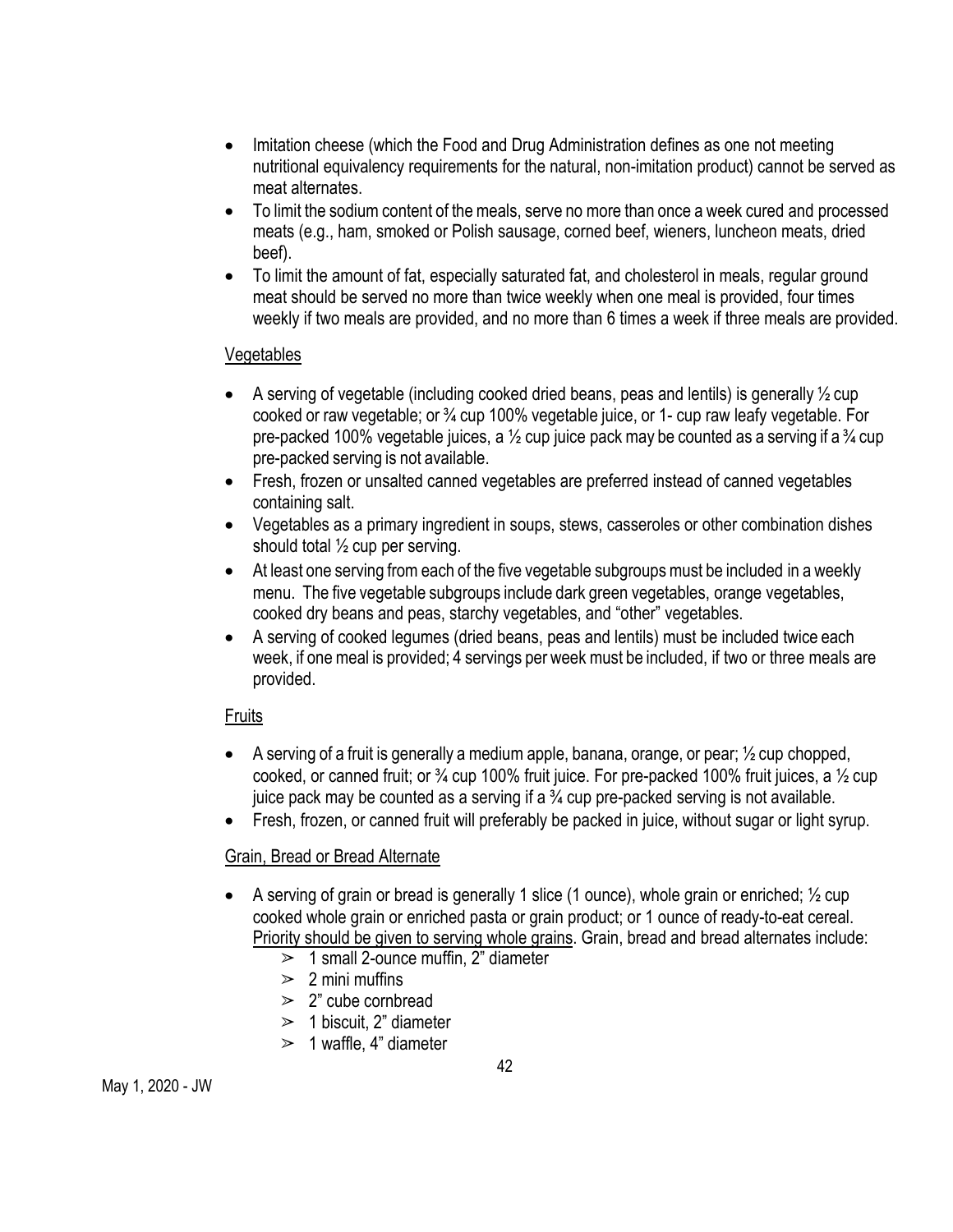- Imitation cheese (which the Food and Drug Administration defines as one not meeting nutritional equivalency requirements for the natural, non-imitation product) cannot be served as meat alternates.
- To limit the sodium content of the meals, serve no more than once a week cured and processed meats (e.g., ham, smoked or Polish sausage, corned beef, wieners, luncheon meats, dried beef).
- To limit the amount of fat, especially saturated fat, and cholesterol in meals, regular ground meat should be served no more than twice weekly when one meal is provided, four times weekly if two meals are provided, and no more than 6 times a week if three meals are provided.

<u>Vegetables</u>

- A serving of vegetable (including cooked dried beans, peas and lentils) is generally ½ cup cooked or raw vegetable; or ¾ cup 100% vegetable juice, or 1- cup raw leafy vegetable. For pre-packed 100% vegetable juices, a ½ cup juice pack may be counted as a serving if a ¾ cup pre-packed serving is not available.
- Fresh, frozen or unsalted canned vegetables are preferred instead of canned vegetables containing salt.
- Vegetables as a primary ingredient in soups, stews, casseroles or other combination dishes should total ½ cup per serving.
- At least one serving from each of the five vegetable subgroups must be included in a weekly menu. The five vegetable subgroups include dark green vegetables, orange vegetables, cooked dry beans and peas, starchy vegetables, and "other" vegetables.
- A serving of cooked legumes (dried beans, peas and lentils) must be included twice each week, if one meal is provided; 4 servings per week must be included, if two or three meals are provided.

<u>Fruits</u>

- A serving of a fruit is generally a medium apple, banana, orange, or pear; ½ cup chopped, cooked, or canned fruit; or ¾ cup 100% fruit juice. For pre-packed 100% fruit juices, a ½ cup juice pack may be counted as a serving if a ¾ cup pre-packed serving is not available.
- Fresh, frozen, or canned fruit will preferably be packed in juice, without sugar or light syrup.

<u>Grain, Bread or Bread Alternate</u>

- A serving of grain or bread is generally 1 slice (1 ounce), whole grain or enriched; ½ cup cooked whole grain or enriched pasta or grain product; or 1 ounce of ready-to-eat cereal. <u>Priority should be given to serving whole grains</u>. Grain, bread and bread alternates include:
  - 1 small 2-ounce muffin, 2" diameter
  - 2 mini muffins
  - 2" cube cornbread
  - 1 biscuit, 2" diameter
  - 1 waffle, 4" diameter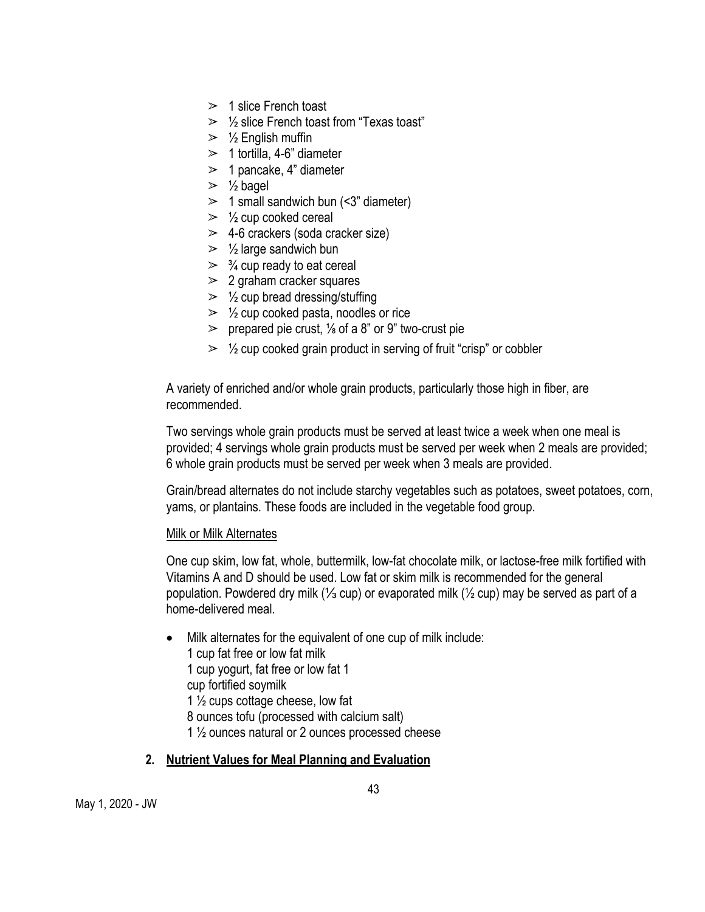- 1 slice French toast
- ½ slice French toast from "Texas toast"
- ½ English muffin
- 1 tortilla, 4-6" diameter
- 1 pancake, 4" diameter
- ½ bagel
- 1 small sandwich bun (<3" diameter)
- ½ cup cooked cereal
- 4-6 crackers (soda cracker size)
- ½ large sandwich bun
- ¾ cup ready to eat cereal
- 2 graham cracker squares
- ½ cup bread dressing/stuffing
- ½ cup cooked pasta, noodles or rice
- prepared pie crust, ⅛ of a 8" or 9" two-crust pie
- ½ cup cooked grain product in serving of fruit "crisp" or cobbler

A variety of enriched and/or whole grain products, particularly those high in fiber, are recommended.

Two servings whole grain products must be served at least twice a week when one meal is provided; 4 servings whole grain products must be served per week when 2 meals are provided; 6 whole grain products must be served per week when 3 meals are provided.

Grain/bread alternates do not include starchy vegetables such as potatoes, sweet potatoes, corn, yams, or plantains. These foods are included in the vegetable food group.

Milk or Milk Alternates

One cup skim, low fat, whole, buttermilk, low-fat chocolate milk, or lactose-free milk fortified with Vitamins A and D should be used. Low fat or skim milk is recommended for the general population. Powdered dry milk (⅓ cup) or evaporated milk (½ cup) may be served as part of a home-delivered meal.

- Milk alternates for the equivalent of one cup of milk include:
  1 cup fat free or low fat milk
  1 cup yogurt, fat free or low fat 1
  cup fortified soymilk
  1 ½ cups cottage cheese, low fat
  8 ounces tofu (processed with calcium salt)
  1 ½ ounces natural or 2 ounces processed cheese

## 2. Nutrient Values for Meal Planning and Evaluation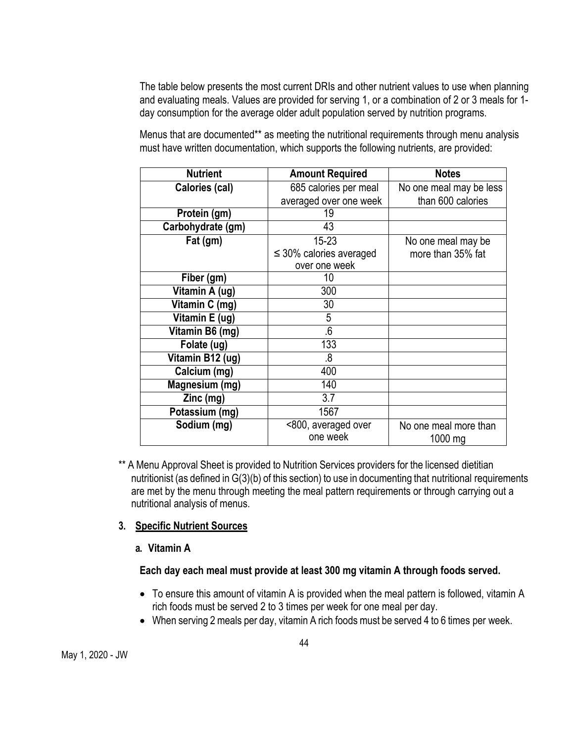The table below presents the most current DRIs and other nutrient values to use when planning and evaluating meals. Values are provided for serving 1, or a combination of 2 or 3 meals for 1-day consumption for the average older adult population served by nutrition programs.

Menus that are documented** as meeting the nutritional requirements through menu analysis must have written documentation, which supports the following nutrients, are provided:

| Nutrient | Amount Required | Notes |
| --- | --- | --- |
| Calories (cal) | 685 calories per meal averaged over one week | No one meal may be less than 600 calories |
| Protein (gm) | 19 | |
| Carbohydrate (gm) | 43 | |
| Fat (gm) | 15-23<br>≤ 30% calories averaged over one week | No one meal may be more than 35% fat |
| Fiber (gm) | 10 | |
| Vitamin A (ug) | 300 | |
| Vitamin C (mg) | 30 | |
| Vitamin E (ug) | 5 | |
| Vitamin B6 (mg) | .6 | |
| Folate (ug) | 133 | |
| Vitamin B12 (ug) | .8 | |
| Calcium (mg) | 400 | |
| Magnesium (mg) | 140 | |
| Zinc (mg) | 3.7 | |
| Potassium (mg) | 1567 | |
| Sodium (mg) | <800, averaged over one week | No one meal more than 1000 mg |

** A Menu Approval Sheet is provided to Nutrition Services providers for the licensed dietitian nutritionist (as defined in G(3)(b) of this section) to use in documenting that nutritional requirements are met by the menu through meeting the meal pattern requirements or through carrying out a nutritional analysis of menus.

### 3. Specific Nutrient Sources

#### a. Vitamin A

**Each day each meal must provide at least 300 mg vitamin A through foods served.**

- To ensure this amount of vitamin A is provided when the meal pattern is followed, vitamin A rich foods must be served 2 to 3 times per week for one meal per day.
- When serving 2 meals per day, vitamin A rich foods must be served 4 to 6 times per week.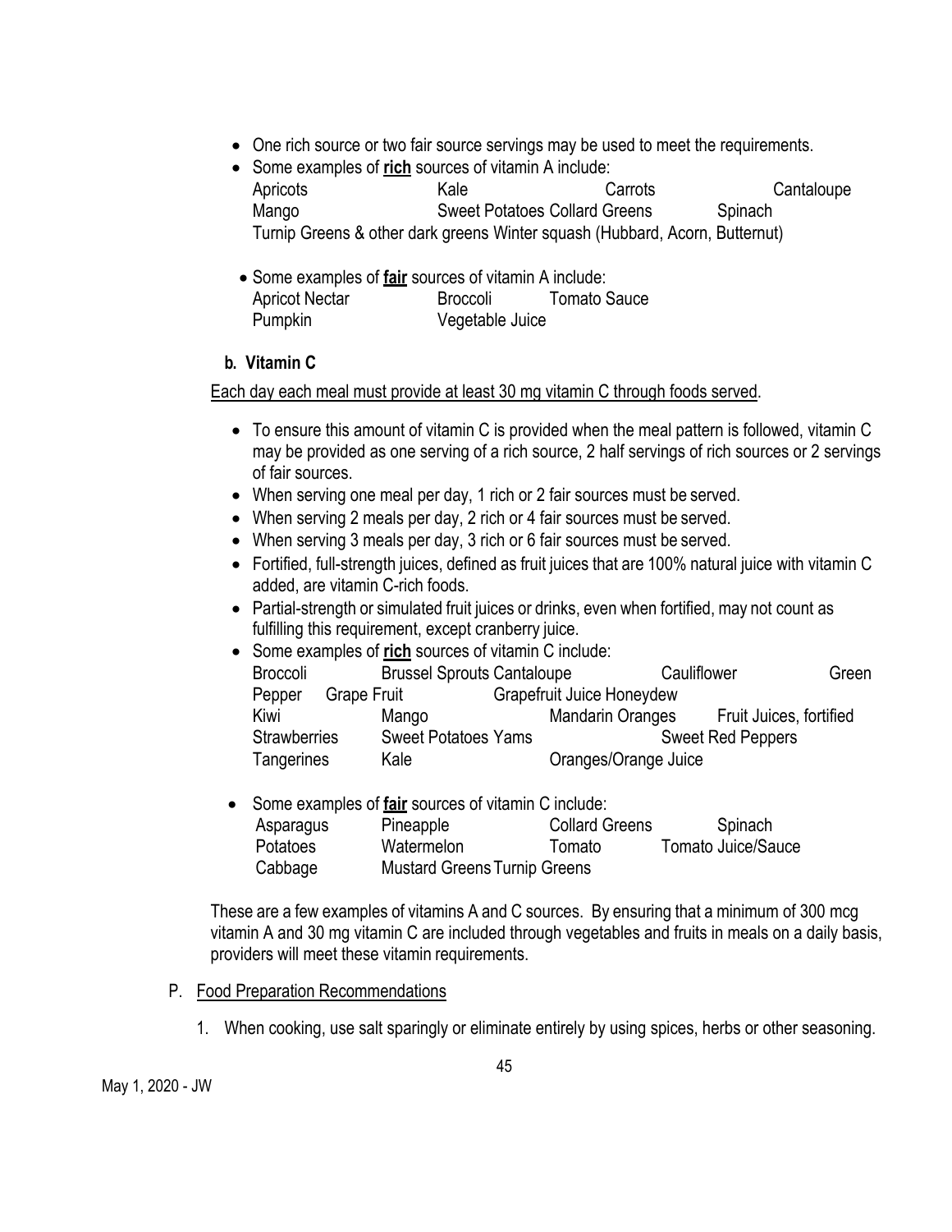- One rich source or two fair source servings may be used to meet the requirements.
- Some examples of **rich** sources of vitamin A include:
  Apricots Kale Carrots Cantaloupe
  Mango Sweet Potatoes Collard Greens Spinach
  Turnip Greens & other dark greens Winter squash (Hubbard, Acorn, Butternut)

- Some examples of **fair** sources of vitamin A include:
  Apricot Nectar Broccoli Tomato Sauce
  Pumpkin Vegetable Juice

**b. Vitamin C**

Each day each meal must provide at least 30 mg vitamin C through foods served.

- To ensure this amount of vitamin C is provided when the meal pattern is followed, vitamin C may be provided as one serving of a rich source, 2 half servings of rich sources or 2 servings of fair sources.
- When serving one meal per day, 1 rich or 2 fair sources must be served.
- When serving 2 meals per day, 2 rich or 4 fair sources must be served.
- When serving 3 meals per day, 3 rich or 6 fair sources must be served.
- Fortified, full-strength juices, defined as fruit juices that are 100% natural juice with vitamin C added, are vitamin C-rich foods.
- Partial-strength or simulated fruit juices or drinks, even when fortified, may not count as fulfilling this requirement, except cranberry juice.
- Some examples of **rich** sources of vitamin C include:
  Broccoli Brussel Sprouts Cantaloupe Cauliflower Green Pepper Grape Fruit Grapefruit Juice Honeydew
  Kiwi Mango Mandarin Oranges Fruit Juices, fortified
  Strawberries Sweet Potatoes Yams Sweet Red Peppers
  Tangerines Kale Oranges/Orange Juice

- Some examples of **fair** sources of vitamin C include:
  Asparagus Pineapple Collard Greens Spinach
  Potatoes Watermelon Tomato Tomato Juice/Sauce
  Cabbage Mustard Greens Turnip Greens

These are a few examples of vitamins A and C sources. By ensuring that a minimum of 300 mcg vitamin A and 30 mg vitamin C are included through vegetables and fruits in meals on a daily basis, providers will meet these vitamin requirements.

P. Food Preparation Recommendations

1. When cooking, use salt sparingly or eliminate entirely by using spices, herbs or other seasoning.

May 1, 2020 - JW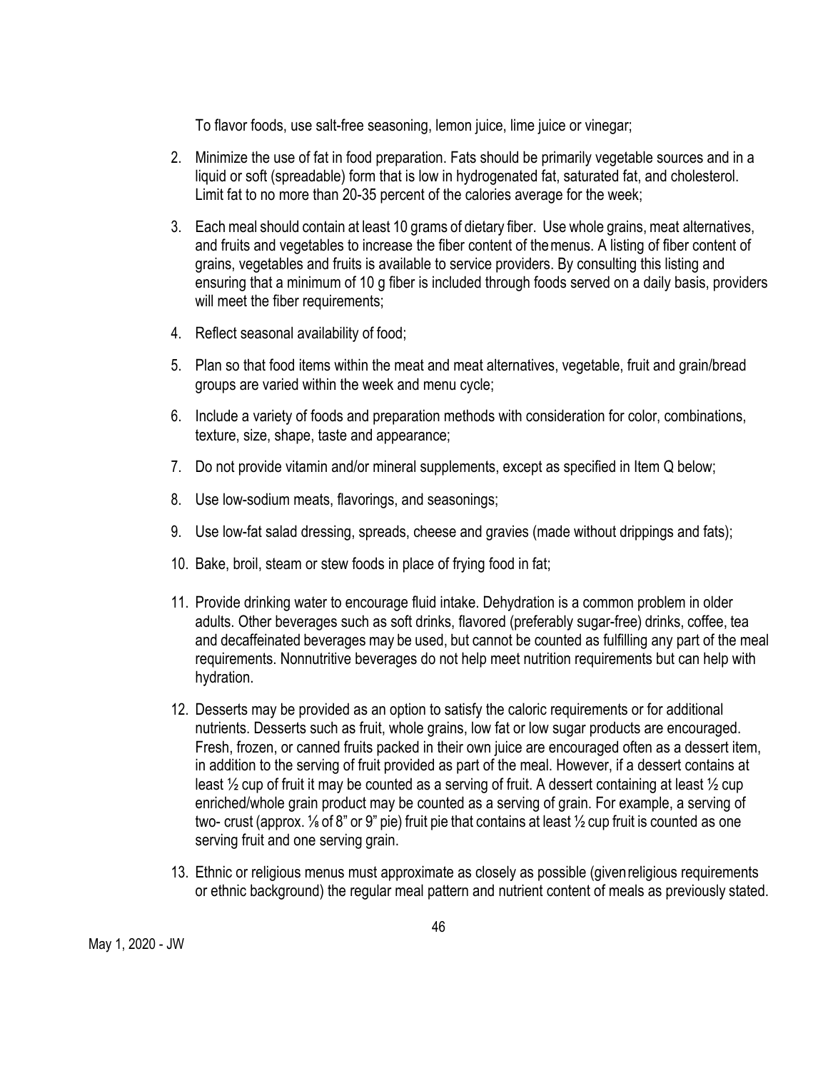To flavor foods, use salt-free seasoning, lemon juice, lime juice or vinegar;

2. Minimize the use of fat in food preparation. Fats should be primarily vegetable sources and in a liquid or soft (spreadable) form that is low in hydrogenated fat, saturated fat, and cholesterol. Limit fat to no more than 20-35 percent of the calories average for the week;

3. Each meal should contain at least 10 grams of dietary fiber. Use whole grains, meat alternatives, and fruits and vegetables to increase the fiber content of the menus. A listing of fiber content of grains, vegetables and fruits is available to service providers. By consulting this listing and ensuring that a minimum of 10 g fiber is included through foods served on a daily basis, providers will meet the fiber requirements;

4. Reflect seasonal availability of food;

5. Plan so that food items within the meat and meat alternatives, vegetable, fruit and grain/bread groups are varied within the week and menu cycle;

6. Include a variety of foods and preparation methods with consideration for color, combinations, texture, size, shape, taste and appearance;

7. Do not provide vitamin and/or mineral supplements, except as specified in Item Q below;

8. Use low-sodium meats, flavorings, and seasonings;

9. Use low-fat salad dressing, spreads, cheese and gravies (made without drippings and fats);

10. Bake, broil, steam or stew foods in place of frying food in fat;

11. Provide drinking water to encourage fluid intake. Dehydration is a common problem in older adults. Other beverages such as soft drinks, flavored (preferably sugar-free) drinks, coffee, tea and decaffeinated beverages may be used, but cannot be counted as fulfilling any part of the meal requirements. Nonnutritive beverages do not help meet nutrition requirements but can help with hydration.

12. Desserts may be provided as an option to satisfy the caloric requirements or for additional nutrients. Desserts such as fruit, whole grains, low fat or low sugar products are encouraged. Fresh, frozen, or canned fruits packed in their own juice are encouraged often as a dessert item, in addition to the serving of fruit provided as part of the meal. However, if a dessert contains at least ½ cup of fruit it may be counted as a serving of fruit. A dessert containing at least ½ cup enriched/whole grain product may be counted as a serving of grain. For example, a serving of two- crust (approx. ⅛ of 8" or 9" pie) fruit pie that contains at least ½ cup fruit is counted as one serving fruit and one serving grain.

13. Ethnic or religious menus must approximate as closely as possible (given religious requirements or ethnic background) the regular meal pattern and nutrient content of meals as previously stated.

May 1, 2020 - JW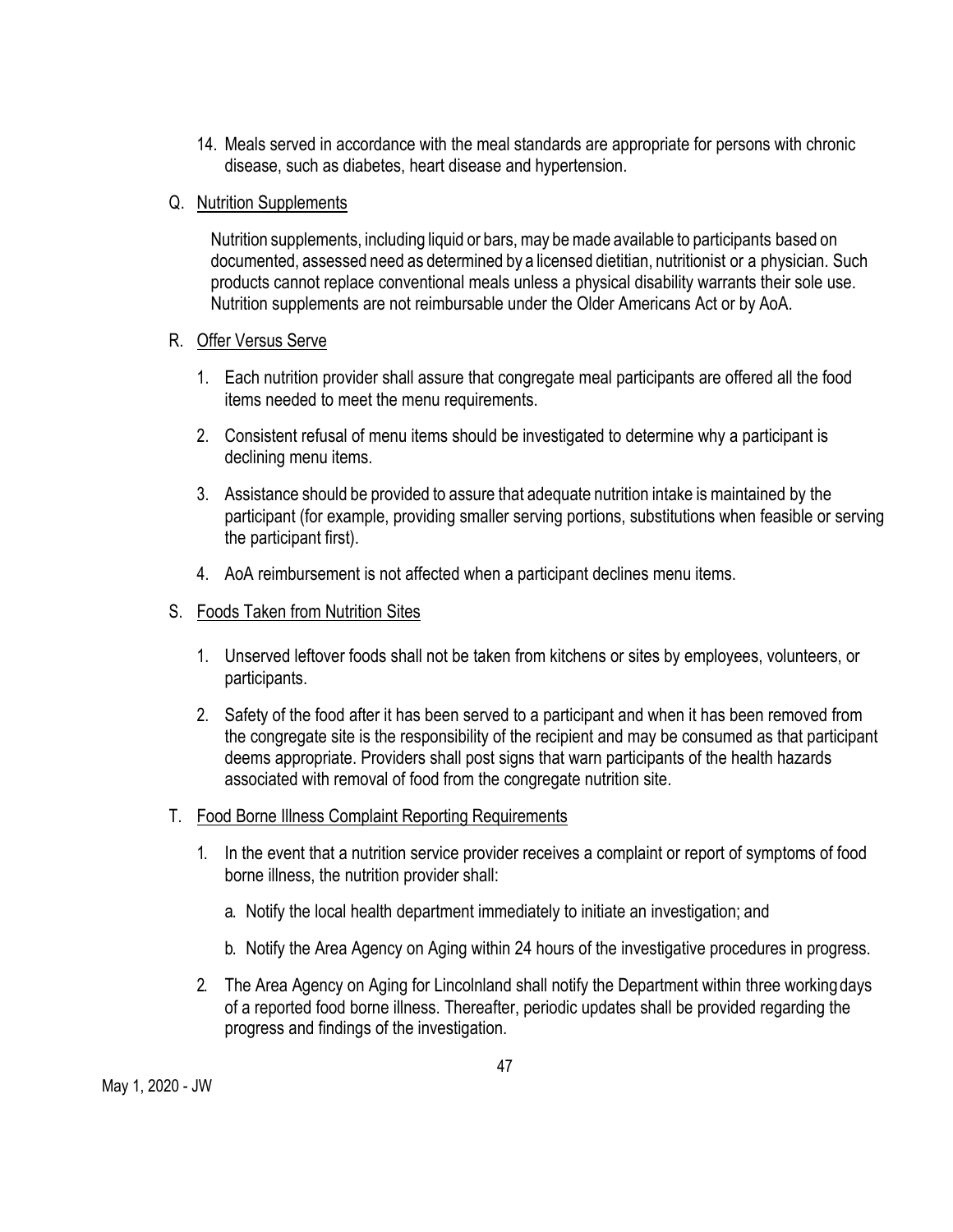14. Meals served in accordance with the meal standards are appropriate for persons with chronic disease, such as diabetes, heart disease and hypertension.

Q. Nutrition Supplements

Nutrition supplements, including liquid or bars, may be made available to participants based on documented, assessed need as determined by a licensed dietitian, nutritionist or a physician. Such products cannot replace conventional meals unless a physical disability warrants their sole use. Nutrition supplements are not reimbursable under the Older Americans Act or by AoA.

R. Offer Versus Serve

1. Each nutrition provider shall assure that congregate meal participants are offered all the food items needed to meet the menu requirements.
2. Consistent refusal of menu items should be investigated to determine why a participant is declining menu items.
3. Assistance should be provided to assure that adequate nutrition intake is maintained by the participant (for example, providing smaller serving portions, substitutions when feasible or serving the participant first).
4. AoA reimbursement is not affected when a participant declines menu items.

S. Foods Taken from Nutrition Sites

1. Unserved leftover foods shall not be taken from kitchens or sites by employees, volunteers, or participants.
2. Safety of the food after it has been served to a participant and when it has been removed from the congregate site is the responsibility of the recipient and may be consumed as that participant deems appropriate. Providers shall post signs that warn participants of the health hazards associated with removal of food from the congregate nutrition site.

T. Food Borne Illness Complaint Reporting Requirements

1. In the event that a nutrition service provider receives a complaint or report of symptoms of food borne illness, the nutrition provider shall:
   a. Notify the local health department immediately to initiate an investigation; and
   b. Notify the Area Agency on Aging within 24 hours of the investigative procedures in progress.
2. The Area Agency on Aging for Lincolnland shall notify the Department within three working days of a reported food borne illness. Thereafter, periodic updates shall be provided regarding the progress and findings of the investigation.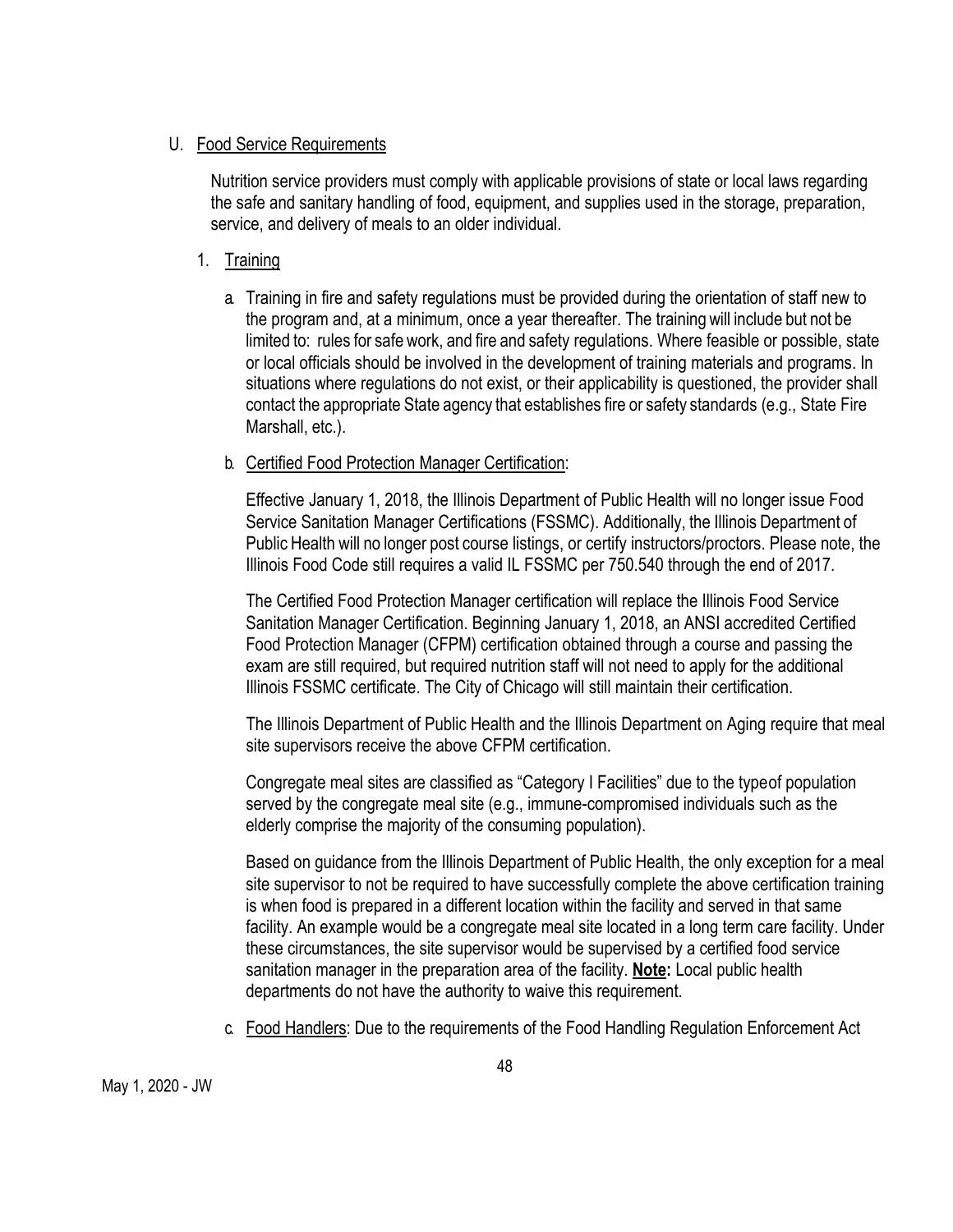U. Food Service Requirements

Nutrition service providers must comply with applicable provisions of state or local laws regarding the safe and sanitary handling of food, equipment, and supplies used in the storage, preparation, service, and delivery of meals to an older individual.

1. Training

   a. Training in fire and safety regulations must be provided during the orientation of staff new to the program and, at a minimum, once a year thereafter. The training will include but not be limited to: rules for safe work, and fire and safety regulations. Where feasible or possible, state or local officials should be involved in the development of training materials and programs. In situations where regulations do not exist, or their applicability is questioned, the provider shall contact the appropriate State agency that establishes fire or safety standards (e.g., State Fire Marshall, etc.).

   b. Certified Food Protection Manager Certification:

      Effective January 1, 2018, the Illinois Department of Public Health will no longer issue Food Service Sanitation Manager Certifications (FSSMC). Additionally, the Illinois Department of Public Health will no longer post course listings, or certify instructors/proctors. Please note, the Illinois Food Code still requires a valid IL FSSMC per 750.540 through the end of 2017.

      The Certified Food Protection Manager certification will replace the Illinois Food Service Sanitation Manager Certification. Beginning January 1, 2018, an ANSI accredited Certified Food Protection Manager (CFPM) certification obtained through a course and passing the exam are still required, but required nutrition staff will not need to apply for the additional Illinois FSSMC certificate. The City of Chicago will still maintain their certification.

      The Illinois Department of Public Health and the Illinois Department on Aging require that meal site supervisors receive the above CFPM certification.

      Congregate meal sites are classified as "Category I Facilities" due to the typeof population served by the congregate meal site (e.g., immune-compromised individuals such as the elderly comprise the majority of the consuming population).

      Based on guidance from the Illinois Department of Public Health, the only exception for a meal site supervisor to not be required to have successfully complete the above certification training is when food is prepared in a different location within the facility and served in that same facility. An example would be a congregate meal site located in a long term care facility. Under these circumstances, the site supervisor would be supervised by a certified food service sanitation manager in the preparation area of the facility. **Note:** Local public health departments do not have the authority to waive this requirement.

   c. Food Handlers: Due to the requirements of the Food Handling Regulation Enforcement Act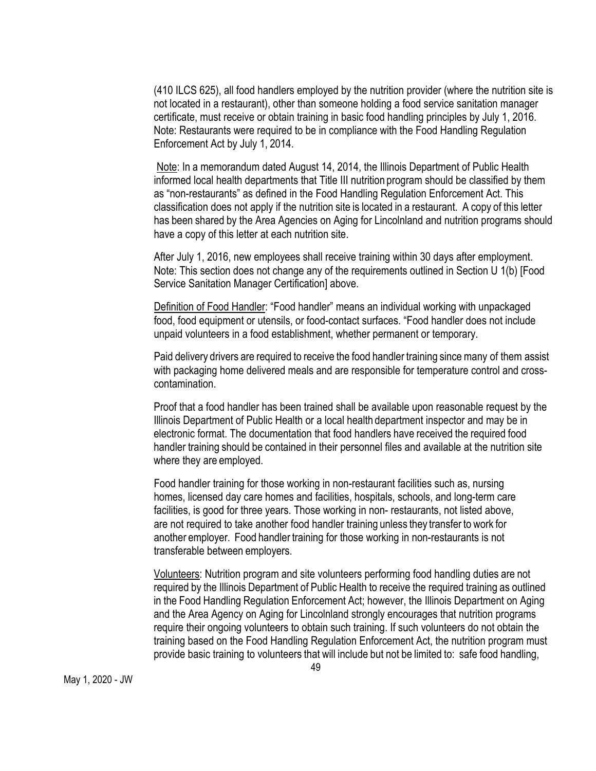(410 ILCS 625), all food handlers employed by the nutrition provider (where the nutrition site is not located in a restaurant), other than someone holding a food service sanitation manager certificate, must receive or obtain training in basic food handling principles by July 1, 2016. Note: Restaurants were required to be in compliance with the Food Handling Regulation Enforcement Act by July 1, 2014.

Note: In a memorandum dated August 14, 2014, the Illinois Department of Public Health informed local health departments that Title III nutrition program should be classified by them as "non-restaurants" as defined in the Food Handling Regulation Enforcement Act. This classification does not apply if the nutrition site is located in a restaurant. A copy of this letter has been shared by the Area Agencies on Aging for Lincolnland and nutrition programs should have a copy of this letter at each nutrition site.

After July 1, 2016, new employees shall receive training within 30 days after employment. Note: This section does not change any of the requirements outlined in Section U 1(b) [Food Service Sanitation Manager Certification] above.

Definition of Food Handler: "Food handler" means an individual working with unpackaged food, food equipment or utensils, or food-contact surfaces. "Food handler does not include unpaid volunteers in a food establishment, whether permanent or temporary.

Paid delivery drivers are required to receive the food handler training since many of them assist with packaging home delivered meals and are responsible for temperature control and cross-contamination.

Proof that a food handler has been trained shall be available upon reasonable request by the Illinois Department of Public Health or a local health department inspector and may be in electronic format. The documentation that food handlers have received the required food handler training should be contained in their personnel files and available at the nutrition site where they are employed.

Food handler training for those working in non-restaurant facilities such as, nursing homes, licensed day care homes and facilities, hospitals, schools, and long-term care facilities, is good for three years. Those working in non- restaurants, not listed above, are not required to take another food handler training unless they transfer to work for another employer. Food handler training for those working in non-restaurants is not transferable between employers.

Volunteers: Nutrition program and site volunteers performing food handling duties are not required by the Illinois Department of Public Health to receive the required training as outlined in the Food Handling Regulation Enforcement Act; however, the Illinois Department on Aging and the Area Agency on Aging for Lincolnland strongly encourages that nutrition programs require their ongoing volunteers to obtain such training. If such volunteers do not obtain the training based on the Food Handling Regulation Enforcement Act, the nutrition program must provide basic training to volunteers that will include but not be limited to: safe food handling,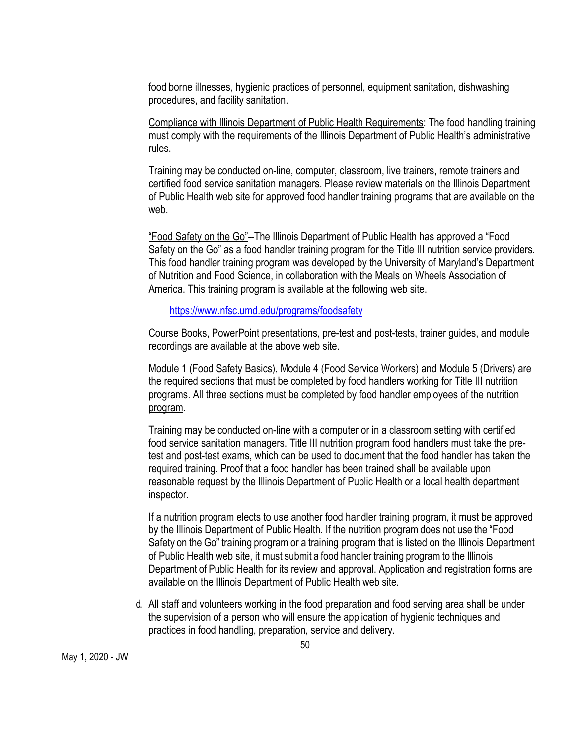food borne illnesses, hygienic practices of personnel, equipment sanitation, dishwashing procedures, and facility sanitation.

<u>Compliance with Illinois Department of Public Health Requirements</u>: The food handling training must comply with the requirements of the Illinois Department of Public Health's administrative rules.

Training may be conducted on-line, computer, classroom, live trainers, remote trainers and certified food service sanitation managers. Please review materials on the Illinois Department of Public Health web site for approved food handler training programs that are available on the web.

<u>"Food Safety on the Go"</u>--The Illinois Department of Public Health has approved a "Food Safety on the Go" as a food handler training program for the Title III nutrition service providers. This food handler training program was developed by the University of Maryland's Department of Nutrition and Food Science, in collaboration with the Meals on Wheels Association of America. This training program is available at the following web site.

> https://www.nfsc.umd.edu/programs/foodsafety

Course Books, PowerPoint presentations, pre-test and post-tests, trainer guides, and module recordings are available at the above web site.

Module 1 (Food Safety Basics), Module 4 (Food Service Workers) and Module 5 (Drivers) are the required sections that must be completed by food handlers working for Title III nutrition programs. <u>All three sections must be completed</u> <u>by food handler employees of the nutrition program</u>.

Training may be conducted on-line with a computer or in a classroom setting with certified food service sanitation managers. Title III nutrition program food handlers must take the pre-test and post-test exams, which can be used to document that the food handler has taken the required training. Proof that a food handler has been trained shall be available upon reasonable request by the Illinois Department of Public Health or a local health department inspector.

If a nutrition program elects to use another food handler training program, it must be approved by the Illinois Department of Public Health. If the nutrition program does not use the "Food Safety on the Go" training program or a training program that is listed on the Illinois Department of Public Health web site, it must submit a food handler training program to the Illinois Department of Public Health for its review and approval. Application and registration forms are available on the Illinois Department of Public Health web site.

d. All staff and volunteers working in the food preparation and food serving area shall be under the supervision of a person who will ensure the application of hygienic techniques and practices in food handling, preparation, service and delivery.

May 1, 2020 - JW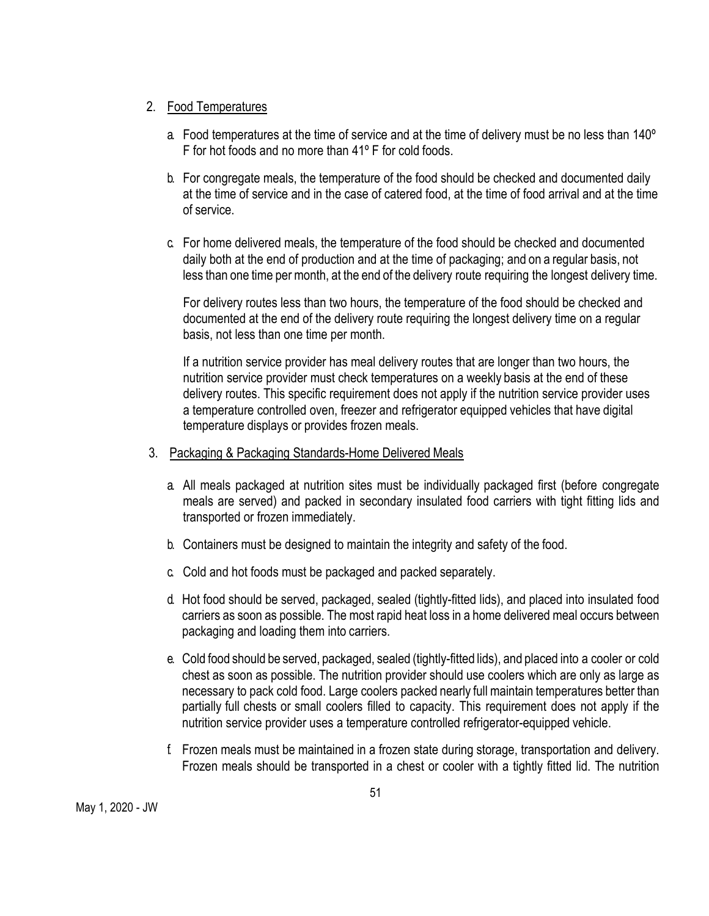2. Food Temperatures

   a. Food temperatures at the time of service and at the time of delivery must be no less than 140º F for hot foods and no more than 41º F for cold foods.

   b. For congregate meals, the temperature of the food should be checked and documented daily at the time of service and in the case of catered food, at the time of food arrival and at the time of service.

   c. For home delivered meals, the temperature of the food should be checked and documented daily both at the end of production and at the time of packaging; and on a regular basis, not less than one time per month, at the end of the delivery route requiring the longest delivery time.

      For delivery routes less than two hours, the temperature of the food should be checked and documented at the end of the delivery route requiring the longest delivery time on a regular basis, not less than one time per month.

      If a nutrition service provider has meal delivery routes that are longer than two hours, the nutrition service provider must check temperatures on a weekly basis at the end of these delivery routes. This specific requirement does not apply if the nutrition service provider uses a temperature controlled oven, freezer and refrigerator equipped vehicles that have digital temperature displays or provides frozen meals.

3. Packaging & Packaging Standards-Home Delivered Meals

   a. All meals packaged at nutrition sites must be individually packaged first (before congregate meals are served) and packed in secondary insulated food carriers with tight fitting lids and transported or frozen immediately.

   b. Containers must be designed to maintain the integrity and safety of the food.

   c. Cold and hot foods must be packaged and packed separately.

   d. Hot food should be served, packaged, sealed (tightly-fitted lids), and placed into insulated food carriers as soon as possible. The most rapid heat loss in a home delivered meal occurs between packaging and loading them into carriers.

   e. Cold food should be served, packaged, sealed (tightly-fitted lids), and placed into a cooler or cold chest as soon as possible. The nutrition provider should use coolers which are only as large as necessary to pack cold food. Large coolers packed nearly full maintain temperatures better than partially full chests or small coolers filled to capacity. This requirement does not apply if the nutrition service provider uses a temperature controlled refrigerator-equipped vehicle.

   f. Frozen meals must be maintained in a frozen state during storage, transportation and delivery. Frozen meals should be transported in a chest or cooler with a tightly fitted lid. The nutrition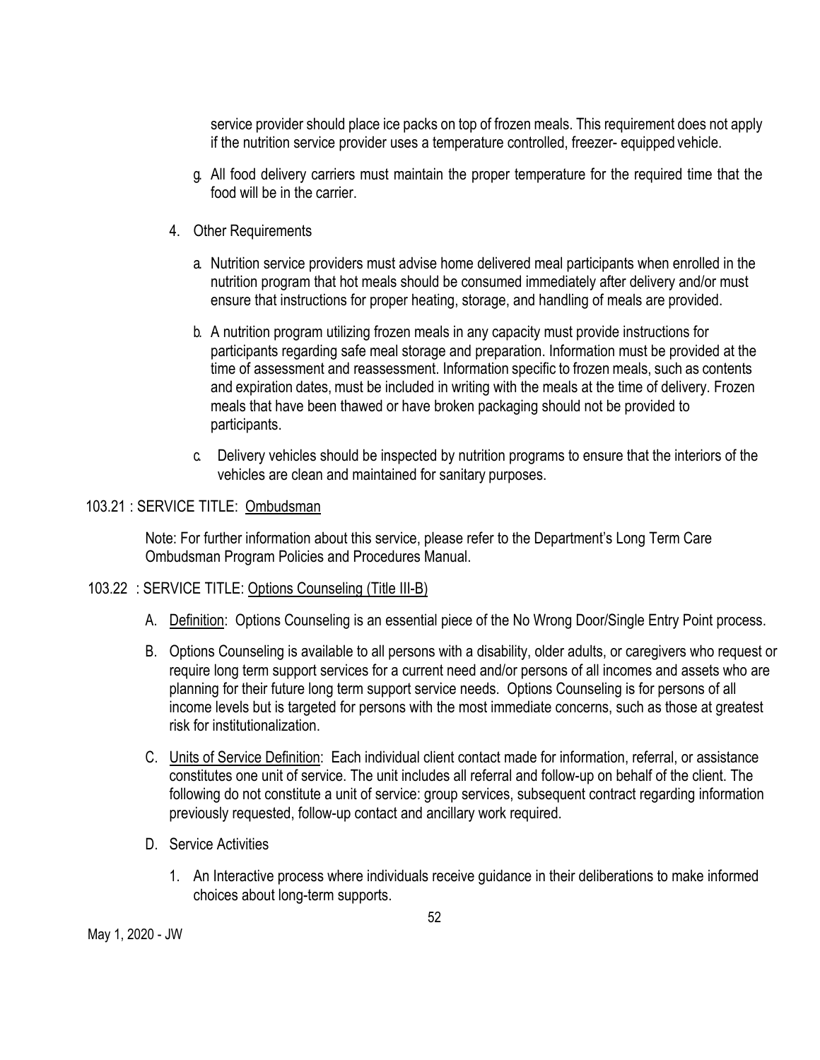service provider should place ice packs on top of frozen meals. This requirement does not apply if the nutrition service provider uses a temperature controlled, freezer- equipped vehicle.

g. All food delivery carriers must maintain the proper temperature for the required time that the food will be in the carrier.

4. Other Requirements

   a. Nutrition service providers must advise home delivered meal participants when enrolled in the nutrition program that hot meals should be consumed immediately after delivery and/or must ensure that instructions for proper heating, storage, and handling of meals are provided.

   b. A nutrition program utilizing frozen meals in any capacity must provide instructions for participants regarding safe meal storage and preparation. Information must be provided at the time of assessment and reassessment. Information specific to frozen meals, such as contents and expiration dates, must be included in writing with the meals at the time of delivery. Frozen meals that have been thawed or have broken packaging should not be provided to participants.

   c. Delivery vehicles should be inspected by nutrition programs to ensure that the interiors of the vehicles are clean and maintained for sanitary purposes.

103.21 : SERVICE TITLE: Ombudsman

Note: For further information about this service, please refer to the Department's Long Term Care Ombudsman Program Policies and Procedures Manual.

103.22 : SERVICE TITLE: Options Counseling (Title III-B)

A. Definition: Options Counseling is an essential piece of the No Wrong Door/Single Entry Point process.

B. Options Counseling is available to all persons with a disability, older adults, or caregivers who request or require long term support services for a current need and/or persons of all incomes and assets who are planning for their future long term support service needs. Options Counseling is for persons of all income levels but is targeted for persons with the most immediate concerns, such as those at greatest risk for institutionalization.

C. Units of Service Definition: Each individual client contact made for information, referral, or assistance constitutes one unit of service. The unit includes all referral and follow-up on behalf of the client. The following do not constitute a unit of service: group services, subsequent contract regarding information previously requested, follow-up contact and ancillary work required.

D. Service Activities

   1. An Interactive process where individuals receive guidance in their deliberations to make informed choices about long-term supports.

May 1, 2020 - JW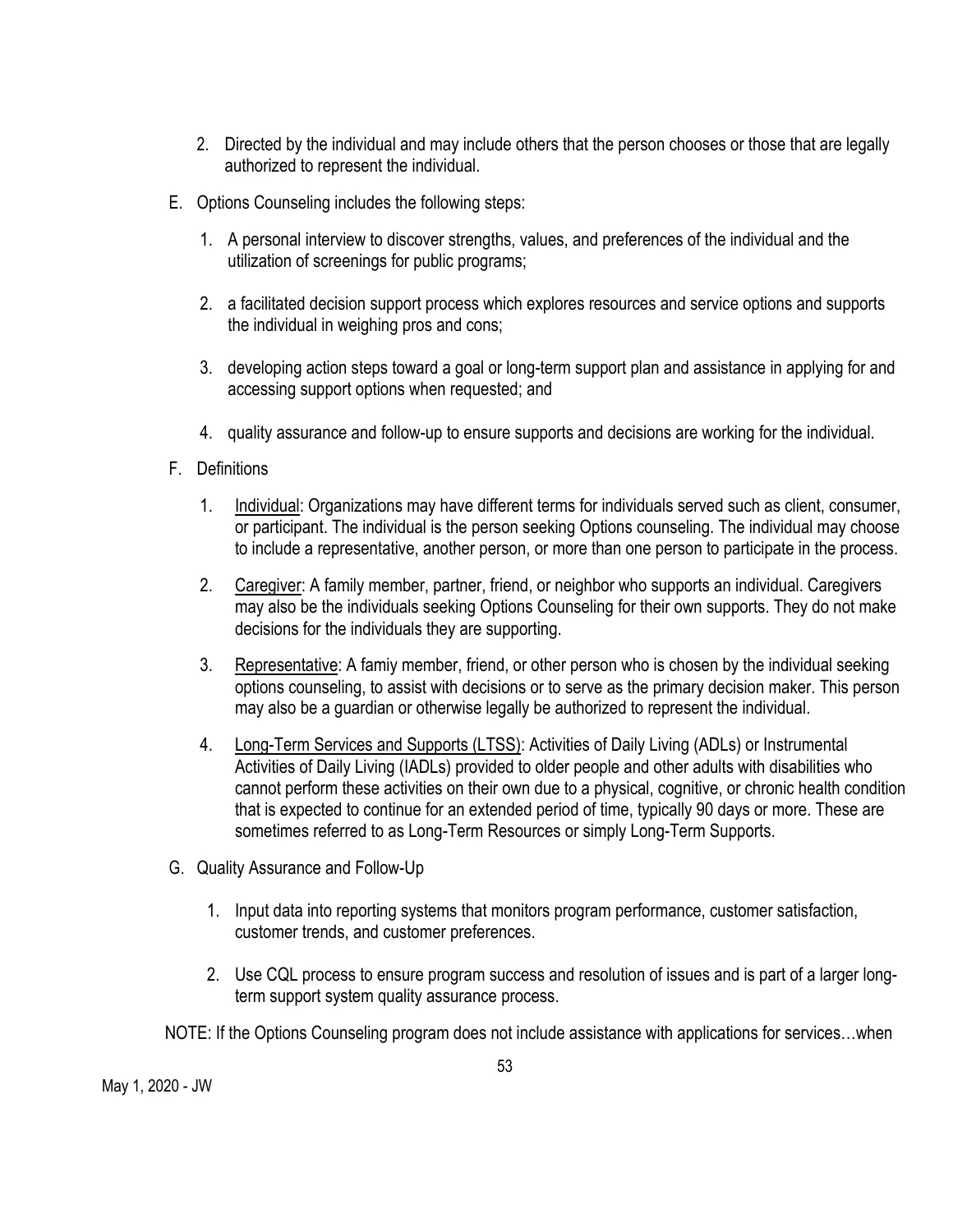2. Directed by the individual and may include others that the person chooses or those that are legally authorized to represent the individual.

E. Options Counseling includes the following steps:

   1. A personal interview to discover strengths, values, and preferences of the individual and the utilization of screenings for public programs;

   2. a facilitated decision support process which explores resources and service options and supports the individual in weighing pros and cons;

   3. developing action steps toward a goal or long-term support plan and assistance in applying for and accessing support options when requested; and

   4. quality assurance and follow-up to ensure supports and decisions are working for the individual.

F. Definitions

   1. <u>Individual</u>: Organizations may have different terms for individuals served such as client, consumer, or participant. The individual is the person seeking Options counseling. The individual may choose to include a representative, another person, or more than one person to participate in the process.

   2. <u>Caregiver</u>: A family member, partner, friend, or neighbor who supports an individual. Caregivers may also be the individuals seeking Options Counseling for their own supports. They do not make decisions for the individuals they are supporting.

   3. <u>Representative</u>: A famiy member, friend, or other person who is chosen by the individual seeking options counseling, to assist with decisions or to serve as the primary decision maker. This person may also be a guardian or otherwise legally be authorized to represent the individual.

   4. <u>Long-Term Services and Supports (LTSS)</u>: Activities of Daily Living (ADLs) or Instrumental Activities of Daily Living (IADLs) provided to older people and other adults with disabilities who cannot perform these activities on their own due to a physical, cognitive, or chronic health condition that is expected to continue for an extended period of time, typically 90 days or more. These are sometimes referred to as Long-Term Resources or simply Long-Term Supports.

G. Quality Assurance and Follow-Up

   1. Input data into reporting systems that monitors program performance, customer satisfaction, customer trends, and customer preferences.

   2. Use CQL process to ensure program success and resolution of issues and is part of a larger long-term support system quality assurance process.

NOTE: If the Options Counseling program does not include assistance with applications for services…when

May 1, 2020 - JW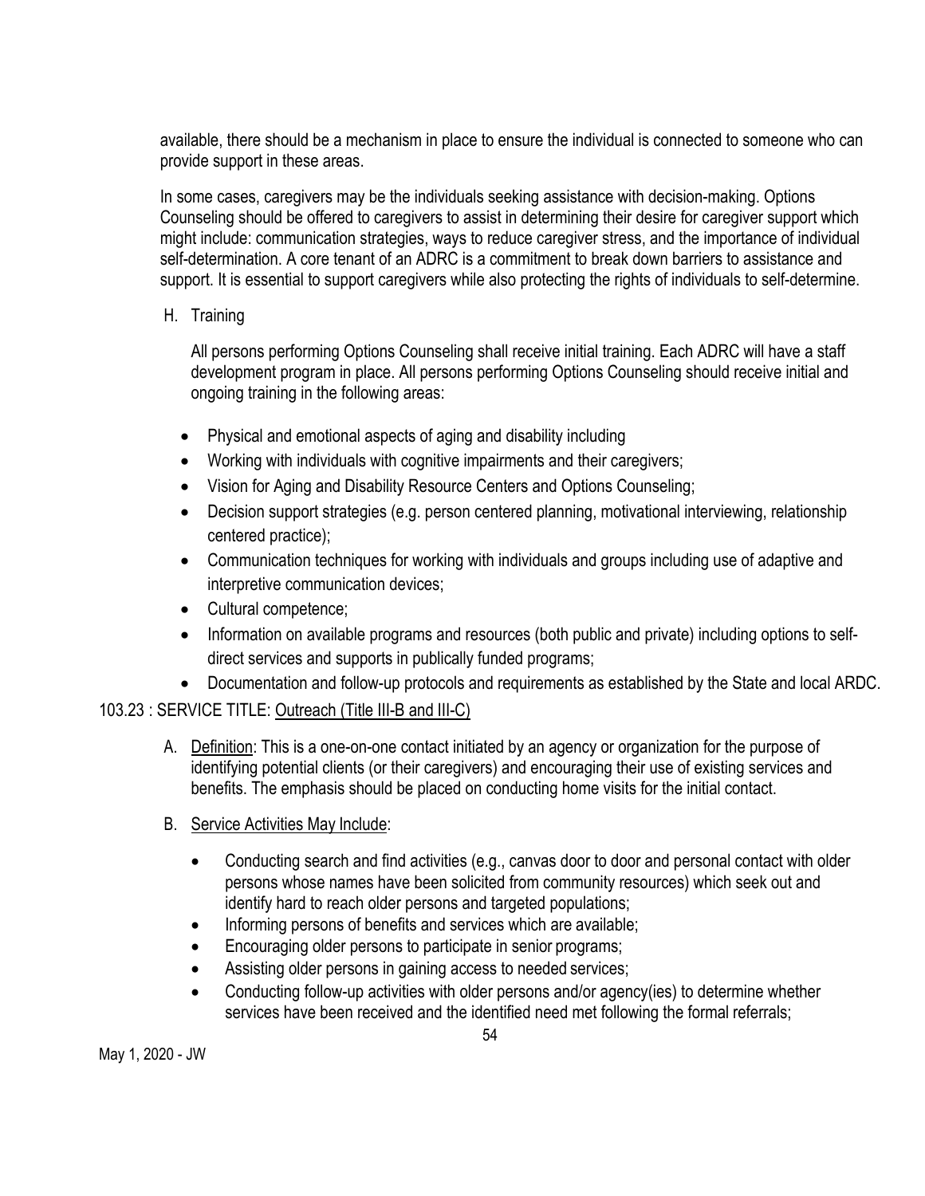available, there should be a mechanism in place to ensure the individual is connected to someone who can provide support in these areas.

In some cases, caregivers may be the individuals seeking assistance with decision-making. Options Counseling should be offered to caregivers to assist in determining their desire for caregiver support which might include: communication strategies, ways to reduce caregiver stress, and the importance of individual self-determination. A core tenant of an ADRC is a commitment to break down barriers to assistance and support. It is essential to support caregivers while also protecting the rights of individuals to self-determine.

H. Training

All persons performing Options Counseling shall receive initial training. Each ADRC will have a staff development program in place. All persons performing Options Counseling should receive initial and ongoing training in the following areas:

- Physical and emotional aspects of aging and disability including
- Working with individuals with cognitive impairments and their caregivers;
- Vision for Aging and Disability Resource Centers and Options Counseling;
- Decision support strategies (e.g. person centered planning, motivational interviewing, relationship centered practice);
- Communication techniques for working with individuals and groups including use of adaptive and interpretive communication devices;
- Cultural competence;
- Information on available programs and resources (both public and private) including options to self-direct services and supports in publically funded programs;
- Documentation and follow-up protocols and requirements as established by the State and local ARDC.

103.23 : SERVICE TITLE: <u>Outreach (Title III-B and III-C)</u>

A. <u>Definition</u>: This is a one-on-one contact initiated by an agency or organization for the purpose of identifying potential clients (or their caregivers) and encouraging their use of existing services and benefits. The emphasis should be placed on conducting home visits for the initial contact.

B. <u>Service Activities May Include</u>:

- Conducting search and find activities (e.g., canvas door to door and personal contact with older persons whose names have been solicited from community resources) which seek out and identify hard to reach older persons and targeted populations;
- Informing persons of benefits and services which are available;
- Encouraging older persons to participate in senior programs;
- Assisting older persons in gaining access to needed services;
- Conducting follow-up activities with older persons and/or agency(ies) to determine whether services have been received and the identified need met following the formal referrals;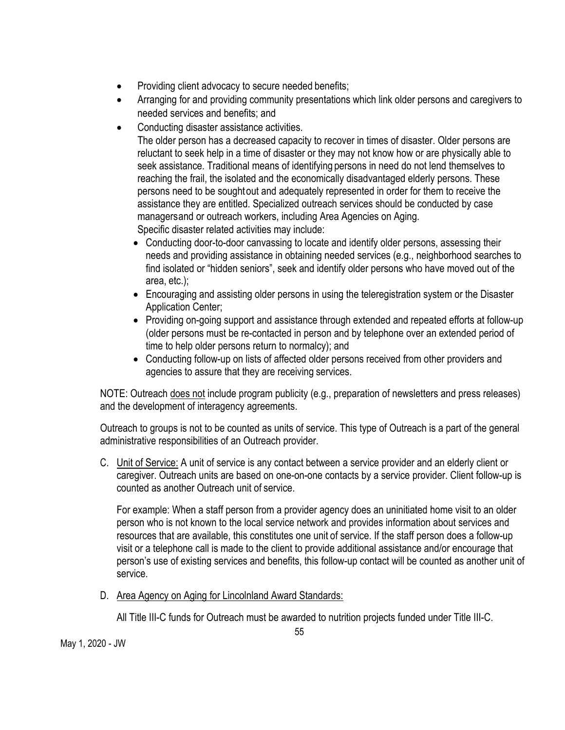- Providing client advocacy to secure needed benefits;
- Arranging for and providing community presentations which link older persons and caregivers to needed services and benefits; and
- Conducting disaster assistance activities.

  The older person has a decreased capacity to recover in times of disaster. Older persons are reluctant to seek help in a time of disaster or they may not know how or are physically able to seek assistance. Traditional means of identifying persons in need do not lend themselves to reaching the frail, the isolated and the economically disadvantaged elderly persons. These persons need to be sought out and adequately represented in order for them to receive the assistance they are entitled. Specialized outreach services should be conducted by case managers and or outreach workers, including Area Agencies on Aging.

  Specific disaster related activities may include:

  - Conducting door-to-door canvassing to locate and identify older persons, assessing their needs and providing assistance in obtaining needed services (e.g., neighborhood searches to find isolated or "hidden seniors", seek and identify older persons who have moved out of the area, etc.);
  - Encouraging and assisting older persons in using the teleregistration system or the Disaster Application Center;
  - Providing on-going support and assistance through extended and repeated efforts at follow-up (older persons must be re-contacted in person and by telephone over an extended period of time to help older persons return to normalcy); and
  - Conducting follow-up on lists of affected older persons received from other providers and agencies to assure that they are receiving services.

NOTE: Outreach <u>does not</u> include program publicity (e.g., preparation of newsletters and press releases) and the development of interagency agreements.

Outreach to groups is not to be counted as units of service. This type of Outreach is a part of the general administrative responsibilities of an Outreach provider.

C. <u>Unit of Service:</u> A unit of service is any contact between a service provider and an elderly client or caregiver. Outreach units are based on one-on-one contacts by a service provider. Client follow-up is counted as another Outreach unit of service.

   For example: When a staff person from a provider agency does an uninitiated home visit to an older person who is not known to the local service network and provides information about services and resources that are available, this constitutes one unit of service. If the staff person does a follow-up visit or a telephone call is made to the client to provide additional assistance and/or encourage that person's use of existing services and benefits, this follow-up contact will be counted as another unit of service.

D. <u>Area Agency on Aging for Lincolnland Award Standards:</u>

   All Title III-C funds for Outreach must be awarded to nutrition projects funded under Title III-C.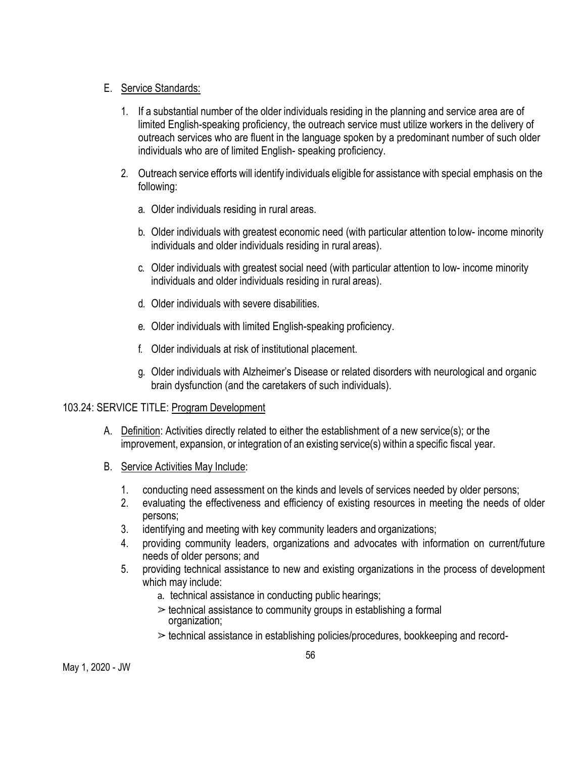E. Service Standards:

1. If a substantial number of the older individuals residing in the planning and service area are of limited English-speaking proficiency, the outreach service must utilize workers in the delivery of outreach services who are fluent in the language spoken by a predominant number of such older individuals who are of limited English- speaking proficiency.

2. Outreach service efforts will identify individuals eligible for assistance with special emphasis on the following:

   a. Older individuals residing in rural areas.

   b. Older individuals with greatest economic need (with particular attention to low- income minority individuals and older individuals residing in rural areas).

   c. Older individuals with greatest social need (with particular attention to low- income minority individuals and older individuals residing in rural areas).

   d. Older individuals with severe disabilities.

   e. Older individuals with limited English-speaking proficiency.

   f. Older individuals at risk of institutional placement.

   g. Older individuals with Alzheimer's Disease or related disorders with neurological and organic brain dysfunction (and the caretakers of such individuals).

103.24: SERVICE TITLE: Program Development

A. Definition: Activities directly related to either the establishment of a new service(s); or the improvement, expansion, or integration of an existing service(s) within a specific fiscal year.

B. Service Activities May Include:

1. conducting need assessment on the kinds and levels of services needed by older persons;
2. evaluating the effectiveness and efficiency of existing resources in meeting the needs of older persons;
3. identifying and meeting with key community leaders and organizations;
4. providing community leaders, organizations and advocates with information on current/future needs of older persons; and
5. providing technical assistance to new and existing organizations in the process of development which may include:
   a. technical assistance in conducting public hearings;
   ➢ technical assistance to community groups in establishing a formal organization;
   ➢ technical assistance in establishing policies/procedures, bookkeeping and record-

May 1, 2020 - JW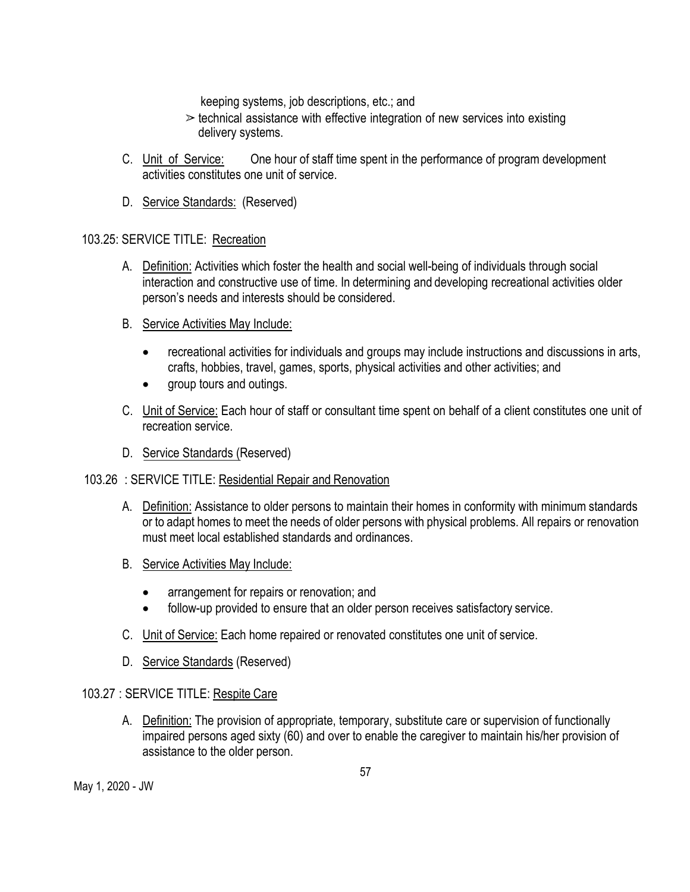keeping systems, job descriptions, etc.; and
   - ➢ technical assistance with effective integration of new services into existing delivery systems.

C. Unit of Service: One hour of staff time spent in the performance of program development activities constitutes one unit of service.

D. Service Standards: (Reserved)

## 103.25: SERVICE TITLE: Recreation

A. Definition: Activities which foster the health and social well-being of individuals through social interaction and constructive use of time. In determining and developing recreational activities older person's needs and interests should be considered.

B. Service Activities May Include:

- recreational activities for individuals and groups may include instructions and discussions in arts, crafts, hobbies, travel, games, sports, physical activities and other activities; and
- group tours and outings.

C. Unit of Service: Each hour of staff or consultant time spent on behalf of a client constitutes one unit of recreation service.

D. Service Standards (Reserved)

## 103.26 : SERVICE TITLE: Residential Repair and Renovation

A. Definition: Assistance to older persons to maintain their homes in conformity with minimum standards or to adapt homes to meet the needs of older persons with physical problems. All repairs or renovation must meet local established standards and ordinances.

B. Service Activities May Include:

- arrangement for repairs or renovation; and
- follow-up provided to ensure that an older person receives satisfactory service.

C. Unit of Service: Each home repaired or renovated constitutes one unit of service.

D. Service Standards (Reserved)

## 103.27 : SERVICE TITLE: Respite Care

A. Definition: The provision of appropriate, temporary, substitute care or supervision of functionally impaired persons aged sixty (60) and over to enable the caregiver to maintain his/her provision of assistance to the older person.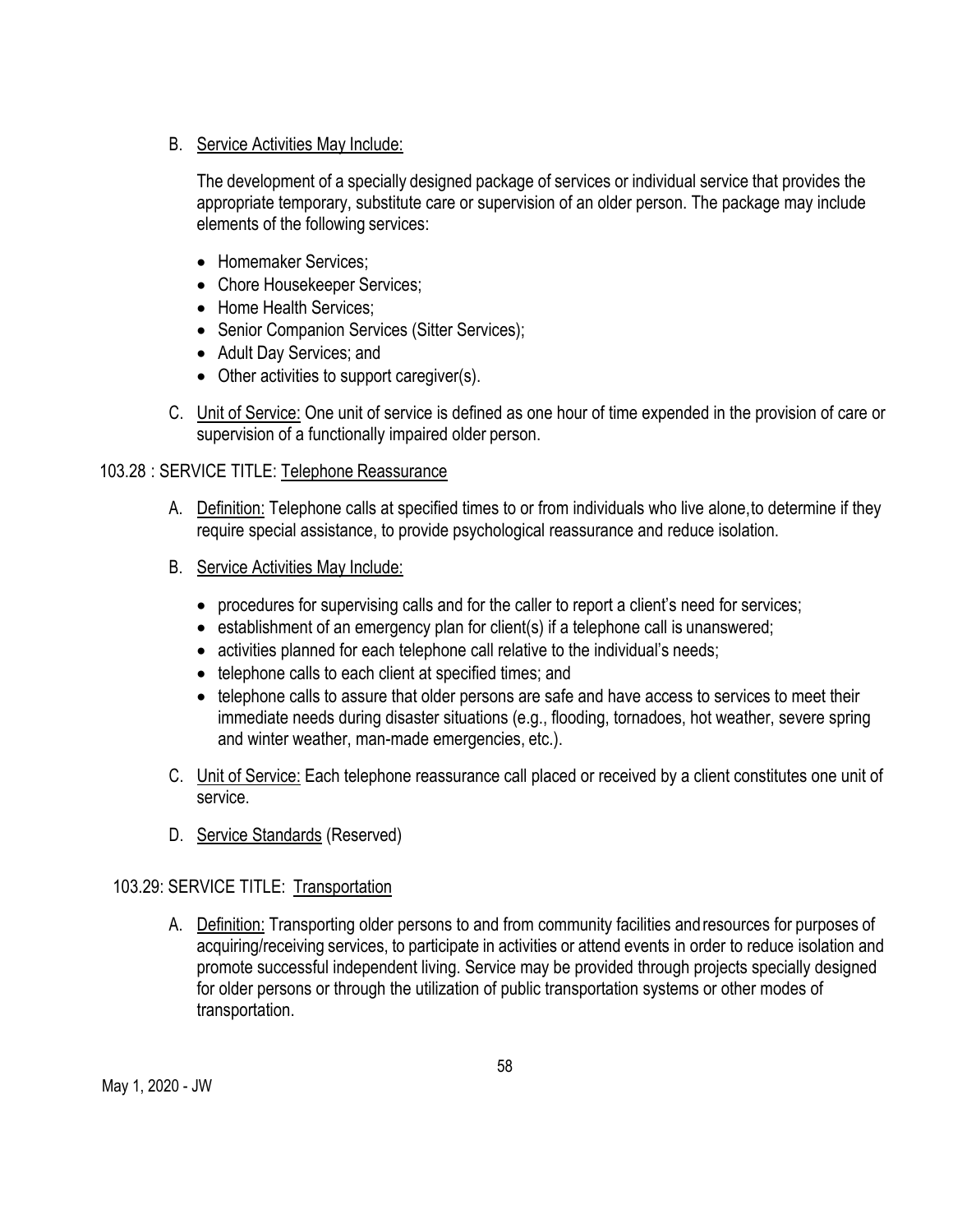B. <u>Service Activities May Include:</u>

   The development of a specially designed package of services or individual service that provides the appropriate temporary, substitute care or supervision of an older person. The package may include elements of the following services:

   - Homemaker Services;
   - Chore Housekeeper Services;
   - Home Health Services;
   - Senior Companion Services (Sitter Services);
   - Adult Day Services; and
   - Other activities to support caregiver(s).

C. <u>Unit of Service:</u> One unit of service is defined as one hour of time expended in the provision of care or supervision of a functionally impaired older person.

103.28 : SERVICE TITLE: <u>Telephone Reassurance</u>

A. <u>Definition:</u> Telephone calls at specified times to or from individuals who live alone,to determine if they require special assistance, to provide psychological reassurance and reduce isolation.

B. <u>Service Activities May Include:</u>

   - procedures for supervising calls and for the caller to report a client's need for services;
   - establishment of an emergency plan for client(s) if a telephone call is unanswered;
   - activities planned for each telephone call relative to the individual's needs;
   - telephone calls to each client at specified times; and
   - telephone calls to assure that older persons are safe and have access to services to meet their immediate needs during disaster situations (e.g., flooding, tornadoes, hot weather, severe spring and winter weather, man-made emergencies, etc.).

C. <u>Unit of Service:</u> Each telephone reassurance call placed or received by a client constitutes one unit of service.

D. <u>Service Standards</u> (Reserved)

103.29: SERVICE TITLE: <u>Transportation</u>

A. <u>Definition:</u> Transporting older persons to and from community facilities andresources for purposes of acquiring/receiving services, to participate in activities or attend events in order to reduce isolation and promote successful independent living. Service may be provided through projects specially designed for older persons or through the utilization of public transportation systems or other modes of transportation.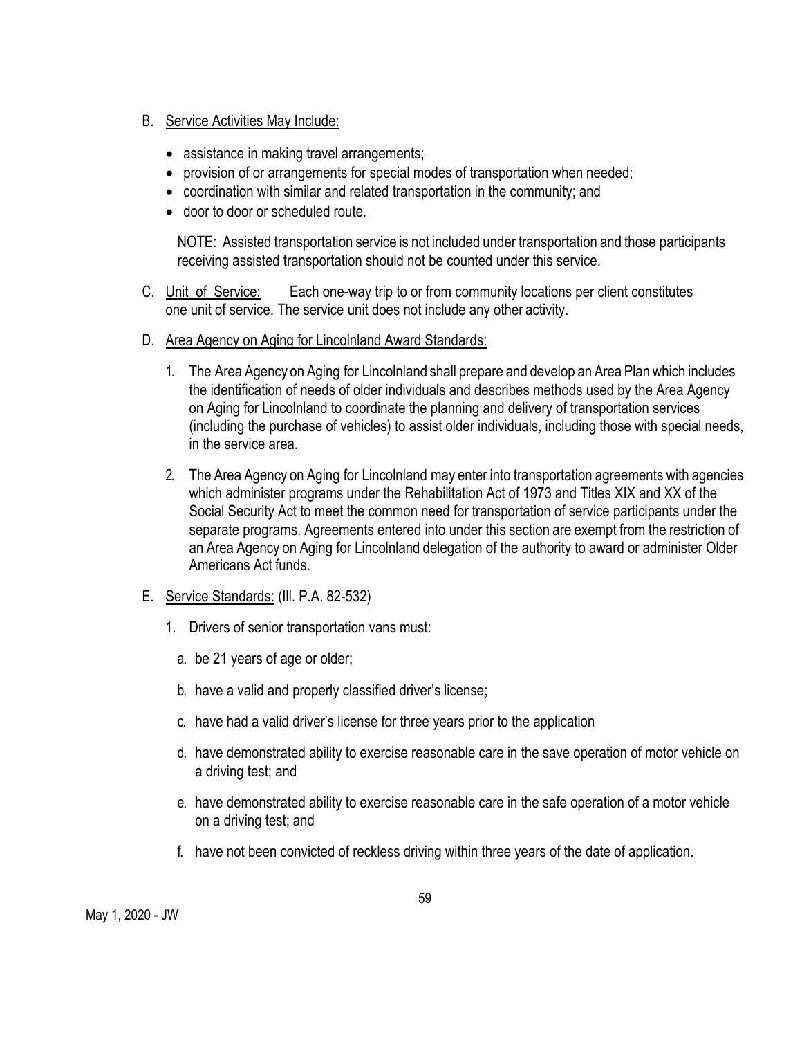B. Service Activities May Include:

- assistance in making travel arrangements;
- provision of or arrangements for special modes of transportation when needed;
- coordination with similar and related transportation in the community; and
- door to door or scheduled route.

NOTE: Assisted transportation service is not included under transportation and those participants receiving assisted transportation should not be counted under this service.

C. Unit of Service: Each one-way trip to or from community locations per client constitutes one unit of service. The service unit does not include any other activity.

D. Area Agency on Aging for Lincolnland Award Standards:

1. The Area Agency on Aging for Lincolnland shall prepare and develop an Area Plan which includes the identification of needs of older individuals and describes methods used by the Area Agency on Aging for Lincolnland to coordinate the planning and delivery of transportation services (including the purchase of vehicles) to assist older individuals, including those with special needs, in the service area.

2. The Area Agency on Aging for Lincolnland may enter into transportation agreements with agencies which administer programs under the Rehabilitation Act of 1973 and Titles XIX and XX of the Social Security Act to meet the common need for transportation of service participants under the separate programs. Agreements entered into under this section are exempt from the restriction of an Area Agency on Aging for Lincolnland delegation of the authority to award or administer Older Americans Act funds.

E. Service Standards: (Ill. P.A. 82-532)

1. Drivers of senior transportation vans must:

   a. be 21 years of age or older;

   b. have a valid and properly classified driver's license;

   c. have had a valid driver's license for three years prior to the application

   d. have demonstrated ability to exercise reasonable care in the save operation of motor vehicle on a driving test; and

   e. have demonstrated ability to exercise reasonable care in the safe operation of a motor vehicle on a driving test; and

   f. have not been convicted of reckless driving within three years of the date of application.

May 1, 2020 - JW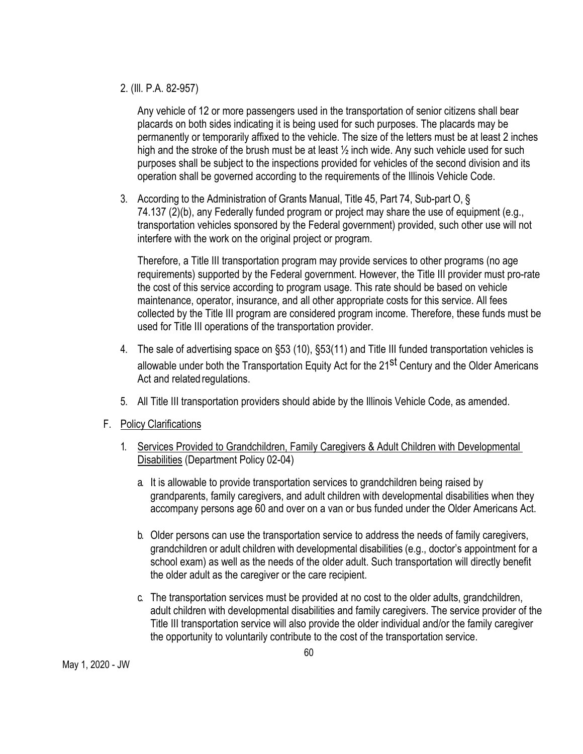2. (Ill. P.A. 82-957)

   Any vehicle of 12 or more passengers used in the transportation of senior citizens shall bear placards on both sides indicating it is being used for such purposes. The placards may be permanently or temporarily affixed to the vehicle. The size of the letters must be at least 2 inches high and the stroke of the brush must be at least ½ inch wide. Any such vehicle used for such purposes shall be subject to the inspections provided for vehicles of the second division and its operation shall be governed according to the requirements of the Illinois Vehicle Code.

3. According to the Administration of Grants Manual, Title 45, Part 74, Sub-part O, § 74.137 (2)(b), any Federally funded program or project may share the use of equipment (e.g., transportation vehicles sponsored by the Federal government) provided, such other use will not interfere with the work on the original project or program.

   Therefore, a Title III transportation program may provide services to other programs (no age requirements) supported by the Federal government. However, the Title III provider must pro-rate the cost of this service according to program usage. This rate should be based on vehicle maintenance, operator, insurance, and all other appropriate costs for this service. All fees collected by the Title III program are considered program income. Therefore, these funds must be used for Title III operations of the transportation provider.

4. The sale of advertising space on §53 (10), §53(11) and Title III funded transportation vehicles is allowable under both the Transportation Equity Act for the 21st Century and the Older Americans Act and related regulations.

5. All Title III transportation providers should abide by the Illinois Vehicle Code, as amended.

F. Policy Clarifications

   1. Services Provided to Grandchildren, Family Caregivers & Adult Children with Developmental Disabilities (Department Policy 02-04)

      a. It is allowable to provide transportation services to grandchildren being raised by grandparents, family caregivers, and adult children with developmental disabilities when they accompany persons age 60 and over on a van or bus funded under the Older Americans Act.

      b. Older persons can use the transportation service to address the needs of family caregivers, grandchildren or adult children with developmental disabilities (e.g., doctor's appointment for a school exam) as well as the needs of the older adult. Such transportation will directly benefit the older adult as the caregiver or the care recipient.

      c. The transportation services must be provided at no cost to the older adults, grandchildren, adult children with developmental disabilities and family caregivers. The service provider of the Title III transportation service will also provide the older individual and/or the family caregiver the opportunity to voluntarily contribute to the cost of the transportation service.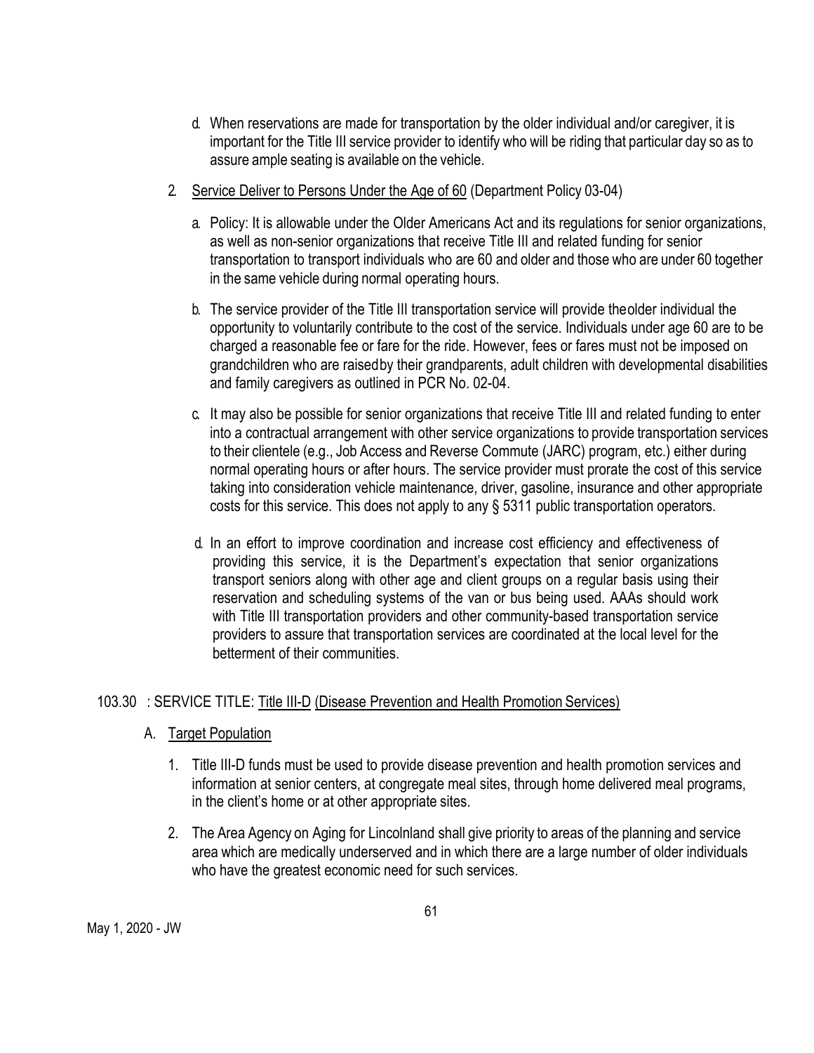d. When reservations are made for transportation by the older individual and/or caregiver, it is important for the Title III service provider to identify who will be riding that particular day so as to assure ample seating is available on the vehicle.

2. Service Deliver to Persons Under the Age of 60 (Department Policy 03-04)

   a. Policy: It is allowable under the Older Americans Act and its regulations for senior organizations, as well as non-senior organizations that receive Title III and related funding for senior transportation to transport individuals who are 60 and older and those who are under 60 together in the same vehicle during normal operating hours.

   b. The service provider of the Title III transportation service will provide theolder individual the opportunity to voluntarily contribute to the cost of the service. Individuals under age 60 are to be charged a reasonable fee or fare for the ride. However, fees or fares must not be imposed on grandchildren who are raisedby their grandparents, adult children with developmental disabilities and family caregivers as outlined in PCR No. 02-04.

   c. It may also be possible for senior organizations that receive Title III and related funding to enter into a contractual arrangement with other service organizations to provide transportation services to their clientele (e.g., Job Access and Reverse Commute (JARC) program, etc.) either during normal operating hours or after hours. The service provider must prorate the cost of this service taking into consideration vehicle maintenance, driver, gasoline, insurance and other appropriate costs for this service. This does not apply to any § 5311 public transportation operators.

   d. In an effort to improve coordination and increase cost efficiency and effectiveness of providing this service, it is the Department's expectation that senior organizations transport seniors along with other age and client groups on a regular basis using their reservation and scheduling systems of the van or bus being used. AAAs should work with Title III transportation providers and other community-based transportation service providers to assure that transportation services are coordinated at the local level for the betterment of their communities.

103.30 : SERVICE TITLE: Title III-D (Disease Prevention and Health Promotion Services)

A. Target Population

1. Title III-D funds must be used to provide disease prevention and health promotion services and information at senior centers, at congregate meal sites, through home delivered meal programs, in the client's home or at other appropriate sites.

2. The Area Agency on Aging for Lincolnland shall give priority to areas of the planning and service area which are medically underserved and in which there are a large number of older individuals who have the greatest economic need for such services.

May 1, 2020 - JW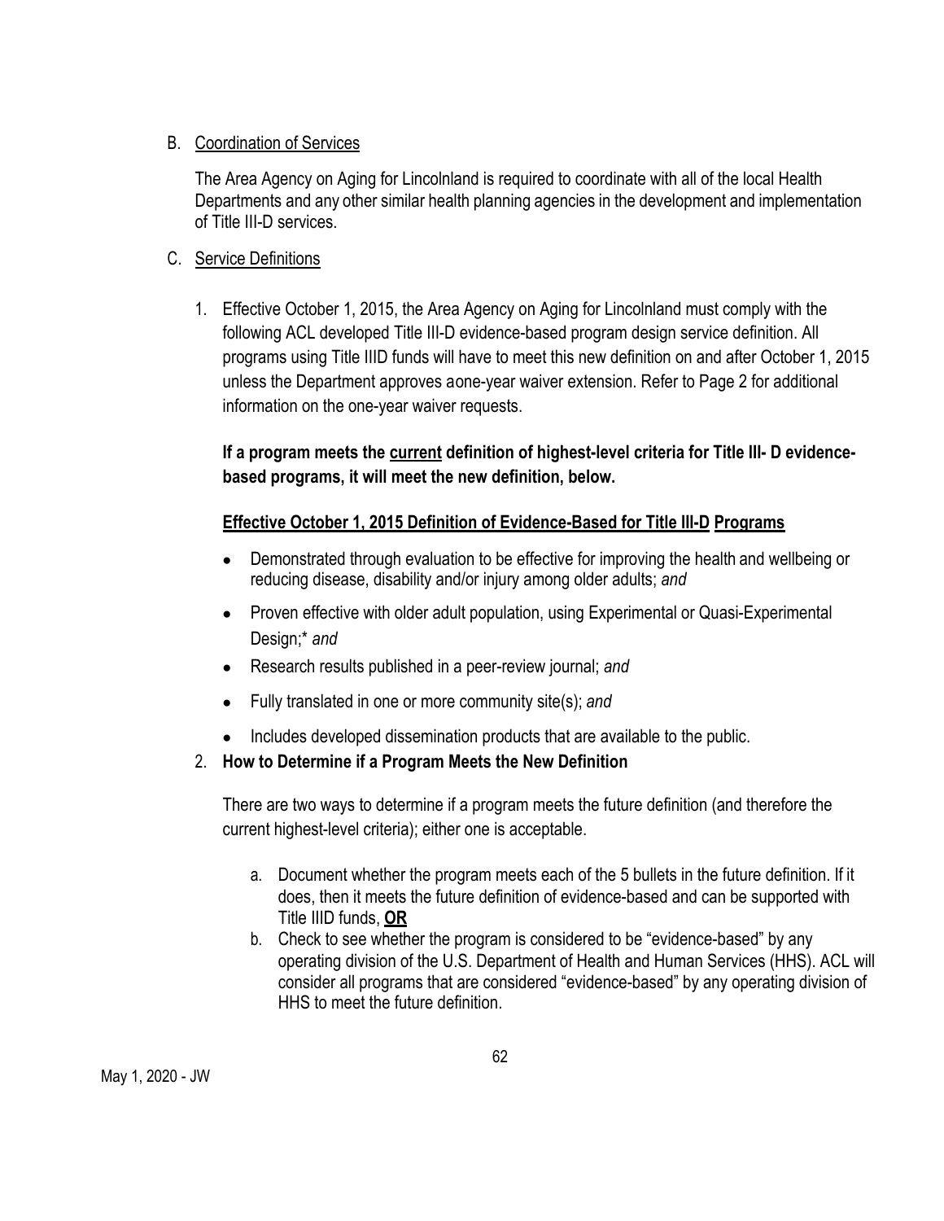B. Coordination of Services

The Area Agency on Aging for Lincolnland is required to coordinate with all of the local Health Departments and any other similar health planning agencies in the development and implementation of Title III-D services.

C. Service Definitions

1. Effective October 1, 2015, the Area Agency on Aging for Lincolnland must comply with the following ACL developed Title III-D evidence-based program design service definition. All programs using Title IIID funds will have to meet this new definition on and after October 1, 2015 unless the Department approves aone-year waiver extension. Refer to Page 2 for additional information on the one-year waiver requests.

   **If a program meets the current definition of highest-level criteria for Title III- D evidence-based programs, it will meet the new definition, below.**

   **Effective October 1, 2015 Definition of Evidence-Based for Title III-D Programs**

   - Demonstrated through evaluation to be effective for improving the health and wellbeing or reducing disease, disability and/or injury among older adults; *and*
   - Proven effective with older adult population, using Experimental or Quasi-Experimental Design;* *and*
   - Research results published in a peer-review journal; *and*
   - Fully translated in one or more community site(s); *and*
   - Includes developed dissemination products that are available to the public.

2. **How to Determine if a Program Meets the New Definition**

   There are two ways to determine if a program meets the future definition (and therefore the current highest-level criteria); either one is acceptable.

   a. Document whether the program meets each of the 5 bullets in the future definition. If it does, then it meets the future definition of evidence-based and can be supported with Title IIID funds, **OR**
   b. Check to see whether the program is considered to be "evidence-based" by any operating division of the U.S. Department of Health and Human Services (HHS). ACL will consider all programs that are considered "evidence-based" by any operating division of HHS to meet the future definition.

May 1, 2020 - JW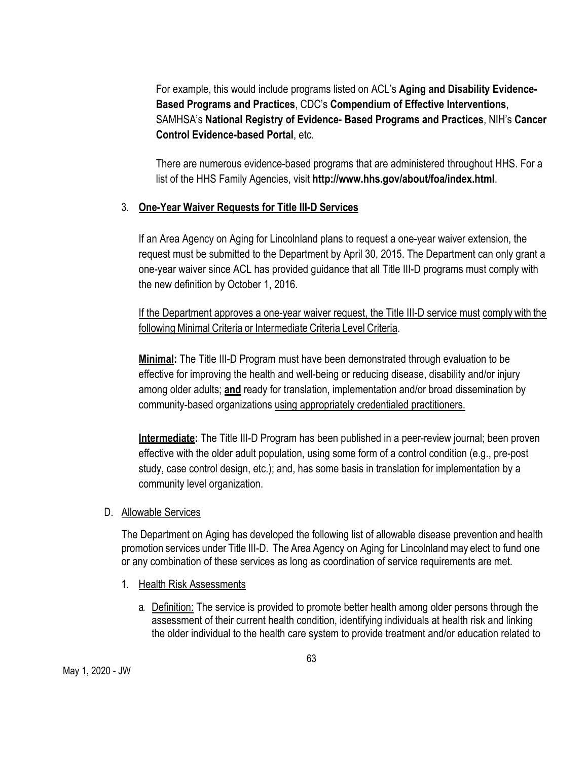For example, this would include programs listed on ACL's **Aging and Disability Evidence-Based Programs and Practices**, CDC's **Compendium of Effective Interventions**, SAMHSA's **National Registry of Evidence- Based Programs and Practices**, NIH's **Cancer Control Evidence-based Portal**, etc.

There are numerous evidence-based programs that are administered throughout HHS. For a list of the HHS Family Agencies, visit **http://www.hhs.gov/about/foa/index.html**.

3. **<u>One-Year Waiver Requests for Title III-D Services</u>**

If an Area Agency on Aging for Lincolnland plans to request a one-year waiver extension, the request must be submitted to the Department by April 30, 2015. The Department can only grant a one-year waiver since ACL has provided guidance that all Title III-D programs must comply with the new definition by October 1, 2016.

<u>If the Department approves a one-year waiver request, the Title III-D service must</u> <u>comply with the following Minimal Criteria or Intermediate Criteria Level Criteria</u>.

**<u>Minimal</u>:** The Title III-D Program must have been demonstrated through evaluation to be effective for improving the health and well-being or reducing disease, disability and/or injury among older adults; **<u>and</u>** ready for translation, implementation and/or broad dissemination by community-based organizations <u>using appropriately credentialed practitioners.</u>

**<u>Intermediate</u>:** The Title III-D Program has been published in a peer-review journal; been proven effective with the older adult population, using some form of a control condition (e.g., pre-post study, case control design, etc.); and, has some basis in translation for implementation by a community level organization.

D. <u>Allowable Services</u>

The Department on Aging has developed the following list of allowable disease prevention and health promotion services under Title III-D. The Area Agency on Aging for Lincolnland may elect to fund one or any combination of these services as long as coordination of service requirements are met.

1. <u>Health Risk Assessments</u>

   a. <u>Definition:</u> The service is provided to promote better health among older persons through the assessment of their current health condition, identifying individuals at health risk and linking the older individual to the health care system to provide treatment and/or education related to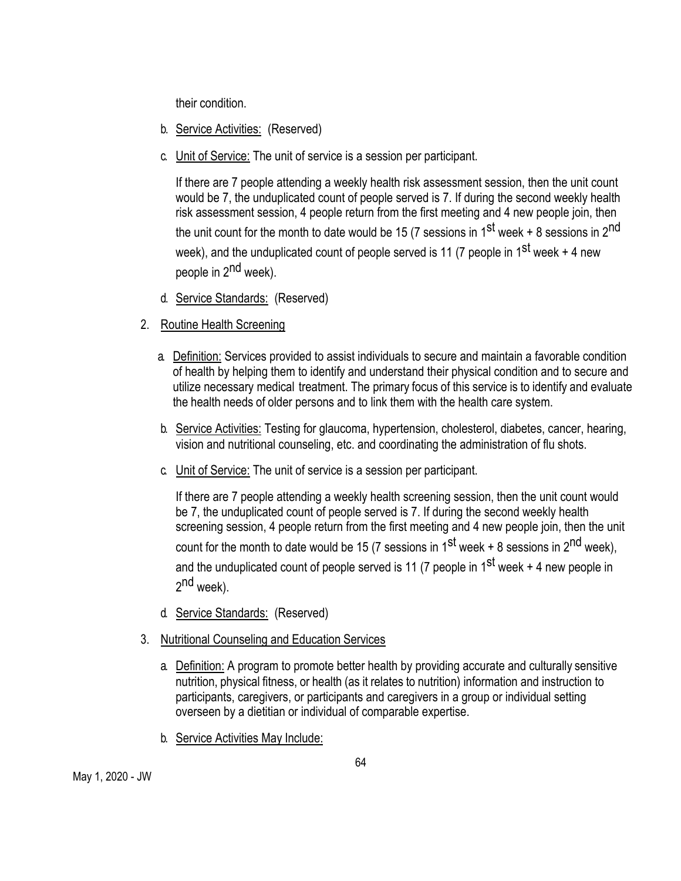their condition.

b. Service Activities: (Reserved)

c. Unit of Service: The unit of service is a session per participant.

   If there are 7 people attending a weekly health risk assessment session, then the unit count would be 7, the unduplicated count of people served is 7. If during the second weekly health risk assessment session, 4 people return from the first meeting and 4 new people join, then the unit count for the month to date would be 15 (7 sessions in 1st week + 8 sessions in 2nd week), and the unduplicated count of people served is 11 (7 people in 1st week + 4 new people in 2nd week).

d. Service Standards: (Reserved)

2. Routine Health Screening

   a. Definition: Services provided to assist individuals to secure and maintain a favorable condition of health by helping them to identify and understand their physical condition and to secure and utilize necessary medical treatment. The primary focus of this service is to identify and evaluate the health needs of older persons and to link them with the health care system.

   b. Service Activities: Testing for glaucoma, hypertension, cholesterol, diabetes, cancer, hearing, vision and nutritional counseling, etc. and coordinating the administration of flu shots.

   c. Unit of Service: The unit of service is a session per participant.

      If there are 7 people attending a weekly health screening session, then the unit count would be 7, the unduplicated count of people served is 7. If during the second weekly health screening session, 4 people return from the first meeting and 4 new people join, then the unit count for the month to date would be 15 (7 sessions in 1st week + 8 sessions in 2nd week), and the unduplicated count of people served is 11 (7 people in 1st week + 4 new people in 2nd week).

   d. Service Standards: (Reserved)

3. Nutritional Counseling and Education Services

   a. Definition: A program to promote better health by providing accurate and culturally sensitive nutrition, physical fitness, or health (as it relates to nutrition) information and instruction to participants, caregivers, or participants and caregivers in a group or individual setting overseen by a dietitian or individual of comparable expertise.

   b. Service Activities May Include:

May 1, 2020 - JW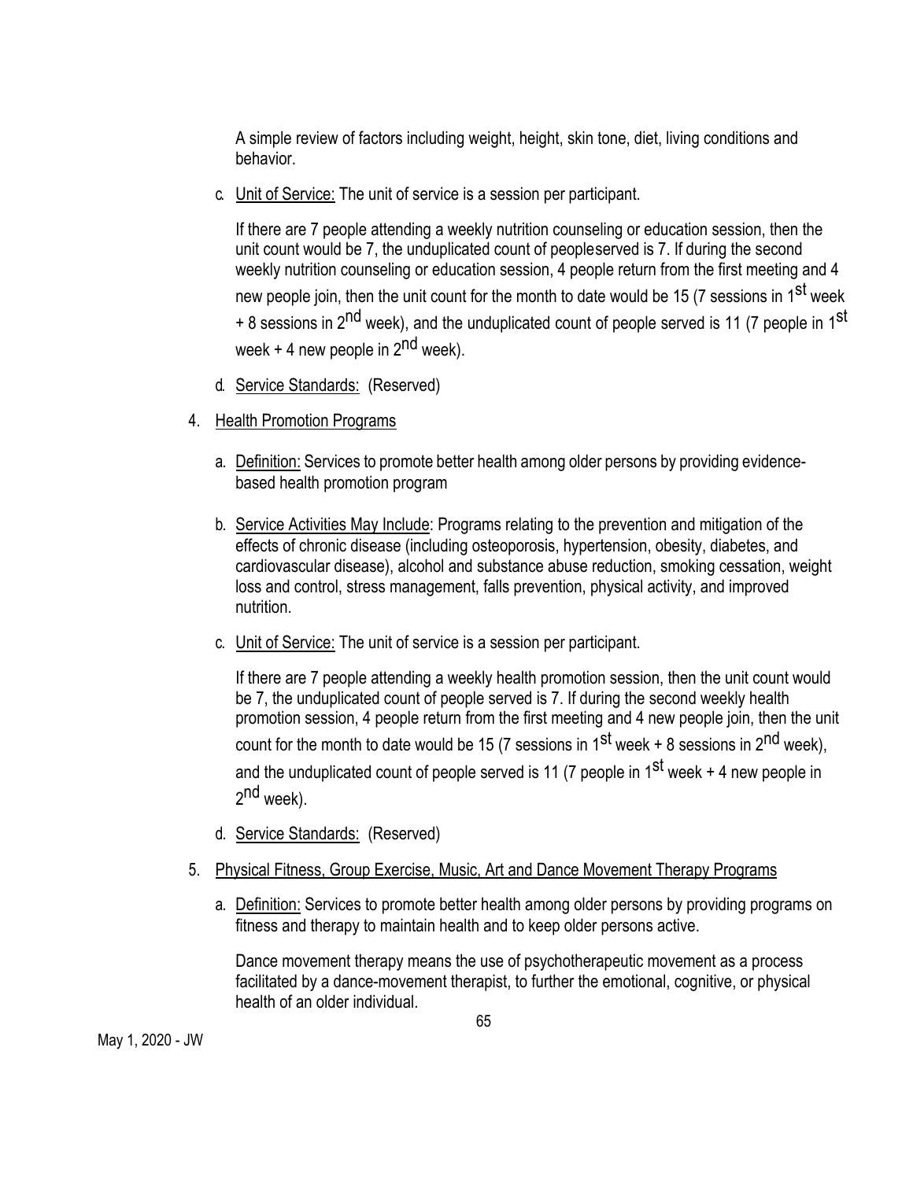A simple review of factors including weight, height, skin tone, diet, living conditions and behavior.

c. Unit of Service: The unit of service is a session per participant.

   If there are 7 people attending a weekly nutrition counseling or education session, then the unit count would be 7, the unduplicated count of peopleserved is 7. If during the second weekly nutrition counseling or education session, 4 people return from the first meeting and 4 new people join, then the unit count for the month to date would be 15 (7 sessions in 1st week + 8 sessions in 2nd week), and the unduplicated count of people served is 11 (7 people in 1st week + 4 new people in 2nd week).

d. Service Standards: (Reserved)

4. Health Promotion Programs

   a. Definition: Services to promote better health among older persons by providing evidence-based health promotion program

   b. Service Activities May Include: Programs relating to the prevention and mitigation of the effects of chronic disease (including osteoporosis, hypertension, obesity, diabetes, and cardiovascular disease), alcohol and substance abuse reduction, smoking cessation, weight loss and control, stress management, falls prevention, physical activity, and improved nutrition.

   c. Unit of Service: The unit of service is a session per participant.

      If there are 7 people attending a weekly health promotion session, then the unit count would be 7, the unduplicated count of people served is 7. If during the second weekly health promotion session, 4 people return from the first meeting and 4 new people join, then the unit count for the month to date would be 15 (7 sessions in 1st week + 8 sessions in 2nd week), and the unduplicated count of people served is 11 (7 people in 1st week + 4 new people in 2nd week).

   d. Service Standards: (Reserved)

5. Physical Fitness, Group Exercise, Music, Art and Dance Movement Therapy Programs

   a. Definition: Services to promote better health among older persons by providing programs on fitness and therapy to maintain health and to keep older persons active.

      Dance movement therapy means the use of psychotherapeutic movement as a process facilitated by a dance-movement therapist, to further the emotional, cognitive, or physical health of an older individual.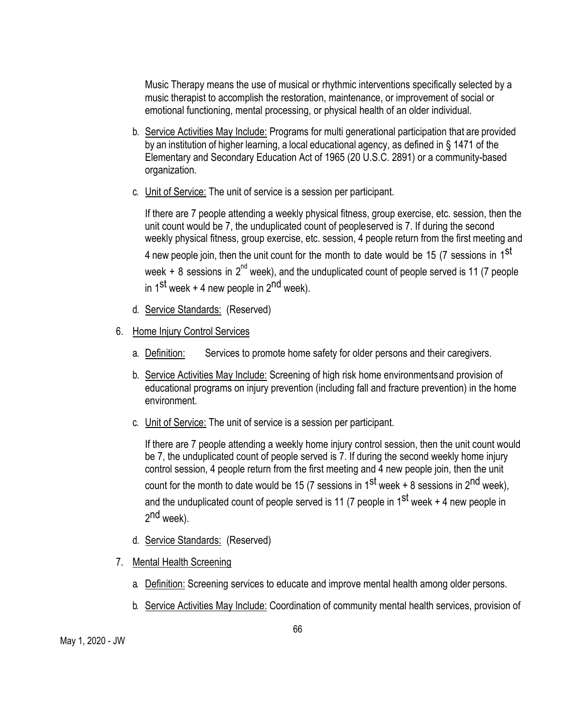Music Therapy means the use of musical or rhythmic interventions specifically selected by a music therapist to accomplish the restoration, maintenance, or improvement of social or emotional functioning, mental processing, or physical health of an older individual.

b. Service Activities May Include: Programs for multi generational participation that are provided by an institution of higher learning, a local educational agency, as defined in § 1471 of the Elementary and Secondary Education Act of 1965 (20 U.S.C. 2891) or a community-based organization.

c. Unit of Service: The unit of service is a session per participant.

If there are 7 people attending a weekly physical fitness, group exercise, etc. session, then the unit count would be 7, the unduplicated count of peopleserved is 7. If during the second weekly physical fitness, group exercise, etc. session, 4 people return from the first meeting and 4 new people join, then the unit count for the month to date would be 15 (7 sessions in 1st week + 8 sessions in 2nd week), and the unduplicated count of people served is 11 (7 people in 1st week + 4 new people in 2nd week).

d. Service Standards: (Reserved)

6. Home Injury Control Services

a. Definition: Services to promote home safety for older persons and their caregivers.

b. Service Activities May Include: Screening of high risk home environmentsand provision of educational programs on injury prevention (including fall and fracture prevention) in the home environment.

c. Unit of Service: The unit of service is a session per participant.

If there are 7 people attending a weekly home injury control session, then the unit count would be 7, the unduplicated count of people served is 7. If during the second weekly home injury control session, 4 people return from the first meeting and 4 new people join, then the unit count for the month to date would be 15 (7 sessions in 1st week + 8 sessions in 2nd week), and the unduplicated count of people served is 11 (7 people in 1st week + 4 new people in 2nd week).

d. Service Standards: (Reserved)

7. Mental Health Screening

a. Definition: Screening services to educate and improve mental health among older persons.

b. Service Activities May Include: Coordination of community mental health services, provision of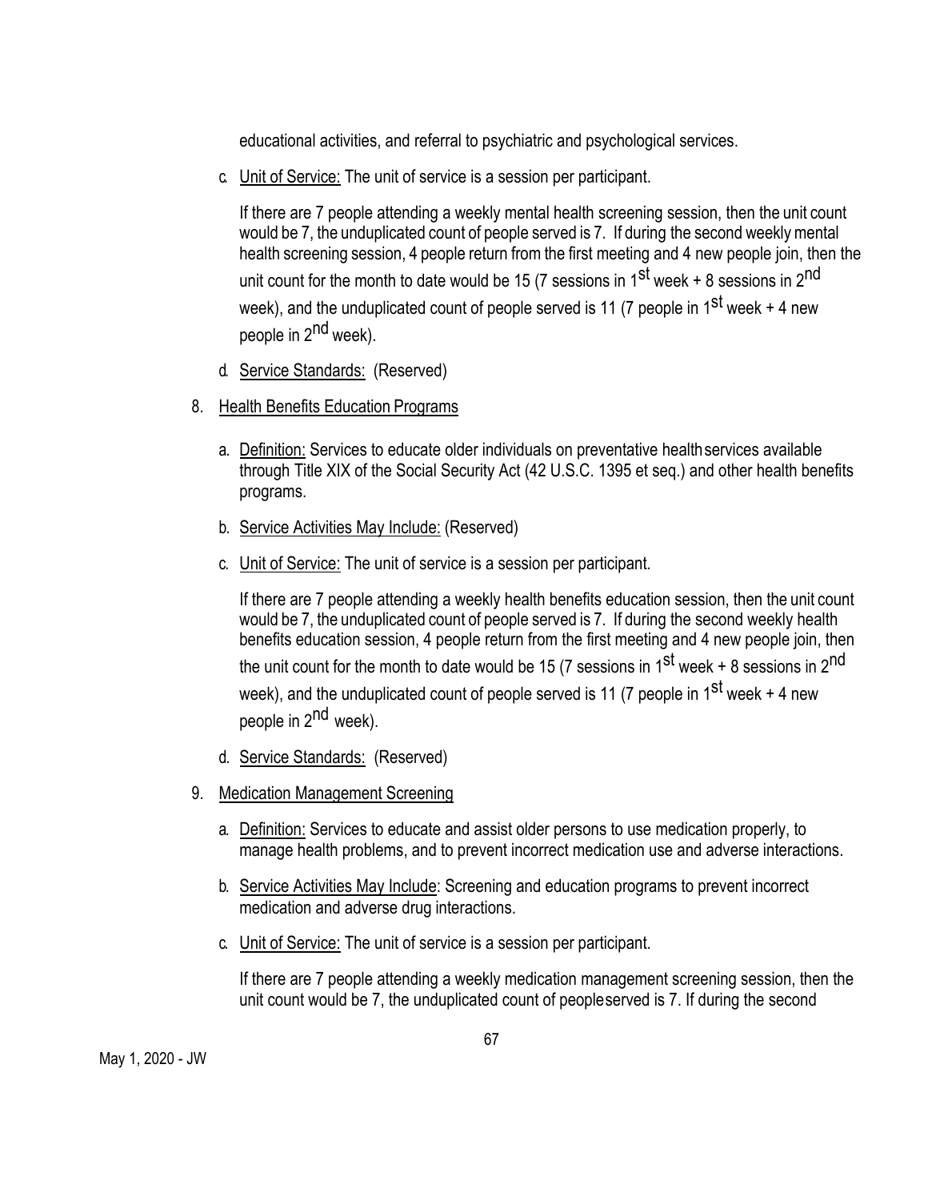educational activities, and referral to psychiatric and psychological services.

c. Unit of Service: The unit of service is a session per participant.

   If there are 7 people attending a weekly mental health screening session, then the unit count would be 7, the unduplicated count of people served is 7. If during the second weekly mental health screening session, 4 people return from the first meeting and 4 new people join, then the unit count for the month to date would be 15 (7 sessions in 1st week + 8 sessions in 2nd week), and the unduplicated count of people served is 11 (7 people in 1st week + 4 new people in 2nd week).

d. Service Standards: (Reserved)

8. Health Benefits Education Programs

   a. Definition: Services to educate older individuals on preventative health services available through Title XIX of the Social Security Act (42 U.S.C. 1395 et seq.) and other health benefits programs.

   b. Service Activities May Include: (Reserved)

   c. Unit of Service: The unit of service is a session per participant.

      If there are 7 people attending a weekly health benefits education session, then the unit count would be 7, the unduplicated count of people served is 7. If during the second weekly health benefits education session, 4 people return from the first meeting and 4 new people join, then the unit count for the month to date would be 15 (7 sessions in 1st week + 8 sessions in 2nd week), and the unduplicated count of people served is 11 (7 people in 1st week + 4 new people in 2nd week).

   d. Service Standards: (Reserved)

9. Medication Management Screening

   a. Definition: Services to educate and assist older persons to use medication properly, to manage health problems, and to prevent incorrect medication use and adverse interactions.

   b. Service Activities May Include: Screening and education programs to prevent incorrect medication and adverse drug interactions.

   c. Unit of Service: The unit of service is a session per participant.

      If there are 7 people attending a weekly medication management screening session, then the unit count would be 7, the unduplicated count of people served is 7. If during the second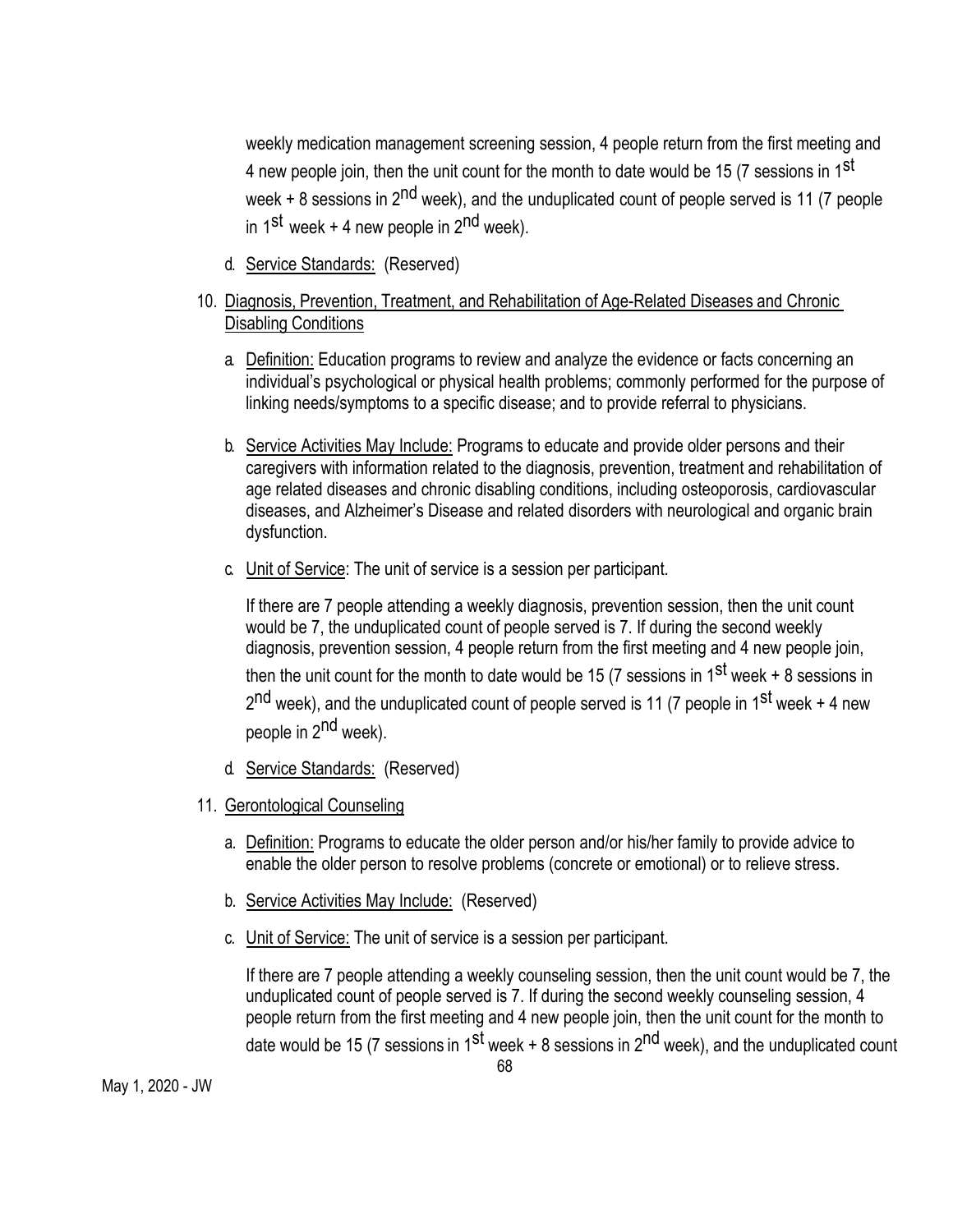weekly medication management screening session, 4 people return from the first meeting and 4 new people join, then the unit count for the month to date would be 15 (7 sessions in 1st week + 8 sessions in 2nd week), and the unduplicated count of people served is 11 (7 people in 1st week + 4 new people in 2nd week).

d. Service Standards: (Reserved)

10. Diagnosis, Prevention, Treatment, and Rehabilitation of Age-Related Diseases and Chronic Disabling Conditions

    a. Definition: Education programs to review and analyze the evidence or facts concerning an individual's psychological or physical health problems; commonly performed for the purpose of linking needs/symptoms to a specific disease; and to provide referral to physicians.

    b. Service Activities May Include: Programs to educate and provide older persons and their caregivers with information related to the diagnosis, prevention, treatment and rehabilitation of age related diseases and chronic disabling conditions, including osteoporosis, cardiovascular diseases, and Alzheimer's Disease and related disorders with neurological and organic brain dysfunction.

    c. Unit of Service: The unit of service is a session per participant.

    If there are 7 people attending a weekly diagnosis, prevention session, then the unit count would be 7, the unduplicated count of people served is 7. If during the second weekly diagnosis, prevention session, 4 people return from the first meeting and 4 new people join, then the unit count for the month to date would be 15 (7 sessions in 1st week + 8 sessions in 2nd week), and the unduplicated count of people served is 11 (7 people in 1st week + 4 new people in 2nd week).

    d. Service Standards: (Reserved)

11. Gerontological Counseling

    a. Definition: Programs to educate the older person and/or his/her family to provide advice to enable the older person to resolve problems (concrete or emotional) or to relieve stress.

    b. Service Activities May Include: (Reserved)

    c. Unit of Service: The unit of service is a session per participant.

    If there are 7 people attending a weekly counseling session, then the unit count would be 7, the unduplicated count of people served is 7. If during the second weekly counseling session, 4 people return from the first meeting and 4 new people join, then the unit count for the month to date would be 15 (7 sessions in 1st week + 8 sessions in 2nd week), and the unduplicated count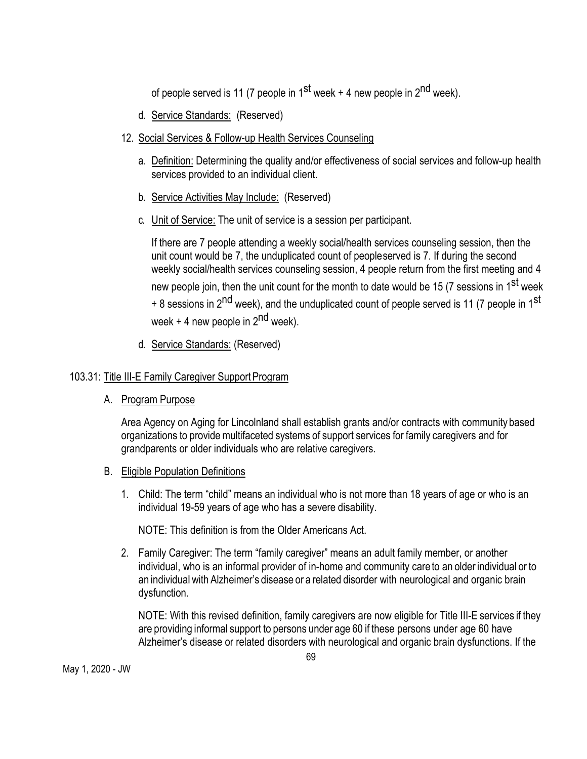of people served is 11 (7 people in 1st week + 4 new people in 2nd week).

d. Service Standards: (Reserved)

12. Social Services & Follow-up Health Services Counseling

   a. Definition: Determining the quality and/or effectiveness of social services and follow-up health services provided to an individual client.

   b. Service Activities May Include: (Reserved)

   c. Unit of Service: The unit of service is a session per participant.

   If there are 7 people attending a weekly social/health services counseling session, then the unit count would be 7, the unduplicated count of peopleserved is 7. If during the second weekly social/health services counseling session, 4 people return from the first meeting and 4 new people join, then the unit count for the month to date would be 15 (7 sessions in 1st week + 8 sessions in 2nd week), and the unduplicated count of people served is 11 (7 people in 1st week + 4 new people in 2nd week).

   d. Service Standards: (Reserved)

## 103.31: Title III-E Family Caregiver Support Program

### A. Program Purpose

Area Agency on Aging for Lincolnland shall establish grants and/or contracts with community based organizations to provide multifaceted systems of support services for family caregivers and for grandparents or older individuals who are relative caregivers.

### B. Eligible Population Definitions

1. Child: The term "child" means an individual who is not more than 18 years of age or who is an individual 19-59 years of age who has a severe disability.

   NOTE: This definition is from the Older Americans Act.

2. Family Caregiver: The term "family caregiver" means an adult family member, or another individual, who is an informal provider of in-home and community care to an older individual or to an individual with Alzheimer's disease or a related disorder with neurological and organic brain dysfunction.

   NOTE: With this revised definition, family caregivers are now eligible for Title III-E services if they are providing informal support to persons under age 60 if these persons under age 60 have Alzheimer's disease or related disorders with neurological and organic brain dysfunctions. If the

May 1, 2020 - JW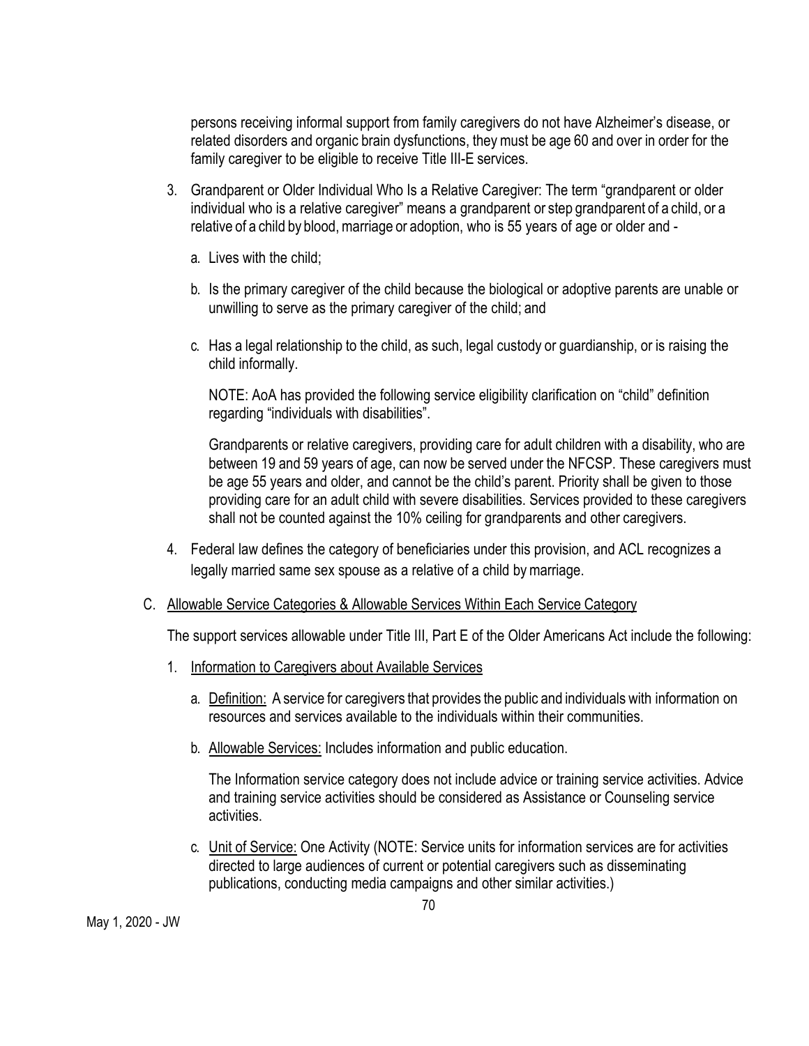persons receiving informal support from family caregivers do not have Alzheimer's disease, or related disorders and organic brain dysfunctions, they must be age 60 and over in order for the family caregiver to be eligible to receive Title III-E services.

3. Grandparent or Older Individual Who Is a Relative Caregiver: The term "grandparent or older individual who is a relative caregiver" means a grandparent or step grandparent of a child, or a relative of a child by blood, marriage or adoption, who is 55 years of age or older and -

   a. Lives with the child;

   b. Is the primary caregiver of the child because the biological or adoptive parents are unable or unwilling to serve as the primary caregiver of the child; and

   c. Has a legal relationship to the child, as such, legal custody or guardianship, or is raising the child informally.

   NOTE: AoA has provided the following service eligibility clarification on "child" definition regarding "individuals with disabilities".

   Grandparents or relative caregivers, providing care for adult children with a disability, who are between 19 and 59 years of age, can now be served under the NFCSP. These caregivers must be age 55 years and older, and cannot be the child's parent. Priority shall be given to those providing care for an adult child with severe disabilities. Services provided to these caregivers shall not be counted against the 10% ceiling for grandparents and other caregivers.

4. Federal law defines the category of beneficiaries under this provision, and ACL recognizes a legally married same sex spouse as a relative of a child by marriage.

C. <u>Allowable Service Categories & Allowable Services Within Each Service Category</u>

   The support services allowable under Title III, Part E of the Older Americans Act include the following:

   1. <u>Information to Caregivers about Available Services</u>

      a. <u>Definition:</u> A service for caregivers that provides the public and individuals with information on resources and services available to the individuals within their communities.

      b. <u>Allowable Services:</u> Includes information and public education.

      The Information service category does not include advice or training service activities. Advice and training service activities should be considered as Assistance or Counseling service activities.

      c. <u>Unit of Service:</u> One Activity (NOTE: Service units for information services are for activities directed to large audiences of current or potential caregivers such as disseminating publications, conducting media campaigns and other similar activities.)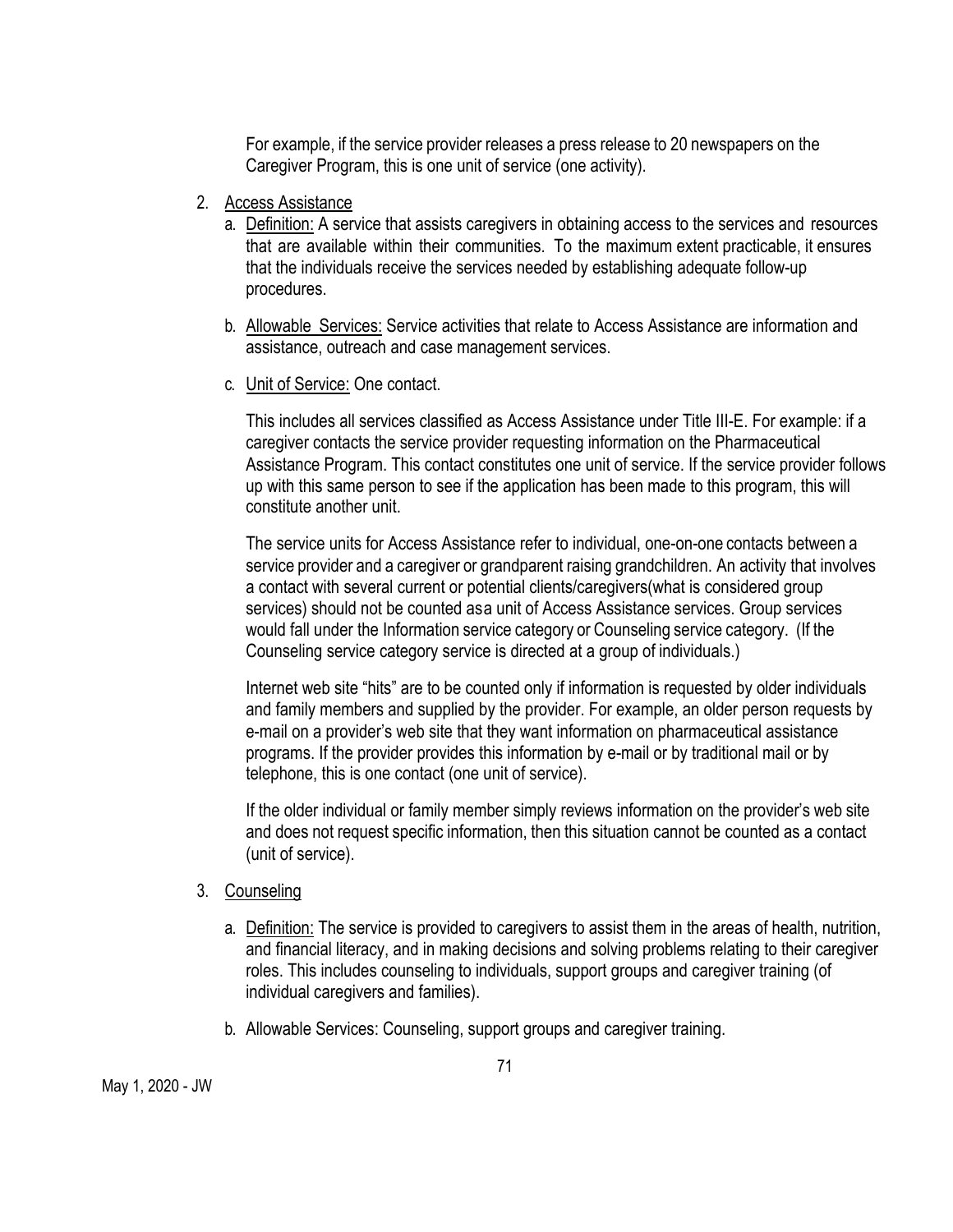For example, if the service provider releases a press release to 20 newspapers on the Caregiver Program, this is one unit of service (one activity).

2. Access Assistance
   a. Definition: A service that assists caregivers in obtaining access to the services and resources that are available within their communities. To the maximum extent practicable, it ensures that the individuals receive the services needed by establishing adequate follow-up procedures.

   b. Allowable Services: Service activities that relate to Access Assistance are information and assistance, outreach and case management services.

   c. Unit of Service: One contact.

      This includes all services classified as Access Assistance under Title III-E. For example: if a caregiver contacts the service provider requesting information on the Pharmaceutical Assistance Program. This contact constitutes one unit of service. If the service provider follows up with this same person to see if the application has been made to this program, this will constitute another unit.

      The service units for Access Assistance refer to individual, one-on-one contacts between a service provider and a caregiver or grandparent raising grandchildren. An activity that involves a contact with several current or potential clients/caregivers(what is considered group services) should not be counted asa unit of Access Assistance services. Group services would fall under the Information service category or Counseling service category. (If the Counseling service category service is directed at a group of individuals.)

      Internet web site "hits" are to be counted only if information is requested by older individuals and family members and supplied by the provider. For example, an older person requests by e-mail on a provider's web site that they want information on pharmaceutical assistance programs. If the provider provides this information by e-mail or by traditional mail or by telephone, this is one contact (one unit of service).

      If the older individual or family member simply reviews information on the provider's web site and does not request specific information, then this situation cannot be counted as a contact (unit of service).

3. Counseling

   a. Definition: The service is provided to caregivers to assist them in the areas of health, nutrition, and financial literacy, and in making decisions and solving problems relating to their caregiver roles. This includes counseling to individuals, support groups and caregiver training (of individual caregivers and families).

   b. Allowable Services: Counseling, support groups and caregiver training.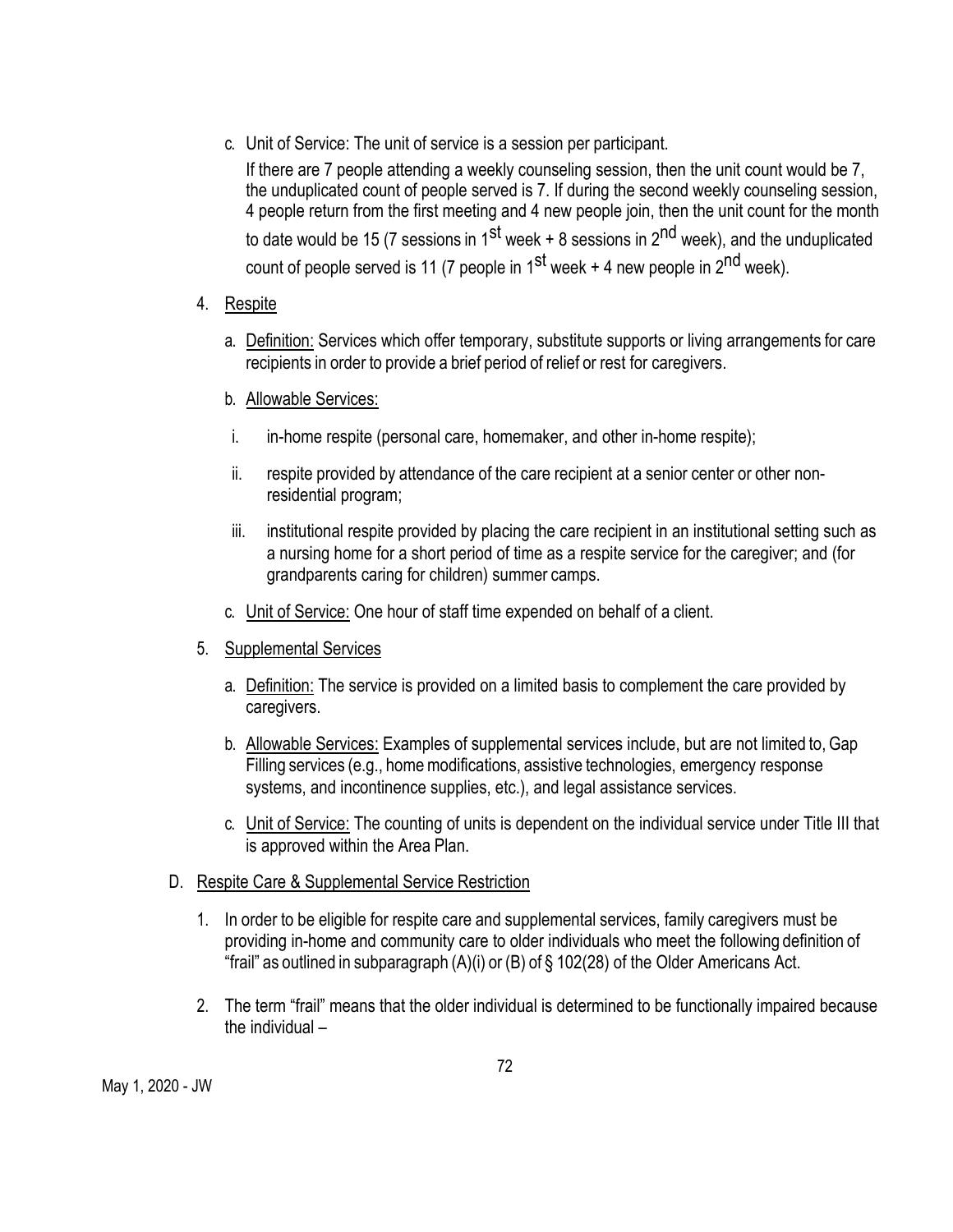c. Unit of Service: The unit of service is a session per participant.

   If there are 7 people attending a weekly counseling session, then the unit count would be 7, the unduplicated count of people served is 7. If during the second weekly counseling session, 4 people return from the first meeting and 4 new people join, then the unit count for the month to date would be 15 (7 sessions in 1st week + 8 sessions in 2nd week), and the unduplicated count of people served is 11 (7 people in 1st week + 4 new people in 2nd week).

4. Respite

   a. Definition: Services which offer temporary, substitute supports or living arrangements for care recipients in order to provide a brief period of relief or rest for caregivers.

   b. Allowable Services:

      i. in-home respite (personal care, homemaker, and other in-home respite);

      ii. respite provided by attendance of the care recipient at a senior center or other non-residential program;

      iii. institutional respite provided by placing the care recipient in an institutional setting such as a nursing home for a short period of time as a respite service for the caregiver; and (for grandparents caring for children) summer camps.

   c. Unit of Service: One hour of staff time expended on behalf of a client.

5. Supplemental Services

   a. Definition: The service is provided on a limited basis to complement the care provided by caregivers.

   b. Allowable Services: Examples of supplemental services include, but are not limited to, Gap Filling services (e.g., home modifications, assistive technologies, emergency response systems, and incontinence supplies, etc.), and legal assistance services.

   c. Unit of Service: The counting of units is dependent on the individual service under Title III that is approved within the Area Plan.

D. Respite Care & Supplemental Service Restriction

   1. In order to be eligible for respite care and supplemental services, family caregivers must be providing in-home and community care to older individuals who meet the following definition of "frail" as outlined in subparagraph (A)(i) or (B) of § 102(28) of the Older Americans Act.

   2. The term "frail" means that the older individual is determined to be functionally impaired because the individual –

May 1, 2020 - JW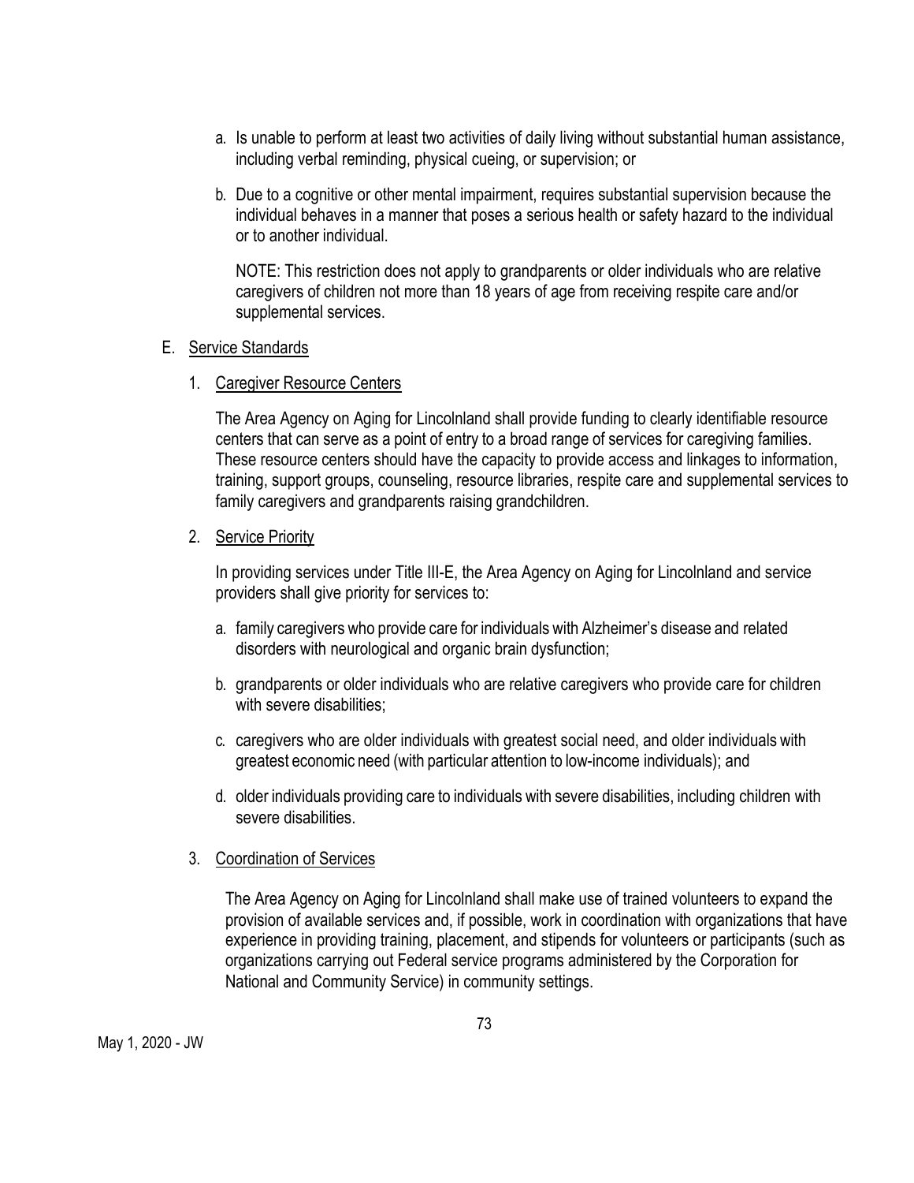a. Is unable to perform at least two activities of daily living without substantial human assistance, including verbal reminding, physical cueing, or supervision; or

b. Due to a cognitive or other mental impairment, requires substantial supervision because the individual behaves in a manner that poses a serious health or safety hazard to the individual or to another individual.

   NOTE: This restriction does not apply to grandparents or older individuals who are relative caregivers of children not more than 18 years of age from receiving respite care and/or supplemental services.

E. <u>Service Standards</u>

1. <u>Caregiver Resource Centers</u>

   The Area Agency on Aging for Lincolnland shall provide funding to clearly identifiable resource centers that can serve as a point of entry to a broad range of services for caregiving families. These resource centers should have the capacity to provide access and linkages to information, training, support groups, counseling, resource libraries, respite care and supplemental services to family caregivers and grandparents raising grandchildren.

2. <u>Service Priority</u>

   In providing services under Title III-E, the Area Agency on Aging for Lincolnland and service providers shall give priority for services to:

   a. family caregivers who provide care for individuals with Alzheimer's disease and related disorders with neurological and organic brain dysfunction;

   b. grandparents or older individuals who are relative caregivers who provide care for children with severe disabilities;

   c. caregivers who are older individuals with greatest social need, and older individuals with greatest economic need (with particular attention to low-income individuals); and

   d. older individuals providing care to individuals with severe disabilities, including children with severe disabilities.

3. <u>Coordination of Services</u>

   The Area Agency on Aging for Lincolnland shall make use of trained volunteers to expand the provision of available services and, if possible, work in coordination with organizations that have experience in providing training, placement, and stipends for volunteers or participants (such as organizations carrying out Federal service programs administered by the Corporation for National and Community Service) in community settings.

May 1, 2020 - JW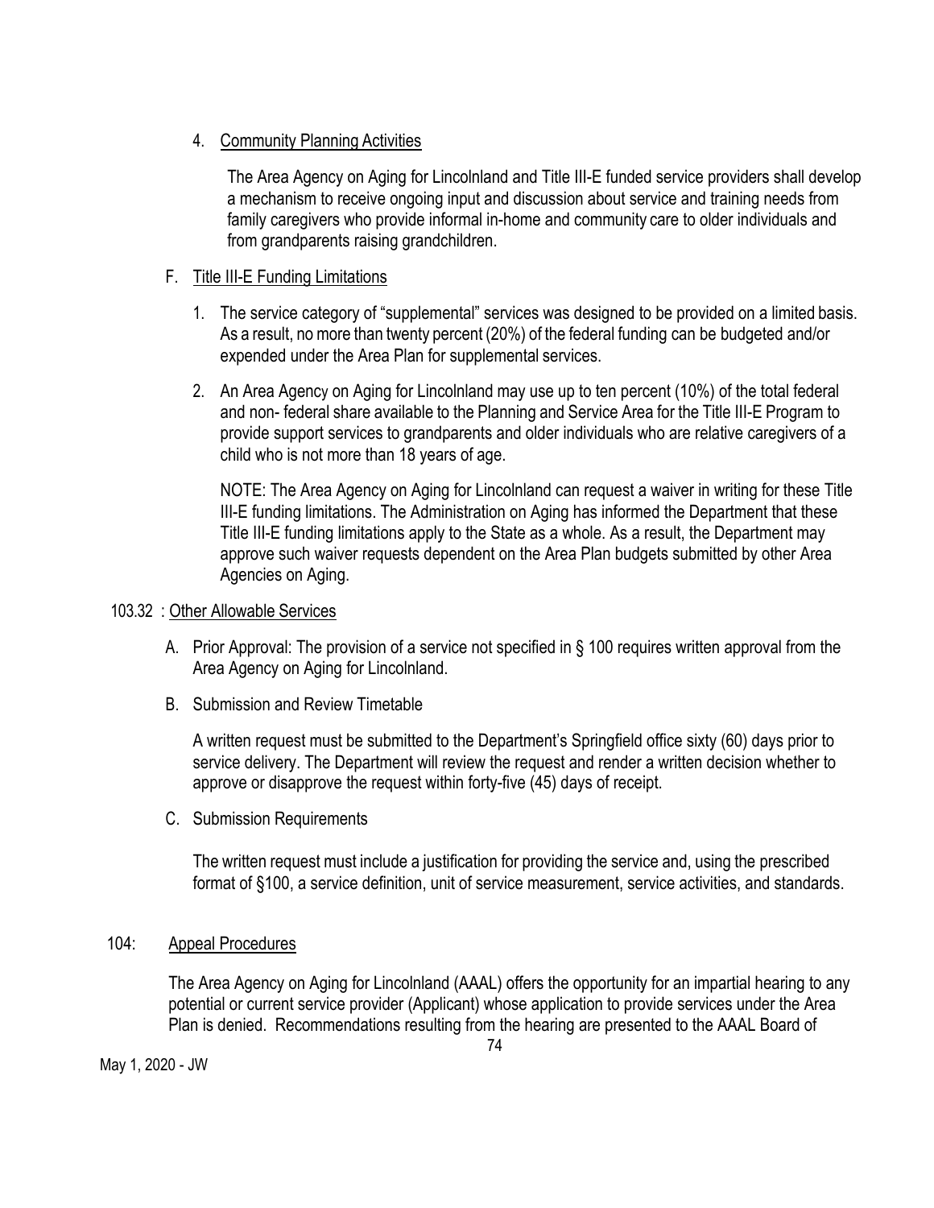4. Community Planning Activities

   The Area Agency on Aging for Lincolnland and Title III-E funded service providers shall develop a mechanism to receive ongoing input and discussion about service and training needs from family caregivers who provide informal in-home and community care to older individuals and from grandparents raising grandchildren.

F. Title III-E Funding Limitations

   1. The service category of "supplemental" services was designed to be provided on a limited basis. As a result, no more than twenty percent (20%) of the federal funding can be budgeted and/or expended under the Area Plan for supplemental services.

   2. An Area Agency on Aging for Lincolnland may use up to ten percent (10%) of the total federal and non- federal share available to the Planning and Service Area for the Title III-E Program to provide support services to grandparents and older individuals who are relative caregivers of a child who is not more than 18 years of age.

   NOTE: The Area Agency on Aging for Lincolnland can request a waiver in writing for these Title III-E funding limitations. The Administration on Aging has informed the Department that these Title III-E funding limitations apply to the State as a whole. As a result, the Department may approve such waiver requests dependent on the Area Plan budgets submitted by other Area Agencies on Aging.

103.32 : Other Allowable Services

A. Prior Approval: The provision of a service not specified in § 100 requires written approval from the Area Agency on Aging for Lincolnland.

B. Submission and Review Timetable

   A written request must be submitted to the Department's Springfield office sixty (60) days prior to service delivery. The Department will review the request and render a written decision whether to approve or disapprove the request within forty-five (45) days of receipt.

C. Submission Requirements

   The written request must include a justification for providing the service and, using the prescribed format of §100, a service definition, unit of service measurement, service activities, and standards.

104: Appeal Procedures

The Area Agency on Aging for Lincolnland (AAAL) offers the opportunity for an impartial hearing to any potential or current service provider (Applicant) whose application to provide services under the Area Plan is denied. Recommendations resulting from the hearing are presented to the AAAL Board of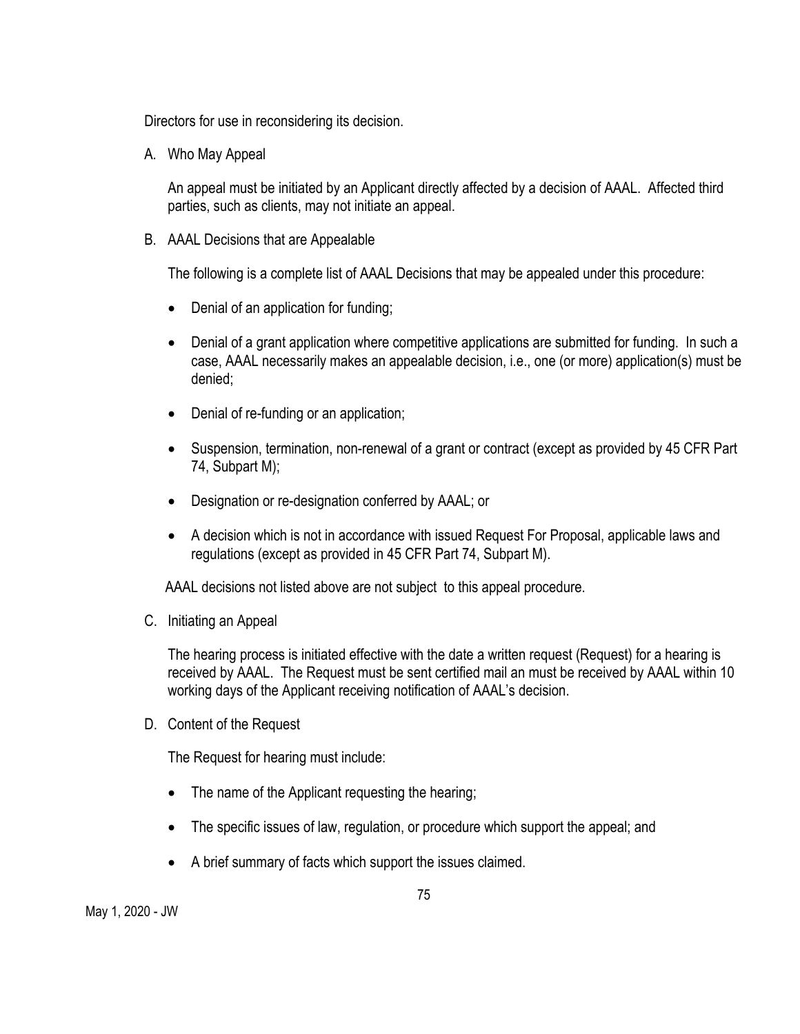Directors for use in reconsidering its decision.

A. Who May Appeal

An appeal must be initiated by an Applicant directly affected by a decision of AAAL. Affected third parties, such as clients, may not initiate an appeal.

B. AAAL Decisions that are Appealable

The following is a complete list of AAAL Decisions that may be appealed under this procedure:

- Denial of an application for funding;
- Denial of a grant application where competitive applications are submitted for funding. In such a case, AAAL necessarily makes an appealable decision, i.e., one (or more) application(s) must be denied;
- Denial of re-funding or an application;
- Suspension, termination, non-renewal of a grant or contract (except as provided by 45 CFR Part 74, Subpart M);
- Designation or re-designation conferred by AAAL; or
- A decision which is not in accordance with issued Request For Proposal, applicable laws and regulations (except as provided in 45 CFR Part 74, Subpart M).

AAAL decisions not listed above are not subject to this appeal procedure.

C. Initiating an Appeal

The hearing process is initiated effective with the date a written request (Request) for a hearing is received by AAAL. The Request must be sent certified mail an must be received by AAAL within 10 working days of the Applicant receiving notification of AAAL's decision.

D. Content of the Request

The Request for hearing must include:

- The name of the Applicant requesting the hearing;
- The specific issues of law, regulation, or procedure which support the appeal; and
- A brief summary of facts which support the issues claimed.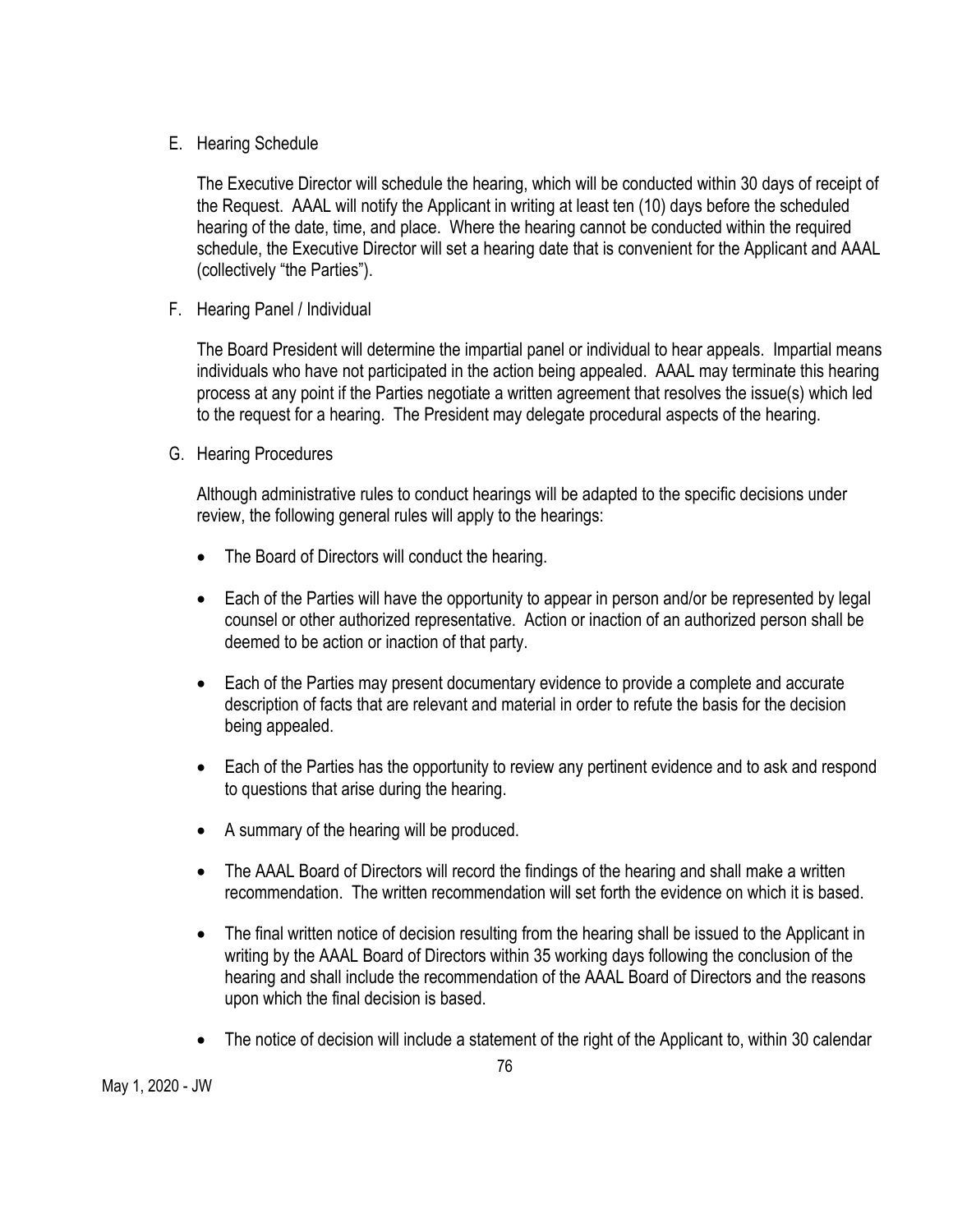E. Hearing Schedule

The Executive Director will schedule the hearing, which will be conducted within 30 days of receipt of the Request. AAAL will notify the Applicant in writing at least ten (10) days before the scheduled hearing of the date, time, and place. Where the hearing cannot be conducted within the required schedule, the Executive Director will set a hearing date that is convenient for the Applicant and AAAL (collectively "the Parties").

F. Hearing Panel / Individual

The Board President will determine the impartial panel or individual to hear appeals. Impartial means individuals who have not participated in the action being appealed. AAAL may terminate this hearing process at any point if the Parties negotiate a written agreement that resolves the issue(s) which led to the request for a hearing. The President may delegate procedural aspects of the hearing.

G. Hearing Procedures

Although administrative rules to conduct hearings will be adapted to the specific decisions under review, the following general rules will apply to the hearings:

- The Board of Directors will conduct the hearing.
- Each of the Parties will have the opportunity to appear in person and/or be represented by legal counsel or other authorized representative. Action or inaction of an authorized person shall be deemed to be action or inaction of that party.
- Each of the Parties may present documentary evidence to provide a complete and accurate description of facts that are relevant and material in order to refute the basis for the decision being appealed.
- Each of the Parties has the opportunity to review any pertinent evidence and to ask and respond to questions that arise during the hearing.
- A summary of the hearing will be produced.
- The AAAL Board of Directors will record the findings of the hearing and shall make a written recommendation. The written recommendation will set forth the evidence on which it is based.
- The final written notice of decision resulting from the hearing shall be issued to the Applicant in writing by the AAAL Board of Directors within 35 working days following the conclusion of the hearing and shall include the recommendation of the AAAL Board of Directors and the reasons upon which the final decision is based.
- The notice of decision will include a statement of the right of the Applicant to, within 30 calendar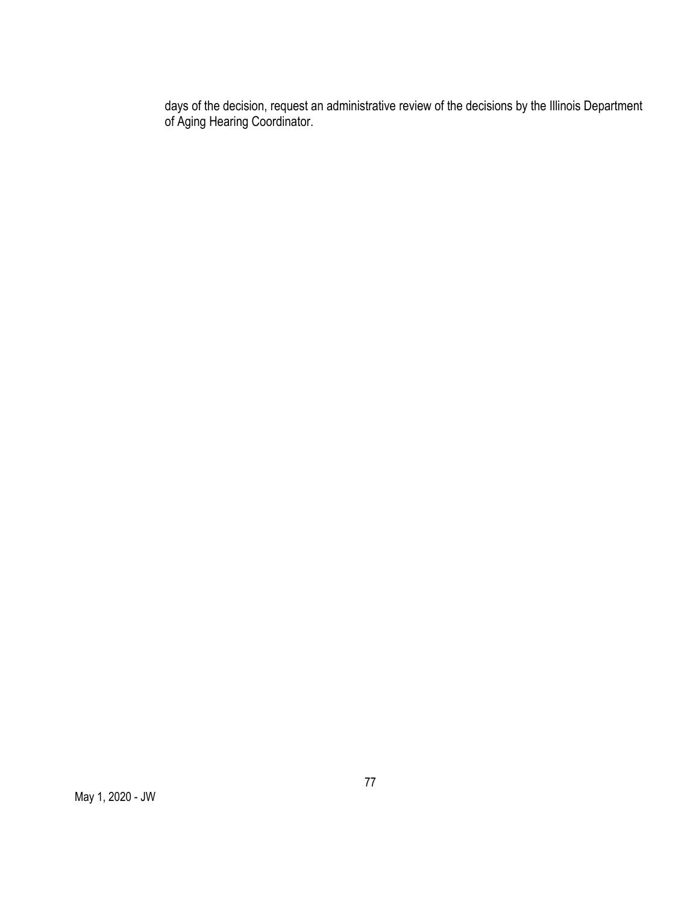days of the decision, request an administrative review of the decisions by the Illinois Department of Aging Hearing Coordinator.